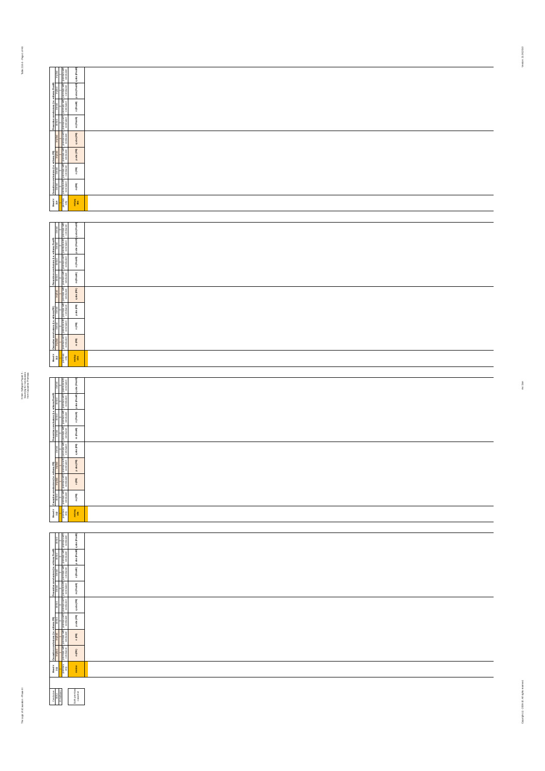| Mood # 234 | Causative conclusions (i.e. with mn PR) | | | | Preventive conclusions (i.e. with mn Prod R) | | | |
|---|---|---|---|---|---|---|---|---|
| premises only | m (PR) | n (PR) | p abs (PR) | q abs (PR) | m (Prod R) | n (Prod R) | p abs (Prod R) | q abs (Prod R) |
| mn (q) abs | | | | | | | | |

| Mood # 233 | Causative conclusions (i.e. with mn PR) | | | | Preventive conclusions (i.e. with mn Prod R) | | | |
|---|---|---|---|---|---|---|---|---|
| premises only | m (PR) | n (PR) | p abs (PR) | q abs (PR) | m (Prod R) | n (Prod R) | p abs (Prod R) | q abs (Prod R) |
| mn (p) abs | | | | | | | | |

| Mood # 232 | Causative conclusions (i.e. with mn PR) | | | | Preventive conclusions (i.e. with mn Prod R) | | | |
|---|---|---|---|---|---|---|---|---|
| premises only | m (PR) | n (PR) | p abs (PR) | q abs (PR) | m (Prod R) | n (Prod R) | p abs (Prod R) | q abs (Prod R) |
| mn (q) abs | | | | | | | | |

| Mood # 231 | Causative conclusions (i.e. with mn PR) | | | | Preventive conclusions (i.e. with mn Prod R) | | | |
|---|---|---|---|---|---|---|---|---|
| premises only | m (PR) | n (PR) | p abs (PR) | q abs (PR) | m (Prod R) | n (Prod R) | p abs (Prod R) | q abs (Prod R) |
| mn mn | | | | | | | | |

| Conclusion status | |
|---|---|
| # moodvalid | both premises + conclusion |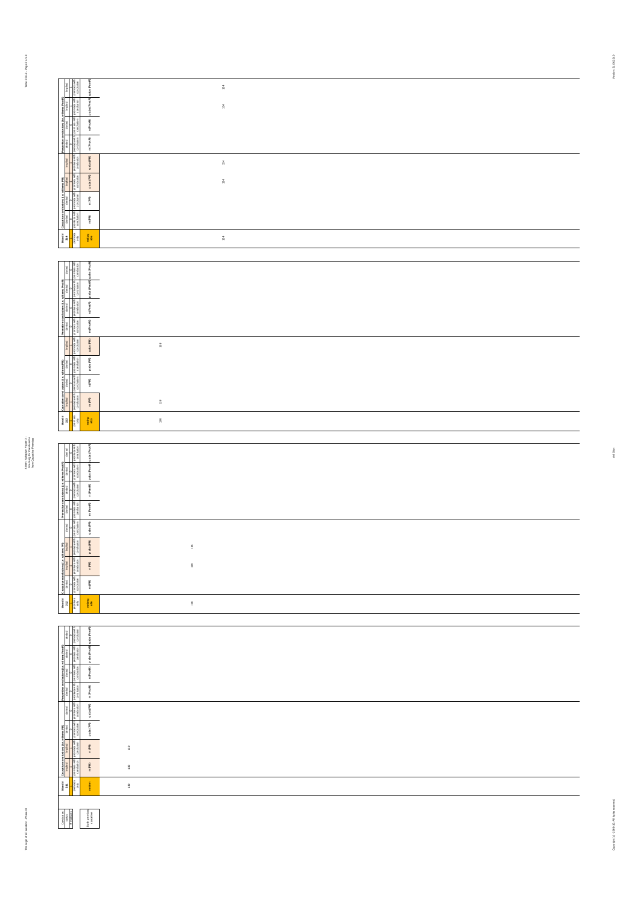| Mood # 314 | Causative conclusions (i.e. with mP/PR) | | | | Preventive conclusions (i.e. with Prod P) | | | |
|---|---|---|---|---|---|---|---|---|
| | m (PR) | n (PR) | p abs (PR) | q abs (PR) | m (PnotR) | n (PnotR) | p abs (PnotR) | q abs (PnotR) |
| m (PR) abs | | | 314 | 314 | | | 314 | 314 |
| 314 | | | | | | | | |

| Mood # 316 | Causative conclusions (i.e. with mP/PR) | | | | Preventive conclusions (i.e. with Prod P) | | | |
|---|---|---|---|---|---|---|---|---|
| | m (PR) | n (PR) | p abs (PR) | q abs (PR) | m (PnotR) | n (PnotR) | p abs (PnotR) | q abs (PnotR) |
| m (PR) abs | 316 | | | 316 | | | | |
| 316 | | | | | | | | |

| Mood # 318 | Causative conclusions (i.e. with mP/PR) | | | | Preventive conclusions (i.e. with Prod P) | | | |
|---|---|---|---|---|---|---|---|---|
| | m (PR) | n (PR) | p abs (PR) | q abs (PR) | m (PnotR) | n (PnotR) | p abs (PnotR) | q abs (PnotR) |
| m (PR) abs | | 318 | 318 | | | | | |
| 318 | | | | | | | | |

| Mood # 320 | Causative conclusions (i.e. with mP/PR) | | | | Preventive conclusions (i.e. with Prod P) | | | |
|---|---|---|---|---|---|---|---|---|
| | m (PR) | n (PR) | p abs (PR) | q abs (PR) | m (PnotR) | n (PnotR) | p abs (PnotR) | q abs (PnotR) |
| m (PR) | 320 | 320 | | | | | | |
| 320 | | | | | | | | |

Conclusion status: Both premises causative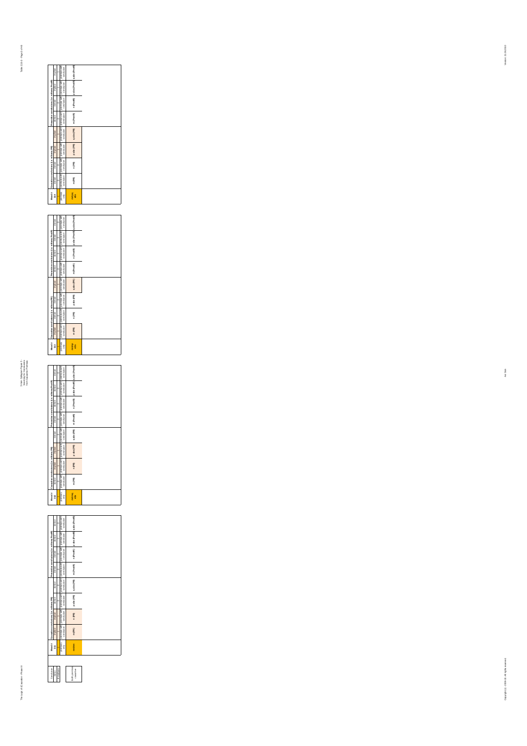## Mood # 234

| Mood # 234 | Causative conclusions (i.e. with mn (PR)) | | | | Preventive conclusions (i.e. with mn (Pnot R)) | | | |
|---|---|---|---|---|---|---|---|---|
| | causal | causal | causal | causal | causal | causal | causal | causal |
| | 0 | 0 | 0 | 0 | 0 | 0 | 0 | 0 |
| premises only | premises with conclusion | premises with conclusion | premises with conclusion | premises with conclusion | premises with conclusion | premises with conclusion | premises with conclusion | premises with conclusion |
| mn (q) abs | m (PR) | n (PR) | p abs (PR) | q abs (PR) | m (PnotR) | n (PnotR) | p abs (PnotR) | q abs (PnotR) |

## Mood # 233

| Mood # 233 | Causative conclusions (i.e. with mn (PR)) | | | | Preventive conclusions (i.e. with mn (Pnot R)) | | | |
|---|---|---|---|---|---|---|---|---|
| | causal | causal | causal | causal | causal | causal | causal | causal |
| | 0 | 0 | 0 | 0 | 0 | 0 | 0 | 0 |
| premises only | premises with conclusion | premises with conclusion | premises with conclusion | premises with conclusion | premises with conclusion | premises with conclusion | premises with conclusion | premises with conclusion |
| mn (q) abs | m (PR) | n (PR) | p abs (PR) | q abs (PR) | m (PnotR) | n (PnotR) | p abs (PnotR) | q abs (PnotR) |

## Mood # 232

| Mood # 232 | Causative conclusions (i.e. with mn (PR)) | | | | Preventive conclusions (i.e. with mn (Pnot R)) | | | |
|---|---|---|---|---|---|---|---|---|
| | causal | causal | causal | causal | causal | causal | causal | causal |
| | 0 | 0 | 0 | 0 | 0 | 0 | 0 | 0 |
| premises only | premises with conclusion | premises with conclusion | premises with conclusion | premises with conclusion | premises with conclusion | premises with conclusion | premises with conclusion | premises with conclusion |
| mn (q) abs | m (PR) | n (PR) | p abs (PR) | q abs (PR) | m (PnotR) | n (PnotR) | p abs (PnotR) | q abs (PnotR) |

## Mood # 231

| Mood # 231 | Causative conclusions (i.e. with mn (PR)) | | | | Preventive conclusions (i.e. with mn (Pnot R)) | | | |
|---|---|---|---|---|---|---|---|---|
| | causal | causal | causal | causal | causal | causal | causal | causal |
| | 0 | 0 | 0 | 0 | 0 | 0 | 0 | 0 |
| premises only | premises with conclusion | premises with conclusion | premises with conclusion | premises with conclusion | premises with conclusion | premises with conclusion | premises with conclusion | premises with conclusion |
| mn/mn | m (PR) | n (PR) | p abs (PR) | q abs (PR) | m (PnotR) | n (PnotR) | p abs (PnotR) | q abs (PnotR) |

| Conclusion |
|---|
| status |
| # redundant |

| Both premises causative |
|---|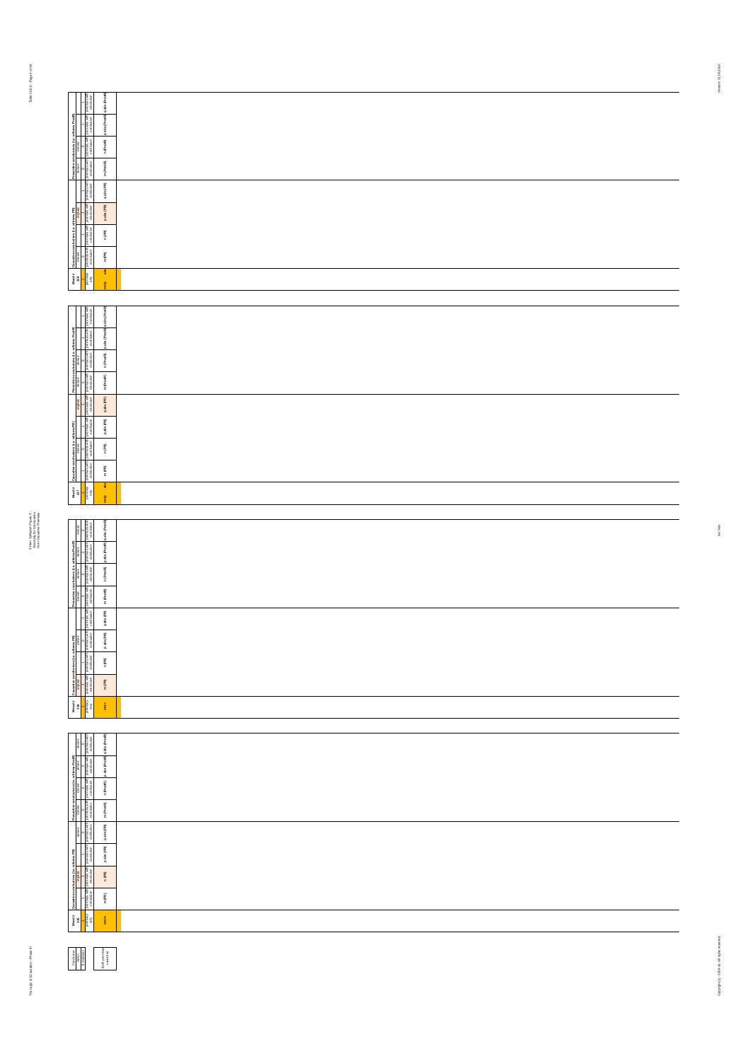| Mood # 333 | Causative conclusions (i.e. with mere P⇒R) | | | | Preventive conclusions (i.e. with mere P⇒notR) | | | |
|---|---|---|---|---|---|---|---|---|
| premises only | premises with conclusion | premises with conclusion | premises with conclusion | premises with conclusion | premises with conclusion | premises with conclusion | premises with conclusion | premises with conclusion |
| mmp abs | m (PR) | n (PR) | p abs (PR) | q abs (PR) | m (PnotR) | n (PnotR) | p abs (PnotR) | q abs (PnotR) |

| Mood # 337 | Causative conclusions (i.e. with mere P⇒R) | | | | Preventive conclusions (i.e. with mere P⇒notR) | | | |
|---|---|---|---|---|---|---|---|---|
| premises only | premises with conclusion | premises with conclusion | premises with conclusion | premises with conclusion | premises with conclusion | premises with conclusion | premises with conclusion | premises with conclusion |
| mnp abs | m (PR) | n (PR) | p abs (PR) | q abs (PR) | m (PnotR) | n (PnotR) | p abs (PnotR) | q abs (PnotR) |

| Mood # 338 | Causative conclusions (i.e. with mere P⇒R) | | | | Preventive conclusions (i.e. with mere P⇒notR) | | | |
|---|---|---|---|---|---|---|---|---|
| premises only | premises with conclusion | premises with conclusion | premises with conclusion | premises with conclusion | premises with conclusion | premises with conclusion | premises with conclusion | premises with conclusion |
| mmn | m (PR) | n (PR) | p abs (PR) | q abs (PR) | m (PnotR) | n (PnotR) | p abs (PnotR) | q abs (PnotR) |

| Mood # 339 | Causative conclusions (i.e. with mere P⇒R) | | | | Preventive conclusions (i.e. with mere P⇒notR) | | | |
|---|---|---|---|---|---|---|---|---|
| premises only | premises with conclusion | premises with conclusion | premises with conclusion | premises with conclusion | premises with conclusion | premises with conclusion | premises with conclusion | premises with conclusion |
| mnn | m (PR) | n (PR) | p abs (PR) | q abs (PR) | m (PnotR) | n (PnotR) | p abs (PnotR) | q abs (PnotR) |

| Conclusion status |
|---|
| # moods |

Both premises + conclusion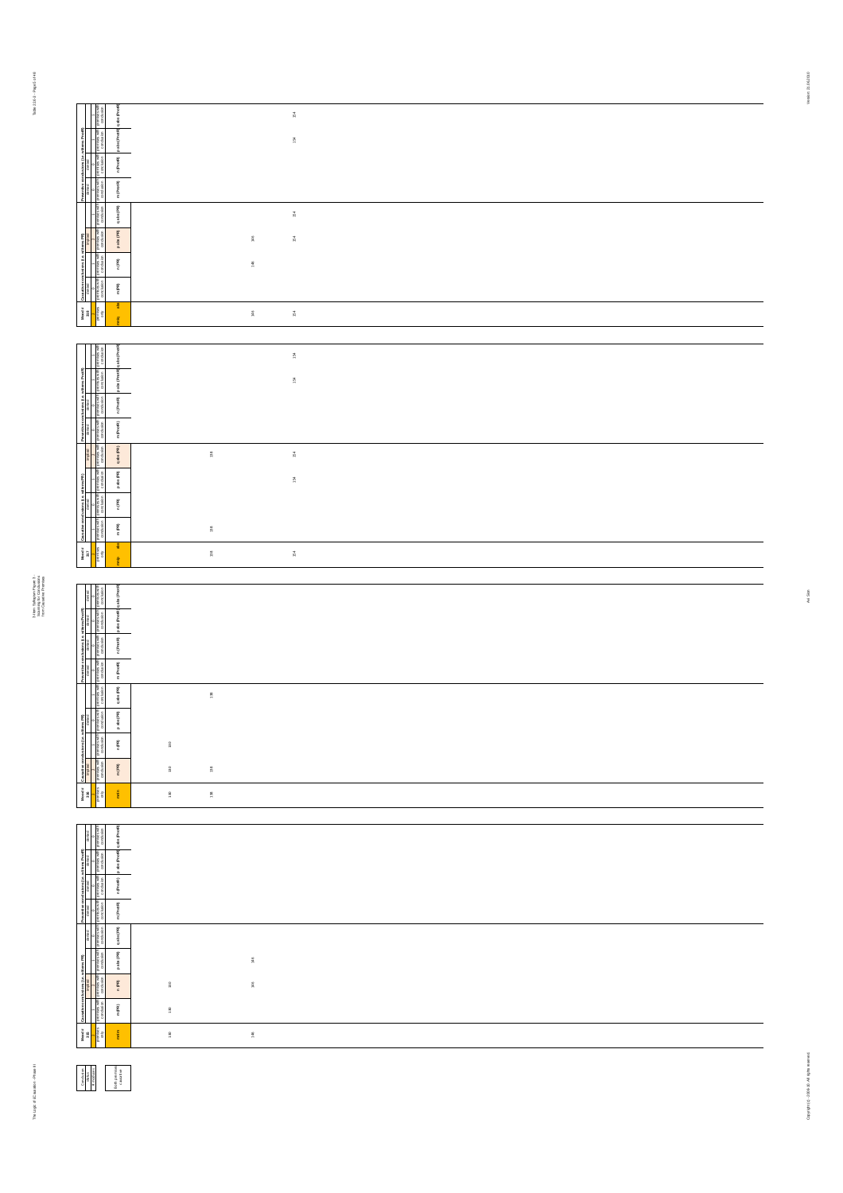| Mood # 108 | | Causative conclusions (i.e. with mns P/R) | | | | Preventive conclusions (i.e. with mns P/not R) | | | |
|---|---|---|---|---|---|---|---|---|---|
| premises only | mn/p | m (P/R) | n (P/R) | p abs (P/R) | q abs (P/R) | m (P/notR) | n (P/notR) | p abs (P/notR) | q abs (P/notR) |
| | 146 | | 146 | 146 | | | | | |
| | 154 | | | 154 | 154 | | | 154 | 154 |

| Mood # 107 | | Causative conclusions (i.e. with mns P/R) | | | | Preventive conclusions (i.e. with mns P/not R) | | | |
|---|---|---|---|---|---|---|---|---|---|
| premises only | m/np | m (P/R) | n (P/R) | p abs (P/R) | q abs (P/R) | m (P/notR) | n (P/notR) | p abs (P/notR) | q abs (P/notR) |
| | 138 | 138 | | | 138 | | | | |
| | 154 | | | 154 | 154 | | | 154 | 154 |

| Mood # 106 | | Causative conclusions (i.e. with mns P/R) | | | | Preventive conclusions (i.e. with mns P/not R) | | | |
|---|---|---|---|---|---|---|---|---|---|
| premises only | m/n | m (P/R) | n (P/R) | p abs (P/R) | q abs (P/R) | m (P/notR) | n (P/notR) | p abs (P/notR) | q abs (P/notR) |
| | 130 | 130 | 130 | | | | | | |
| | 138 | 138 | | | 138 | | | | |

| Mood # 105 | | Causative conclusions (i.e. with mns P/R) | | | | Preventive conclusions (i.e. with mns P/not R) | | | |
|---|---|---|---|---|---|---|---|---|---|
| premises only | m/n | m (P/R) | n (P/R) | p abs (P/R) | q abs (P/R) | m (P/notR) | n (P/notR) | p abs (P/notR) | q abs (P/notR) |
| | 130 | 130 | 130 | | | | | | |
| | 146 | | 146 | 146 | | | | | |

| Conclusion status | |
|---|---|
| # redundant | Both premises causative |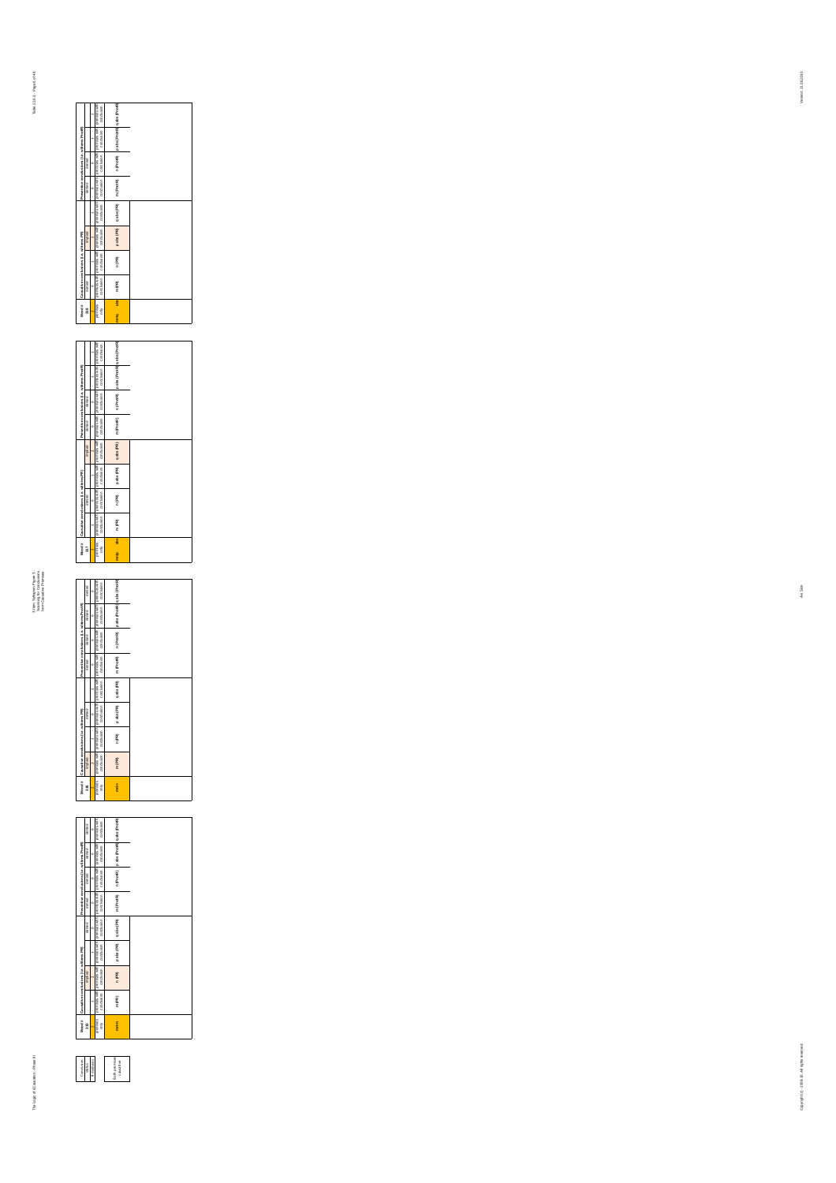| Mood # 105 | Causative conclusions (i.e. with Premises) | | | | Preventive conclusions (i.e. with Premises) | | | |
|---|---|---|---|---|---|---|---|---|
| | causative | | | | | | | |
| | | 0 | | | | 0 | | |
| premises only | premises with conclusion | premises with conclusion | premises with conclusion | premises with conclusion | premises with conclusion | premises with conclusion | premises with conclusion | premises with conclusion |
| m/n | m (PR) | n (PR) | p abs (PR) | q abs (PR) | m (PnotR) | n (PnotR) | p abs (PnotR) | q abs (PnotR) |

| Mood # 106 | Causative conclusions (i.e. with Premises) | | | | Preventive conclusions (i.e. with Premises) | | | |
|---|---|---|---|---|---|---|---|---|
| | | | | | | | | |
| premises only | premises with conclusion | premises with conclusion | premises with conclusion | premises with conclusion | premises with conclusion | premises with conclusion | premises with conclusion | premises with conclusion |
| m/n | m (PR) | n (PR) | p abs (PR) | q abs (PR) | m (PnotR) | n (PnotR) | p abs (PnotR) | q abs (PnotR) |

| Mood # 107 | Causative conclusions (i.e. with Premises) | | | | Preventive conclusions (i.e. with Premises) | | | |
|---|---|---|---|---|---|---|---|---|
| | | | | | | | | |
| premises only | premises with conclusion | premises with conclusion | premises with conclusion | premises with conclusion | premises with conclusion | premises with conclusion | premises with conclusion | premises with conclusion |
| m/q abs | m (PR) | n (PR) | p abs (PR) | q abs (PR) | m (PnotR) | n (PnotR) | p abs (PnotR) | q abs (PnotR) |

| Mood # 108 | Causative conclusions (i.e. with Premises) | | | | Preventive conclusions (i.e. with Premises) | | | |
|---|---|---|---|---|---|---|---|---|
| | | | | | | | | |
| premises only | premises with conclusion | premises with conclusion | premises with conclusion | premises with conclusion | premises with conclusion | premises with conclusion | premises with conclusion | premises with conclusion |
| m/p abs | m (PR) | n (PR) | p abs (PR) | q abs (PR) | m (PnotR) | n (PnotR) | p abs (PnotR) | q abs (PnotR) |

| Conclusion |
|---|
| valid |
| if realizable |

Both premises causative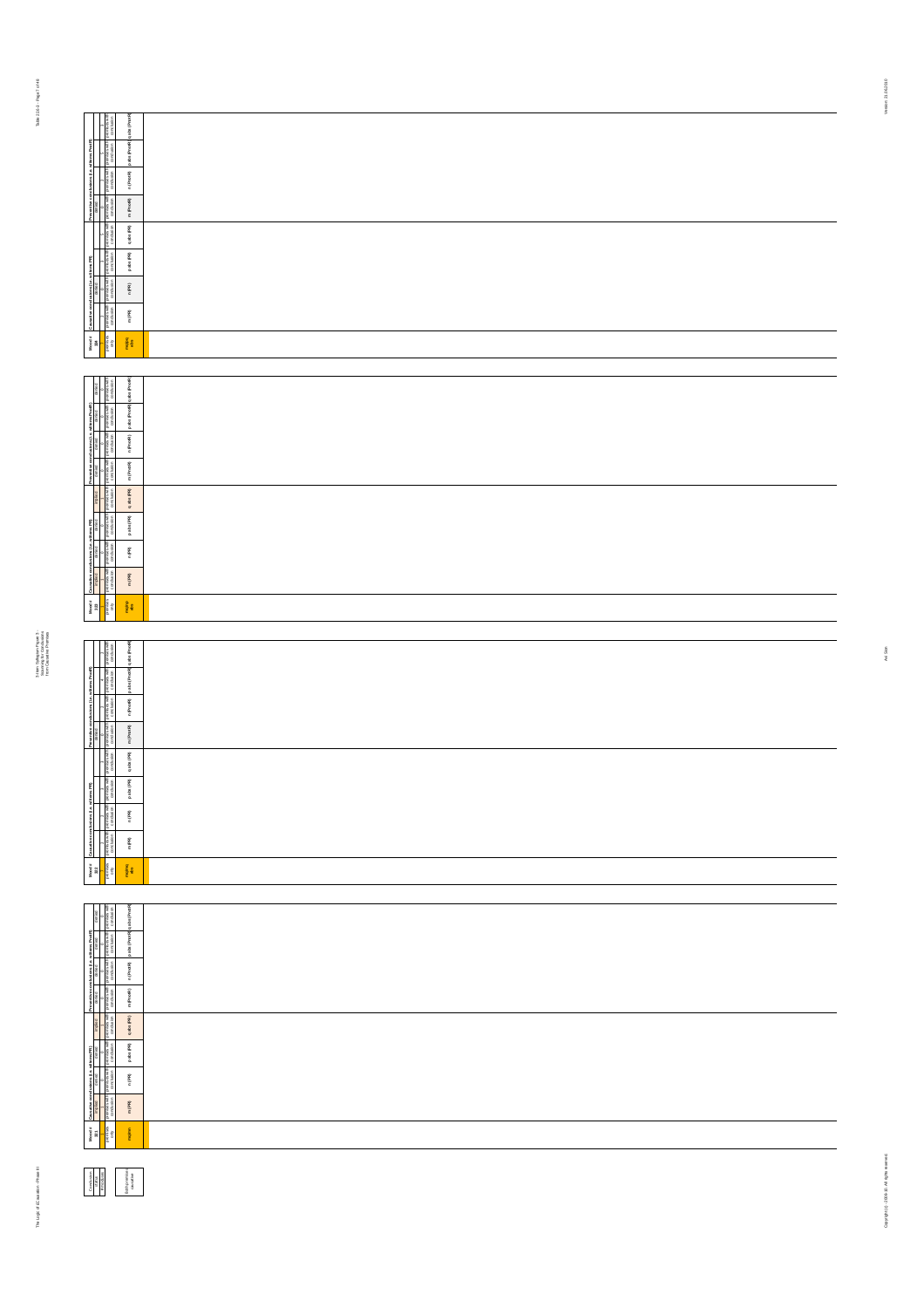| Mood # 198 | Causative conclusions (i.e. with wns PR) | | | | Preventive conclusions (i.e. with wns PnotR) | | | |
|---|---|---|---|---|---|---|---|---|
| | | | | | | | | |
| premises only | premises with conclusion | premises with conclusion | premises with conclusion | premises with conclusion | premises with conclusion | premises with conclusion | premises with conclusion | premises with conclusion |
| mqabp abs | m (PR) | n (PR) | p abs (PR) | q abs (PR) | m (PnotR) | n (PnotR) | p abs (PnotR) | q abs (PnotR) |

| Mood # 199 | Causative conclusions (i.e. with wns PR) | | | | Preventive conclusions (i.e. with wns PnotR) | | | |
|---|---|---|---|---|---|---|---|---|
| | implied | denied | denied | implied | denied | denied | denied | denied |
| premises only | premises with conclusion | premises with conclusion | premises with conclusion | premises with conclusion | premises with conclusion | premises with conclusion | premises with conclusion | premises with conclusion |
| mqabp abs | m (PR) | n (PR) | p abs (PR) | q abs (PR) | m (PnotR) | n (PnotR) | p abs (PnotR) | q abs (PnotR) |

| Mood # 200 | Causative conclusions (i.e. with wns PR) | | | | Preventive conclusions (i.e. with wns PnotR) | | | |
|---|---|---|---|---|---|---|---|---|
| | | | | | | | | |
| premises only | premises with conclusion | premises with conclusion | premises with conclusion | premises with conclusion | premises with conclusion | premises with conclusion | premises with conclusion | premises with conclusion |
| mqabp abs | m (PR) | n (PR) | p abs (PR) | q abs (PR) | m (PnotR) | n (PnotR) | p abs (PnotR) | q abs (PnotR) |

| Mood # 201 | Causative conclusions (i.e. with wns PR) | | | | Preventive conclusions (i.e. with wns PnotR) | | | |
|---|---|---|---|---|---|---|---|---|
| | implied | denied | denied | implied | denied | denied | denied | denied |
| premises only | premises with conclusion | premises with conclusion | premises with conclusion | premises with conclusion | premises with conclusion | premises with conclusion | premises with conclusion | premises with conclusion |
| mqabpn | m (PR) | n (PR) | p abs (PR) | q abs (PR) | m (PnotR) | n (PnotR) | p abs (PnotR) | q abs (PnotR) |

| Conclusion status | |
|---|---|
| # of moods | |
| | Sum of numerous conclusion |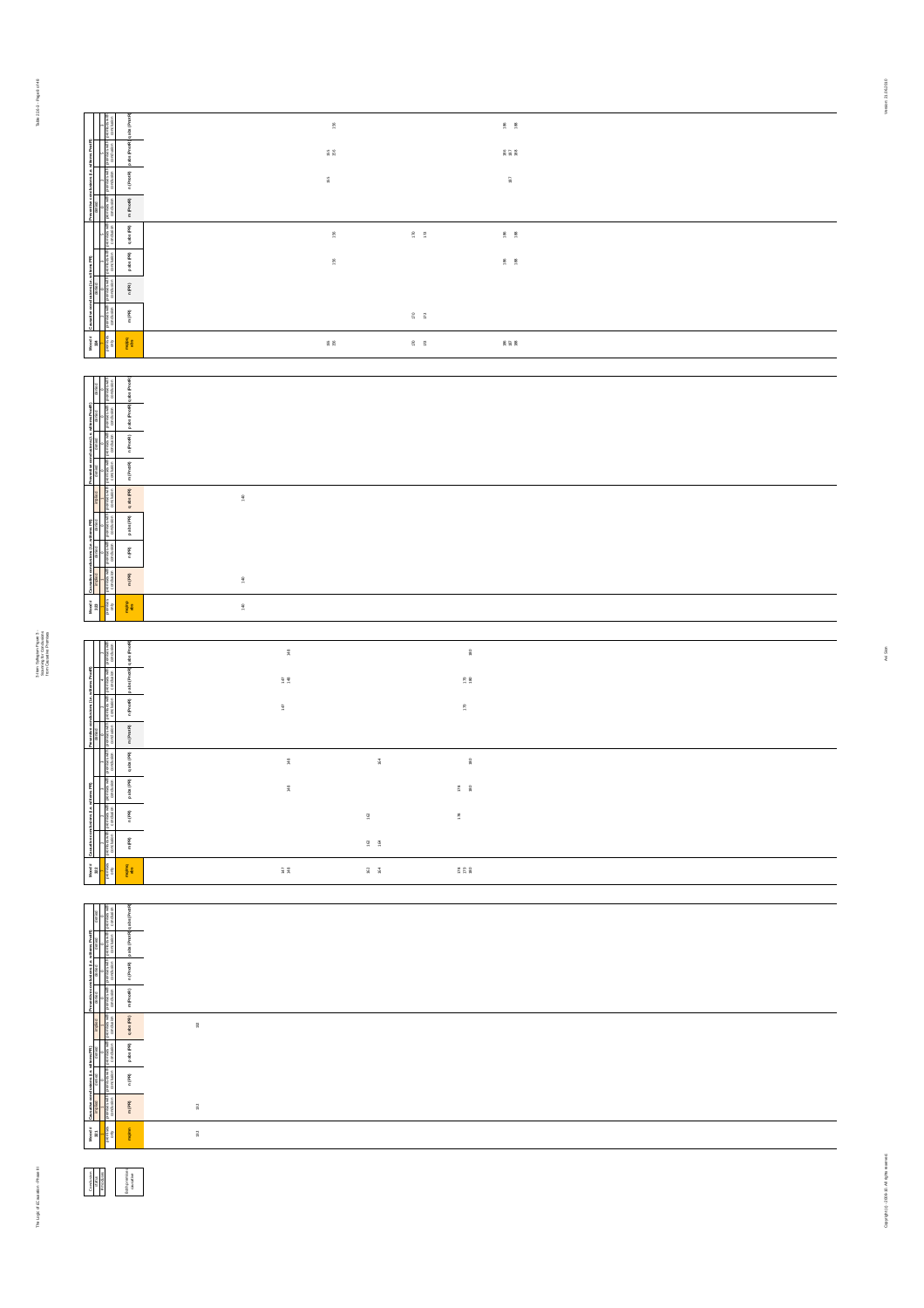| Mood # 184 | Causative conclusions (i.e. with mrs PR) | | | | Preventive conclusions (i.e. with mrs PR) | | | |
|---|---|---|---|---|---|---|---|---|
| | m (PR) | n (PR) | p abs (PR) | q abs (PR) | m (Pnot R) | n (Pnot R) | p abs (Pnot R) | q abs (Pnot R) |
| 155 156 | | | 156 | 156 | | 155 | 155 156 | 156 |
| 170 172 | 170 172 | | | 170 172 | | | | |
| 186 187 188 | | | 186 188 | 186 188 | | 187 | 186 187 188 | 186 188 |

| Mood # 183 | Causative conclusions (i.e. with mrs PR) | | | | Preventive conclusions (i.e. with mrs PR) | | | |
|---|---|---|---|---|---|---|---|---|
| | m (PR) | n (PR) | p abs (PR) | q abs (PR) | m (Pnot R) | n (Pnot R) | p abs (Pnot R) | q abs (Pnot R) |
| 140 | 140 | | | 140 | | | | |

| Mood # 182 | Causative conclusions (i.e. with mrs PR) | | | | Preventive conclusions (i.e. with mrs PR) | | | |
|---|---|---|---|---|---|---|---|---|
| | m (PR) | n (PR) | p abs (PR) | q abs (PR) | m (Pnot R) | n (Pnot R) | p abs (Pnot R) | q abs (Pnot R) |
| 147 148 | | | 148 | 148 | | 147 | 147 148 | 148 |
| 162 164 | 162 164 | 162 | | 164 | | | | |
| 178 179 180 | | 178 | 178 180 | 180 | | 179 | 179 180 | 180 |

| Mood # 181 | Causative conclusions (i.e. with mrs PR) | | | | Preventive conclusions (i.e. with mrs PR) | | | |
|---|---|---|---|---|---|---|---|---|
| | m (PR) | n (PR) | p abs (PR) | q abs (PR) | m (Pnot R) | n (Pnot R) | p abs (Pnot R) | q abs (Pnot R) |
| 132 | 132 | | | 132 | | | | |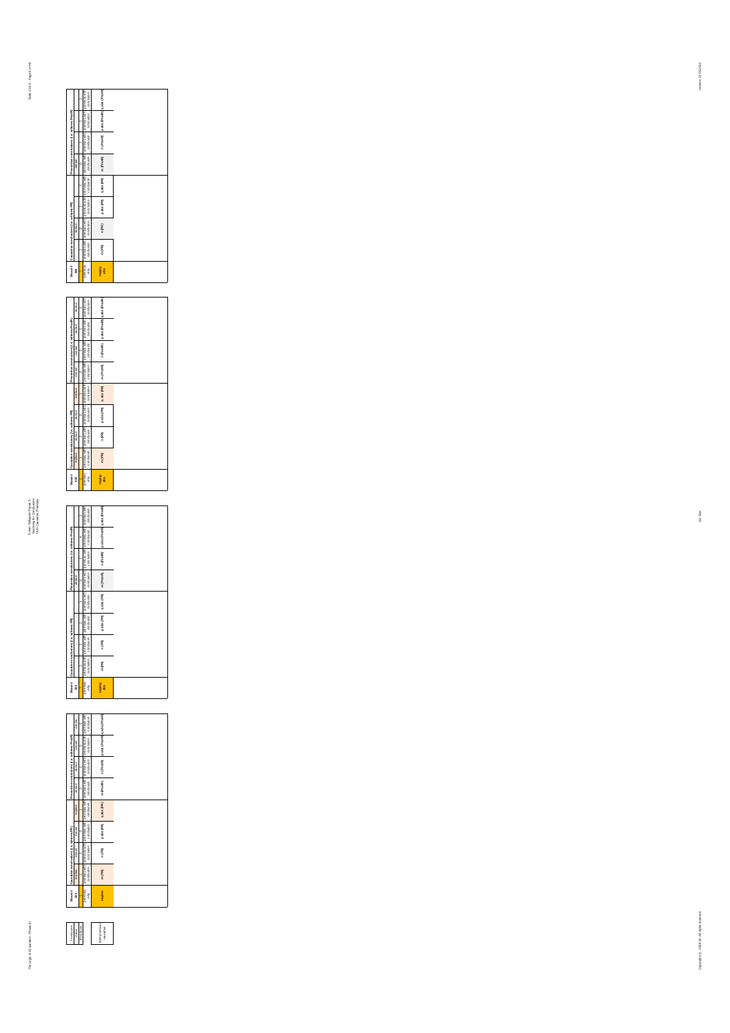| Conclusion status | |
|---|---|
| # moduses | |
| (no) conclusive / causative | |

| Mood # 321 | Causative conclusions (i.e. with ems PR) | | | | Preventive conclusions (i.e. with ems PreR) | | | |
|---|---|---|---|---|---|---|---|---|
| | implied | denied | denied | implied | denied | denied | denied | denied |
| | 1 | 0 | 0 | 1 | 0 | 0 | 0 | 0 |
| premises only | premises with conclusion | premises with conclusion | premises with conclusion | premises with conclusion | premises with conclusion | premises with conclusion | premises with conclusion | premises with conclusion |
| mp/mn | m (PR) | n (PR) | p abs (PR) | q abs (PR) | m (PreR) | n (PreR) | p abs (PreR) | q abs (PreR) |

| Mood # 322 | Causative conclusions (i.e. with ems PR) | | | | Preventive conclusions (i.e. with ems PreR) | | | |
|---|---|---|---|---|---|---|---|---|
| | | | | | denied | | | |
| | | | | | 0 | | | |
| premises only | premises with conclusion | premises with conclusion | premises with conclusion | premises with conclusion | premises with conclusion | premises with conclusion | premises with conclusion | premises with conclusion |
| mq/mp abs | m (PR) | n (PR) | p abs (PR) | q abs (PR) | m (PreR) | n (PreR) | p abs (PreR) | q abs (PreR) |

| Mood # 323 | Causative conclusions (i.e. with ems PR) | | | | Preventive conclusions (i.e. with ems PreR) | | | |
|---|---|---|---|---|---|---|---|---|
| | implied | denied | denied | implied | denied | denied | denied | denied |
| | 1 | 0 | 0 | 1 | 0 | 0 | 0 | 0 |
| premises only | premises with conclusion | premises with conclusion | premises with conclusion | premises with conclusion | premises with conclusion | premises with conclusion | premises with conclusion | premises with conclusion |
| mp/qabs | m (PR) | n (PR) | p abs (PR) | q abs (PR) | m (PreR) | n (PreR) | p abs (PreR) | q abs (PreR) |

| Mood # 324 | Causative conclusions (i.e. with ems PR) | | | | Preventive conclusions (i.e. with ems PreR) | | | |
|---|---|---|---|---|---|---|---|---|
| | | | | | | | | |
| premises only | premises with conclusion | premises with conclusion | premises with conclusion | premises with conclusion | premises with conclusion | premises with conclusion | premises with conclusion | premises with conclusion |
| mq/qabs | m (PR) | n (PR) | p abs (PR) | q abs (PR) | m (PreR) | n (PreR) | p abs (PreR) | q abs (PreR) |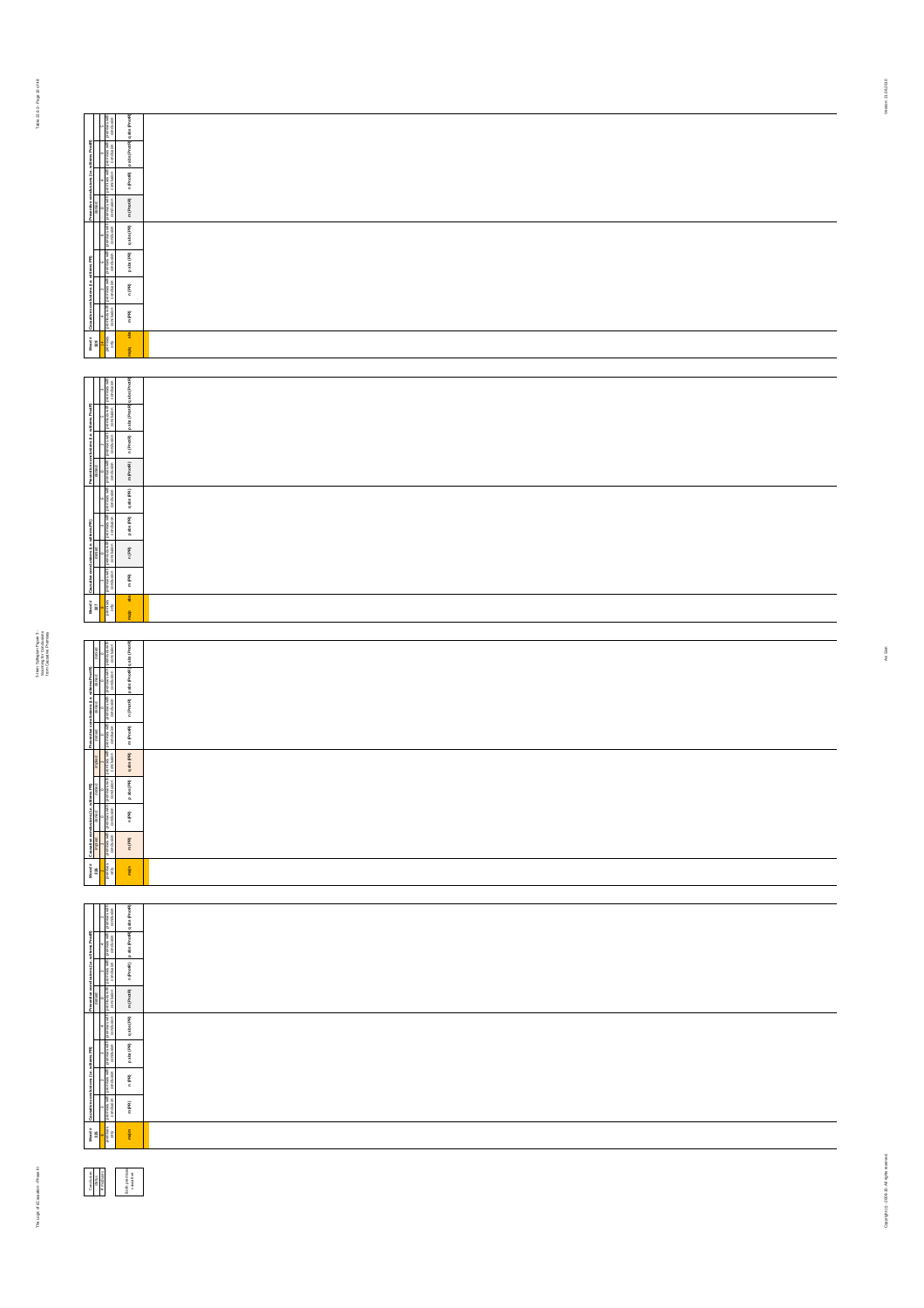| Mood # 108 | Causative conclusions (i.e. with mere PR) | | | | Preventive conclusions (i.e. with mere PnotR) | | | |
|---|---|---|---|---|---|---|---|---|
| premises only | premises with conclusion | premises with conclusion | premises with conclusion | premises with conclusion | premises with conclusion | premises with conclusion | premises with conclusion | premises with conclusion |
| main | m (PR) | n (PR) | p abs (PR) | q abs (PR) | m (PnotR) | n (PnotR) | p abs (PnotR) | q abs (PnotR) |

| Mood # 107 | Causative conclusions (i.e. with mere PR) | | | | Preventive conclusions (i.e. with mere PnotR) | | | |
|---|---|---|---|---|---|---|---|---|
| premises only | premises with conclusion | premises with conclusion | premises with conclusion | premises with conclusion | premises with conclusion | premises with conclusion | premises with conclusion | premises with conclusion |
| main | m (PR) | n (PR) | p abs (PR) | q abs (PR) | m (PnotR) | n (PnotR) | p abs (PnotR) | q abs (PnotR) |

| Mood # 106 | Causative conclusions (i.e. with mere PR) | | | | Preventive conclusions (i.e. with mere PnotR) | | | |
|---|---|---|---|---|---|---|---|---|
| premises only | premises with conclusion | premises with conclusion | premises with conclusion | premises with conclusion | premises with conclusion | premises with conclusion | premises with conclusion | premises with conclusion |
| main | m (PR) | n (PR) | p abs (PR) | q abs (PR) | m (PnotR) | n (PnotR) | p abs (PnotR) | q abs (PnotR) |

| Mood # 105 | Causative conclusions (i.e. with mere PR) | | | | Preventive conclusions (i.e. with mere PnotR) | | | |
|---|---|---|---|---|---|---|---|---|
| premises only | premises with conclusion | premises with conclusion | premises with conclusion | premises with conclusion | premises with conclusion | premises with conclusion | premises with conclusion | premises with conclusion |
| main | m (PR) | n (PR) | p abs (PR) | q abs (PR) | m (PnotR) | n (PnotR) | p abs (PnotR) | q abs (PnotR) |

| Conclusion status | # redundant |
|---|---|
| | Both premises + conclusion |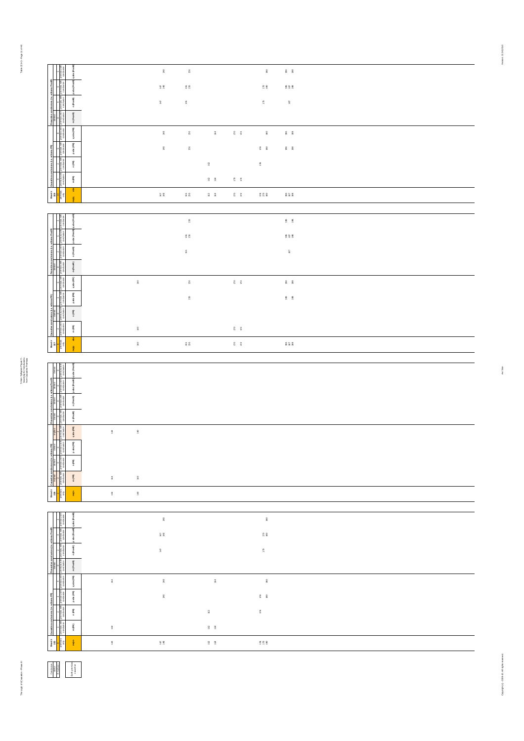| Mood # 188 | | Causative conclusions (i.e. with mn (PR)) | | | | Preventive conclusions (i.e. with mn (Prev)) | | | |
|---|---|---|---|---|---|---|---|---|---|
| main | abs | m (PR) | n (PR) | p abs (PR) | q abs (PR) | m (Prev) | n (Prev) | p abs (Prev) | q abs (Prev) |
| 147 148 | | | | 148 | 148 | | 147 | 147 148 | 148 |
| 155 156 | | | | 156 | 156 | | 155 | 155 156 | 156 |
| 163 164 | | 163 164 | 163 | | 164 | | | | |
| 170 172 | | 170 172 | | | 170 172 | | | | |
| 178 179 180 | | | 178 | 178 180 | 180 | | 179 | 179 180 | 180 |
| 186 187 188 | | | | 186 188 | 186 188 | | 187 | 186 187 188 | 186 188 |

| Mood # 187 | | Causative conclusions (i.e. with mn (PR)) | | | | Preventive conclusions (i.e. with mn (Prev)) | | | |
|---|---|---|---|---|---|---|---|---|---|
| main | abs | m (PR) | n (PR) | p abs (PR) | q abs (PR) | m (Prev) | n (Prev) | p abs (Prev) | q abs (Prev) |
| 140 | | 140 | | | 140 | | | | |
| 155 156 | | | | 156 | 156 | | 155 | 155 156 | 156 |
| 170 172 | | 170 172 | | | 170 172 | | | | |
| 186 187 188 | | | | 186 188 | 186 188 | | 187 | 186 187 188 | 186 188 |

| Mood # 186 | | Causative conclusions (i.e. with mn (PR)) | | | | Preventive conclusions (i.e. with mn (Prev)) | | | |
|---|---|---|---|---|---|---|---|---|---|
| main | | m (PR) | n (PR) | p abs (PR) | q abs (PR) | m (Prev) | n (Prev) | p abs (Prev) | q abs (Prev) |
| 132 | | 132 | | | 132 | | | | |
| 140 | | 140 | | | 140 | | | | |

| Mood # 185 | | Causative conclusions (i.e. with mn (PR)) | | | | Preventive conclusions (i.e. with mn (Prev)) | | | |
|---|---|---|---|---|---|---|---|---|---|
| main | | m (PR) | n (PR) | p abs (PR) | q abs (PR) | m (Prev) | n (Prev) | p abs (Prev) | q abs (Prev) |
| 132 | | 132 | | | 132 | | | | |
| 147 148 | | | | 148 | 148 | | 147 | 147 148 | 148 |
| 162 164 | | 162 164 | 162 | | 164 | | | | |
| 178 179 180 | | | 178 | 178 180 | 180 | | 179 | 179 180 | 180 |

Both premises causative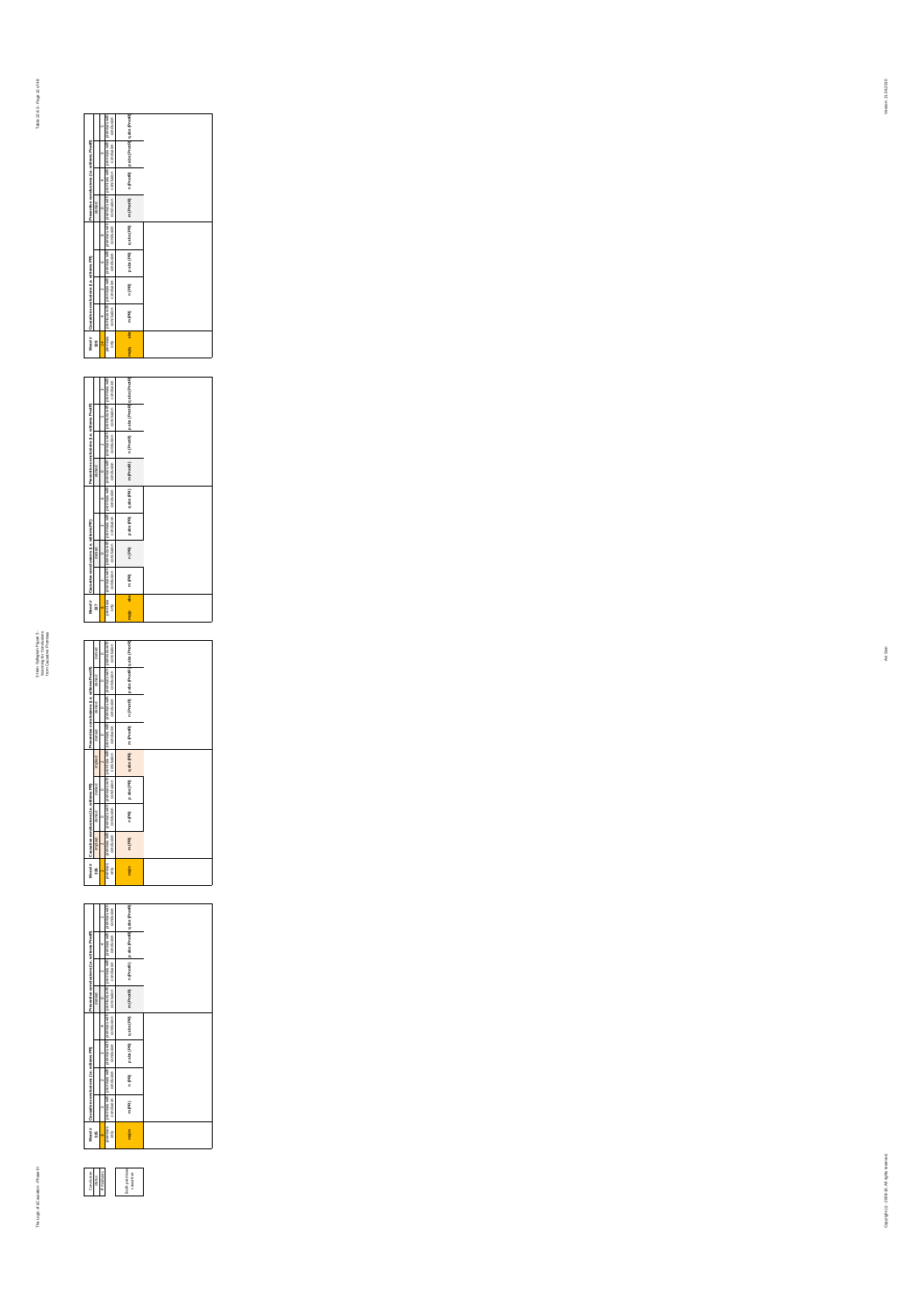3-item Syllogism Figure 3 - Scanning for Conclusions from Causative Premises

| Conclusion | | |
|---|---|---|
| status | | |
| # moods valid | | |
| | Both premises causative | |

| Mood # 105 | Causative conclusions (i.e. wellness PR) | | | | Preventive conclusions (i.e. wellness PnotR) | | | |
|---|---|---|---|---|---|---|---|---|
| | | | | | | | | |
| premises only | premises with conclusion | premises with conclusion | premises with conclusion | premises with conclusion | premises with conclusion | premises with conclusion | premises with conclusion | premises with conclusion |
| m/pn | m (PR) | n (PR) | p abs (PR) | q abs (PR) | m (PnotR) | n (PnotR) | p abs (PnotR) | q abs (PnotR) |

| Mood # 106 | Causative conclusions (i.e. wellness PR) | | | | Preventive conclusions (i.e. wellness PnotR) | | | |
|---|---|---|---|---|---|---|---|---|
| | | | | | | | | |
| premises only | premises with conclusion | premises with conclusion | premises with conclusion | premises with conclusion | premises with conclusion | premises with conclusion | premises with conclusion | premises with conclusion |
| m/n | m (PR) | n (PR) | p abs (PR) | q abs (PR) | m (PnotR) | n (PnotR) | p abs (PnotR) | q abs (PnotR) |

| Mood # 107 | Causative conclusions (i.e. wellness PR) | | | | Preventive conclusions (i.e. wellness PnotR) | | | |
|---|---|---|---|---|---|---|---|---|
| | | | | | | | | |
| premises only | premises with conclusion | premises with conclusion | premises with conclusion | premises with conclusion | premises with conclusion | premises with conclusion | premises with conclusion | premises with conclusion |
| m/p abs | m (PR) | n (PR) | p abs (PR) | q abs (PR) | m (PnotR) | n (PnotR) | p abs (PnotR) | q abs (PnotR) |

| Mood # 108 | Causative conclusions (i.e. wellness PR) | | | | Preventive conclusions (i.e. wellness PnotR) | | | |
|---|---|---|---|---|---|---|---|---|
| | | | | | | | | |
| premises only | premises with conclusion | premises with conclusion | premises with conclusion | premises with conclusion | premises with conclusion | premises with conclusion | premises with conclusion | premises with conclusion |
| m/q abs | m (PR) | n (PR) | p abs (PR) | q abs (PR) | m (PnotR) | n (PnotR) | p abs (PnotR) | q abs (PnotR) |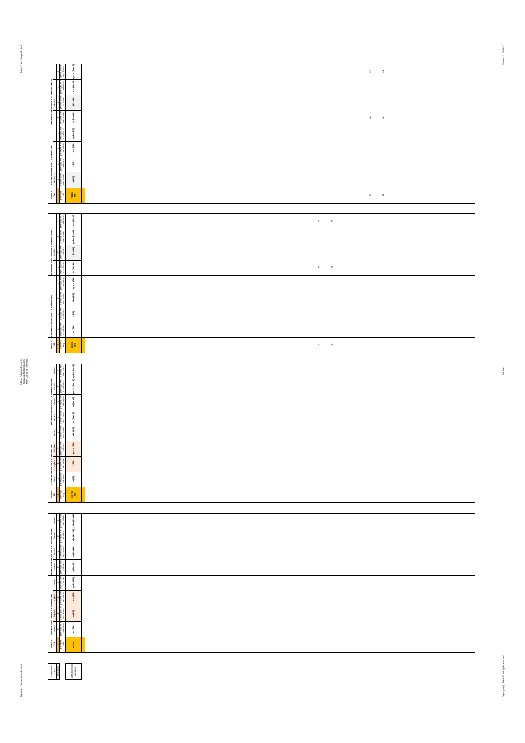| Mood # 198 | Causative conclusions (i.e. with wm PR) | | | | Preventive conclusions (i.e. with wm PnotR) | | | |
|---|---|---|---|---|---|---|---|---|
| premises only | m (PR) | n (PR) | p abs (PR) | q abs (PR) | m (PnotR) | n (PnotR) | p abs (PnotR) | q abs (PnotR) |
| | premises with conclusion | premises with conclusion | premises with conclusion | premises with conclusion | premises with conclusion | premises with conclusion | premises with conclusion | premises with conclusion |
| mpnq abs | | | | | | | | |
| 80, 84 | | | | | 80, 84 | | | 80, 84 |

| Mood # 199 | Causative conclusions (i.e. with wm PR) | | | | Preventive conclusions (i.e. with wm PnotR) | | | |
|---|---|---|---|---|---|---|---|---|
| premises only | m (PR) | n (PR) | p abs (PR) | q abs (PR) | m (PnotR) | n (PnotR) | p abs (PnotR) | q abs (PnotR) |
| | premises with conclusion | premises with conclusion | premises with conclusion | premises with conclusion | premises with conclusion | premises with conclusion | premises with conclusion | premises with conclusion |
| mpnq abs | | | | | | | | |
| 74, 78 | | | | | 74, 78 | | | 74, 78 |

| Mood # 200 | Causative conclusions (i.e. with wm PR) | | | | Preventive conclusions (i.e. with wm PnotR) | | | |
|---|---|---|---|---|---|---|---|---|
| premises only | m (PR) | n (PR) | p abs (PR) | q abs (PR) | m (PnotR) | n (PnotR) | p abs (PnotR) | q abs (PnotR) |
| | premises with conclusion | premises with conclusion | premises with conclusion | premises with conclusion | premises with conclusion | premises with conclusion | premises with conclusion | premises with conclusion |
| mpnq abs | | | | | | | | |

| Mood # 201 | Causative conclusions (i.e. with wm PR) | | | | Preventive conclusions (i.e. with wm PnotR) | | | |
|---|---|---|---|---|---|---|---|---|
| premises only | m (PR) | n (PR) | p abs (PR) | q abs (PR) | m (PnotR) | n (PnotR) | p abs (PnotR) | q abs (PnotR) |
| | premises with conclusion | premises with conclusion | premises with conclusion | premises with conclusion | premises with conclusion | premises with conclusion | premises with conclusion | premises with conclusion |
| mpnq | | | | | | | | |

| Conclusion status | Antecedents |
|---|---|
| | sGN unanimous conclusion |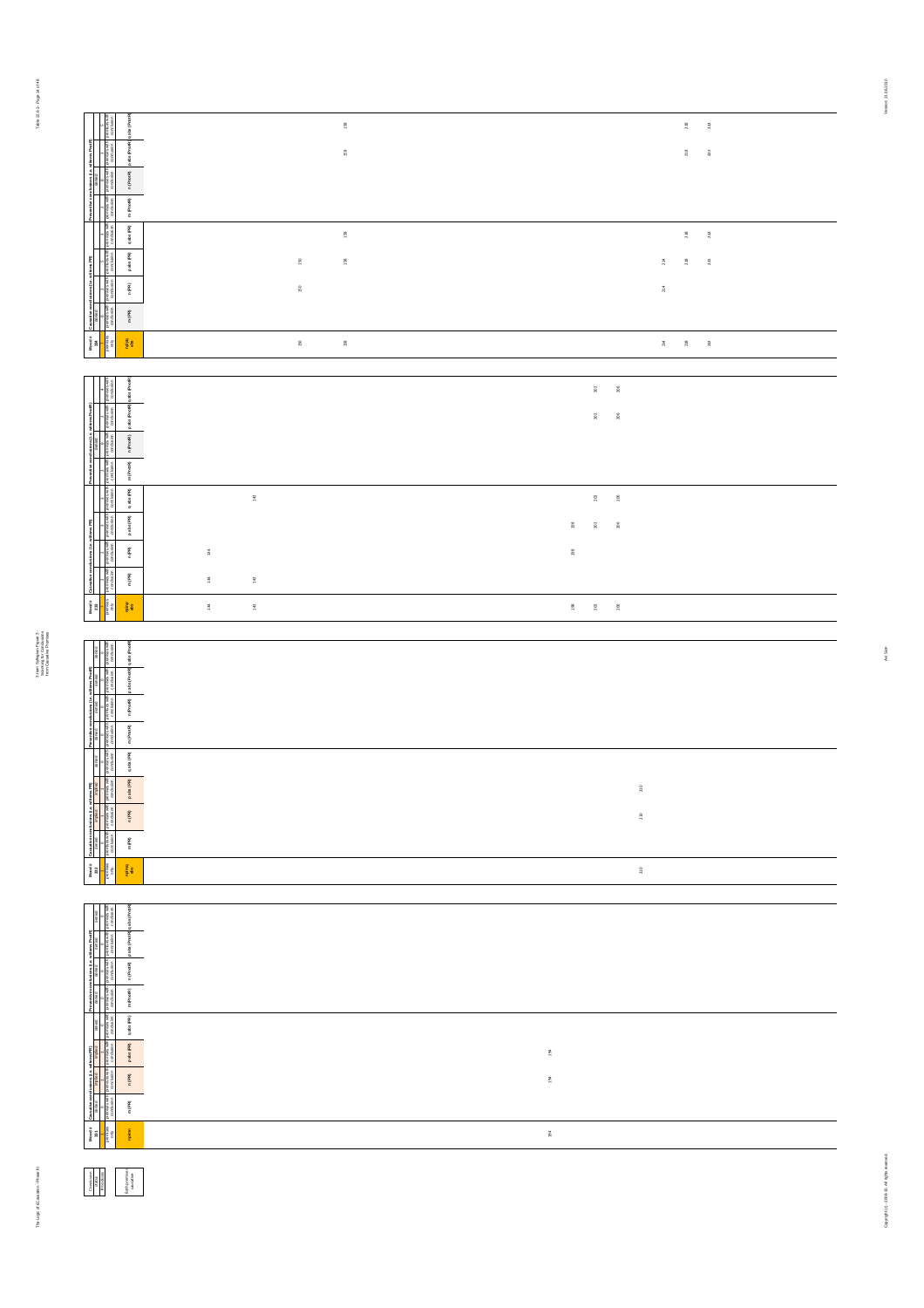| Mood # 198 | | | Causative conclusions (i.e. with mn PPE) | | | | Preventive conclusions (i.e. with mn PnotR) | | | |
|---|---|---|---|---|---|---|---|---|---|---|
| premises only | | | premises with conclusion | premises with conclusion | premises with conclusion | premises with conclusion | premises with conclusion | premises with conclusion | premises with conclusion | premises with conclusion |
| nq/mp alts | | | m (PR) | n (PR) | p abs (PR) | q abs (PR) | m (PnotR) | n (PnotR) | p abs (PnotR) | q abs (PnotR) |
| 150 | | | | 150 | 150 | | | | | |
| 158 | | | | | 158 | 158 | | | 158 | 158 |
| 214 | | | | 214 | 214 | | | | | |
| 218 | | | | | 218 | 218 | | | 218 | 218 |
| 222 | | | | | 222 | 222 | | | 222 | 222 |

| Mood # 199 | Causative conclusions (i.e. with mn PPE) | | | | Preventive conclusions (i.e. with mn PnotR) | | | |
|---|---|---|---|---|---|---|---|---|
| nq/mp alts | m (PR) | n (PR) | p abs (PR) | q abs (PR) | m (PnotR) | n (PnotR) | p abs (PnotR) | q abs (PnotR) |
| 134 | 134 | 134 | | | | | | |
| 142 | 142 | | | 142 | | | | |
| 198 | | 198 | 198 | | | | | |
| 202 | | | 202 | 202 | | | 202 | 202 |
| 206 | | | 206 | 206 | | | 206 | 206 |

| Mood # 200 | Causative conclusions (i.e. with mn PPE) | | | | Preventive conclusions (i.e. with mn PnotR) | | | |
|---|---|---|---|---|---|---|---|---|
| nq/mp alts | m (PR) | n (PR) | p abs (PR) | q abs (PR) | m (PnotR) | n (PnotR) | p abs (PnotR) | q abs (PnotR) |
| 210 | | 210 | 210 | | | | | |

| Mood # 201 | Causative conclusions (i.e. with mn PPE) | | | | Preventive conclusions (i.e. with mn PnotR) | | | |
|---|---|---|---|---|---|---|---|---|
| nq/mn | m (PR) | n (PR) | p abs (PR) | q abs (PR) | m (PnotR) | n (PnotR) | p abs (PnotR) | q abs (PnotR) |
| 194 | | 194 | 194 | | | | | |

Conclusion status / # moods: nq/mn/mp alternative causation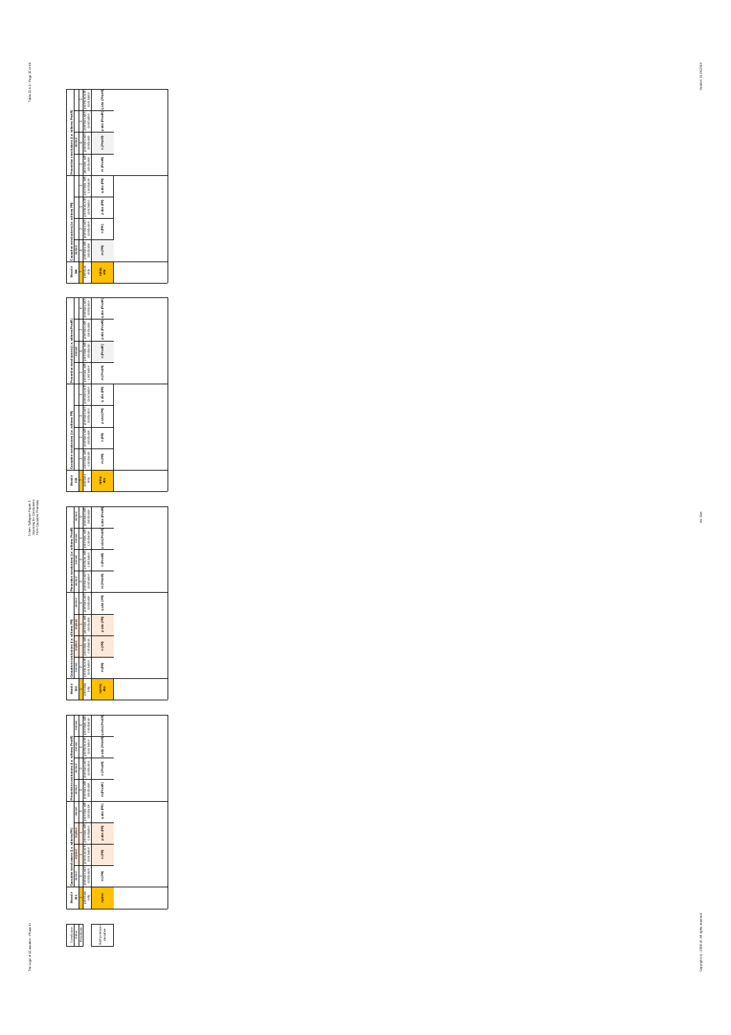| Mood # 231 | Causative conclusions (i.e. wrt/Rm PR) | | | | Preventive conclusions (i.e. wrt/Rm PnotR) | | | |
|---|---|---|---|---|---|---|---|---|
| | valid | invalid | invalid | valid | valid | valid | valid | valid |
| | 0 | 1 | 1 | 0 | 0 | 0 | 0 | 0 |
| premises only | premises with conclusion | premises with conclusion | premises with conclusion | premises with conclusion | premises with conclusion | premises with conclusion | premises with conclusion | premises with conclusion |
| mpmn | m (PR) | n (PR) | p abs (PR) | q abs (PR) | m (PnotR) | n (PnotR) | p abs (PnotR) | q abs (PnotR) |

| Mood # 232 | Causative conclusions (i.e. wrt/Rm PR) | | | | Preventive conclusions (i.e. wrt/Rm PnotR) | | | |
|---|---|---|---|---|---|---|---|---|
| | valid | invalid | invalid | valid | valid | valid | valid | valid |
| | 0 | 1 | 1 | 0 | 0 | 0 | 0 | 0 |
| premises only | premises with conclusion | premises with conclusion | premises with conclusion | premises with conclusion | premises with conclusion | premises with conclusion | premises with conclusion | premises with conclusion |
| mpmq abs | m (PR) | n (PR) | p abs (PR) | q abs (PR) | m (PnotR) | n (PnotR) | p abs (PnotR) | q abs (PnotR) |

| Mood # 233 | Causative conclusions (i.e. wrt/Rm PR) | | | | Preventive conclusions (i.e. wrt/Rm PnotR) | | | |
|---|---|---|---|---|---|---|---|---|
| | | | | | | | | |
| | 1 | 1 | 0 | 0 | 1 | 0 | 0 | 0 |
| premises only | premises with conclusion | premises with conclusion | premises with conclusion | premises with conclusion | premises with conclusion | premises with conclusion | premises with conclusion | premises with conclusion |
| mpnq abs | m (PR) | n (PR) | p abs (PR) | q abs (PR) | m (PnotR) | n (PnotR) | p abs (PnotR) | q abs (PnotR) |

| Mood # 234 | Causative conclusions (i.e. wrt/Rm PR) | | | | Preventive conclusions (i.e. wrt/Rm PnotR) | | | |
|---|---|---|---|---|---|---|---|---|
| | | | | | | | | |
| | 0 | 1 | 0 | 1 | 1 | 0 | 1 | 0 |
| premises only | premises with conclusion | premises with conclusion | premises with conclusion | premises with conclusion | premises with conclusion | premises with conclusion | premises with conclusion | premises with conclusion |
| mpq abs | m (PR) | n (PR) | p abs (PR) | q abs (PR) | m (PnotR) | n (PnotR) | p abs (PnotR) | q abs (PnotR) |

| Conclusion status | |
|---|---|
| # modus | |
| | (b) Premises are causative |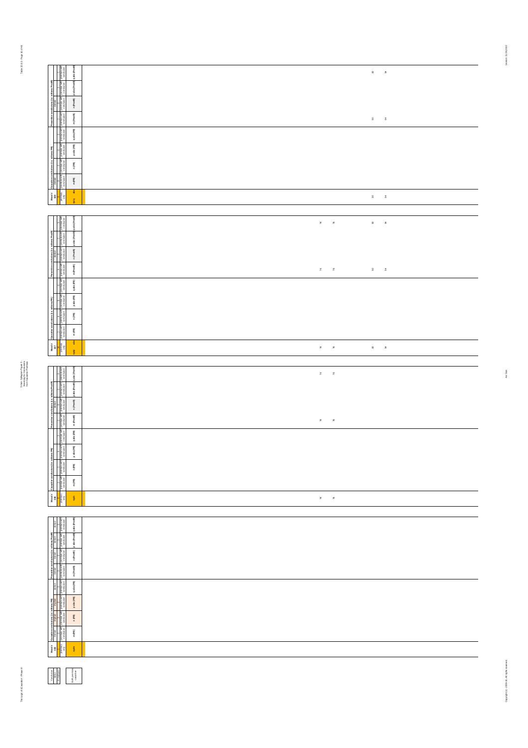| Mood # 208 | Causative conclusions (i.e. with/res PR) | | | | Preventive conclusions (i.e. with/res Prod R) | | | |
|---|---|---|---|---|---|---|---|---|
| premises only | premises with conclusion | premises with conclusion | premises with conclusion | premises with conclusion | premises with conclusion | premises with conclusion | premises with conclusion | premises with conclusion |
| np(s) abs | m (PR) | n (PR) | p abs (PR) | q abs (PR) | m (ProdR) | n (ProdR) | p abs (ProdR) | q abs (ProdR) |
| 90 94 | | | | | 90 94 | | | 90 94 |

| Mood # 207 | Causative conclusions (i.e. with/res PR) | | | | Preventive conclusions (i.e. with/res Prod R) | | | |
|---|---|---|---|---|---|---|---|---|
| premises only | premises with conclusion | premises with conclusion | premises with conclusion | premises with conclusion | premises with conclusion | premises with conclusion | premises with conclusion | premises with conclusion |
| np(p) abs | m (PR) | n (PR) | p abs (PR) | q abs (PR) | m (ProdR) | n (ProdR) | p abs (ProdR) | q abs (ProdR) |
| 74 78 90 94 | | | | | 74 78 90 94 | | | 74 78 90 94 |

| Mood # 206 | Causative conclusions (i.e. with/res PR) | | | | Preventive conclusions (i.e. with/res Prod R) | | | |
|---|---|---|---|---|---|---|---|---|
| premises only | premises with conclusion | premises with conclusion | premises with conclusion | premises with conclusion | premises with conclusion | premises with conclusion | premises with conclusion | premises with conclusion |
| np(p) | m (PR) | n (PR) | p abs (PR) | q abs (PR) | m (ProdR) | n (ProdR) | p abs (ProdR) | q abs (ProdR) |
| 74 78 | | | | | 74 78 | | | 74 78 |

| Mood # 205 | Causative conclusions (i.e. with/res PR) | | | | Preventive conclusions (i.e. with/res Prod R) | | | |
|---|---|---|---|---|---|---|---|---|
| premises only | premises with conclusion | premises with conclusion | premises with conclusion | premises with conclusion | premises with conclusion | premises with conclusion | premises with conclusion | premises with conclusion |
| np(s) | m (PR) | n (PR) | p abs (PR) | q abs (PR) | m (ProdR) | n (ProdR) | p abs (ProdR) | q abs (ProdR) |
| | | | | | | | | |

| Conclusion status |
|---|
| # moods valid |
| Both premises + conclusion |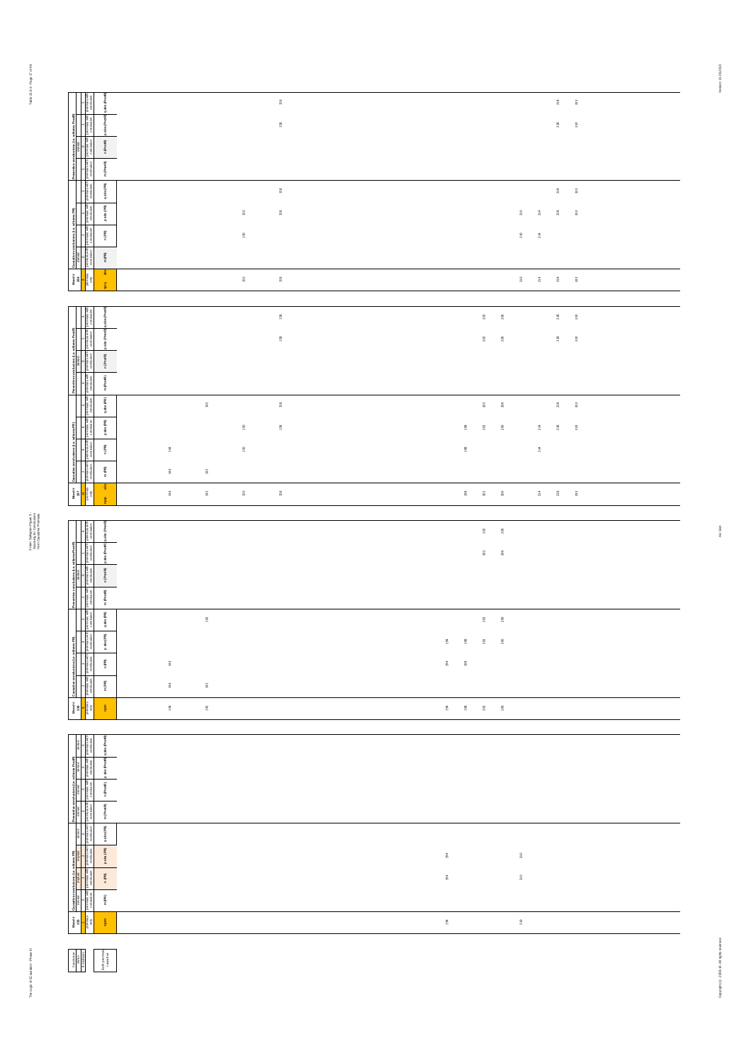Table 10.6-1 - Page 17 of 48

3-Item Syllogism Phase III - Scanning for Conclusions from Causative Premises

| Mood # 188 | m(PR) | n(PR) | p abs (PR) | q abs (PR) | m (PostR) | n (PostR) | p abs (PostR) | q abs (PostR) |
|---|---|---|---|---|---|---|---|---|
| n,p,q | | | | | | | | |
| 150 | | 150 | 150 | | | | | |
| 158 | | | 158 | 158 | | | 158 | 158 |
| 210 | | 210 | 210 | | | | | |
| 214 | | 214 | 214 | | | | | |
| 218 | | | 218 | 218 | | | 218 | 218 |
| 222 | | | 222 | 222 | | | 222 | 222 |

| Mood # 187 | m(PR) | n(PR) | p abs (PR) | q abs (PR) | m (PostR) | n (PostR) | p abs (PostR) | q abs (PostR) |
|---|---|---|---|---|---|---|---|---|
| n,p,q | | | | | | | | |
| 134 | 134 | 134 | | | | | | |
| 142 | 142 | | | 142 | | | | |
| 150 | | 150 | 150 | | | | | |
| 158 | | | 158 | 158 | | | 158 | 158 |
| 198 | | 198 | 198 | | | | | |
| 202 | | | 202 | 202 | | | 202 | 202 |
| 206 | | | 206 | 206 | | | 206 | 206 |
| 214 | | 214 | 214 | | | | | |
| 218 | | | 218 | 218 | | | 218 | 218 |
| 222 | | | 222 | 222 | | | 222 | 222 |

| Mood # 186 | m(PR) | n(PR) | p abs (PR) | q abs (PR) | m (PostR) | n (PostR) | p abs (PostR) | q abs (PostR) |
|---|---|---|---|---|---|---|---|---|
| n,p,q | | | | | | | | |
| 134 | 134 | 134 | | | | | | |
| 142 | 142 | | | 142 | | | | |
| 194 | | 194 | 194 | | | | | |
| 198 | | 198 | 198 | | | | | |
| 202 | | | 202 | 202 | | | 202 | 202 |
| 206 | | | 206 | 206 | | | 206 | 206 |

| Mood # 185 | m(PR) | n(PR) | p abs (PR) | q abs (PR) | m (PostR) | n (PostR) | p abs (PostR) | q abs (PostR) |
|---|---|---|---|---|---|---|---|---|
| n,p,q | | | | | | | | |
| 194 | | 194 | 194 | | | | | |
| 210 | | 210 | 210 | | | | | |

| Conclusion status | |
|---|---|
| # redundant | Both premises causative |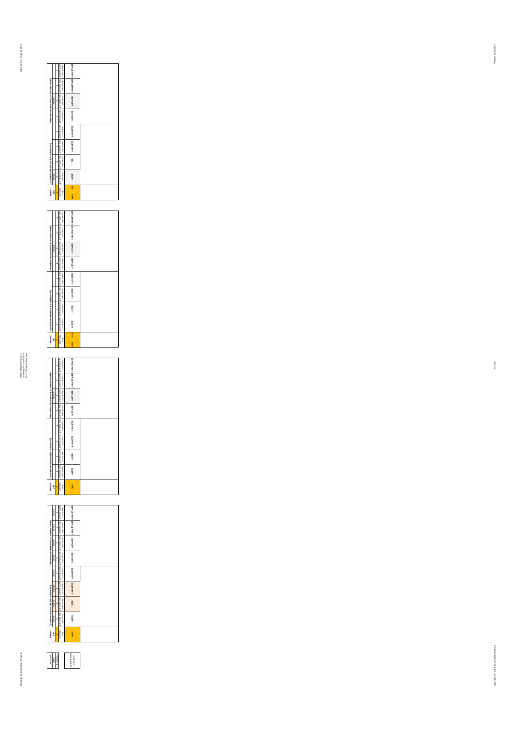| Conclusion |
|---|
| valid |
| if realizable |

| Both premises causative |
|---|

| Mood # 235 | Causative conclusions (i.e. with mere PR) | | | | Preventive conclusions (i.e. with mere PnotR) | | | |
|---|---|---|---|---|---|---|---|---|
| | causative | | | dismiss | causative | dismiss | | dismiss |
| | 1 | | | 0 | 0 | 0 | 0 | 0 |
| premises only | premises with conclusion | premises with conclusion | premises with conclusion | premises with conclusion | premises with conclusion | premises with conclusion | premises with conclusion | premises with conclusion |
| n/p/p | m (PR) | n (PR) | p abs (PR) | q abs (PR) | m (PnotR) | n (PnotR) | p abs (PnotR) | q abs (PnotR) |

| Mood # 236 | Causative conclusions (i.e. with mere PR) | | | | Preventive conclusions (i.e. with mere PnotR) | | | |
|---|---|---|---|---|---|---|---|---|
| | 1 | 2 | 4 | 3 | 3 | dismiss | 2 | 4 |
| premises only | premises with conclusion | premises with conclusion | premises with conclusion | premises with conclusion | premises with conclusion | premises with conclusion | premises with conclusion | premises with conclusion |
| n/p/p | m (PR) | n (PR) | p abs (PR) | q abs (PR) | m (PnotR) | n (PnotR) | p abs (PnotR) | q abs (PnotR) |

| Mood # 237 | Causative conclusions (i.e. with mere PR) | | | | Preventive conclusions (i.e. with mere PnotR) | | | |
|---|---|---|---|---|---|---|---|---|
| | 3 | 4 | 4 | 3 | 4 | dismiss | 3 | 4 |
| premises only | premises with conclusion | premises with conclusion | premises with conclusion | premises with conclusion | premises with conclusion | premises with conclusion | premises with conclusion | premises with conclusion |
| n/p/p abs | m (PR) | n (PR) | p abs (PR) | q abs (PR) | m (PnotR) | n (PnotR) | p abs (PnotR) | q abs (PnotR) |

| Mood # 238 | Causative conclusions (i.e. with mere PR) | | | | Preventive conclusions (i.e. with mere PnotR) | | | |
|---|---|---|---|---|---|---|---|---|
| | dismiss | 3 | 6 | 3 | 2 | dismiss | 3 | 5 |
| premises only | premises with conclusion | premises with conclusion | premises with conclusion | premises with conclusion | premises with conclusion | premises with conclusion | premises with conclusion | premises with conclusion |
| n/p/q abs | m (PR) | n (PR) | p abs (PR) | q abs (PR) | m (PnotR) | n (PnotR) | p abs (PnotR) | q abs (PnotR) |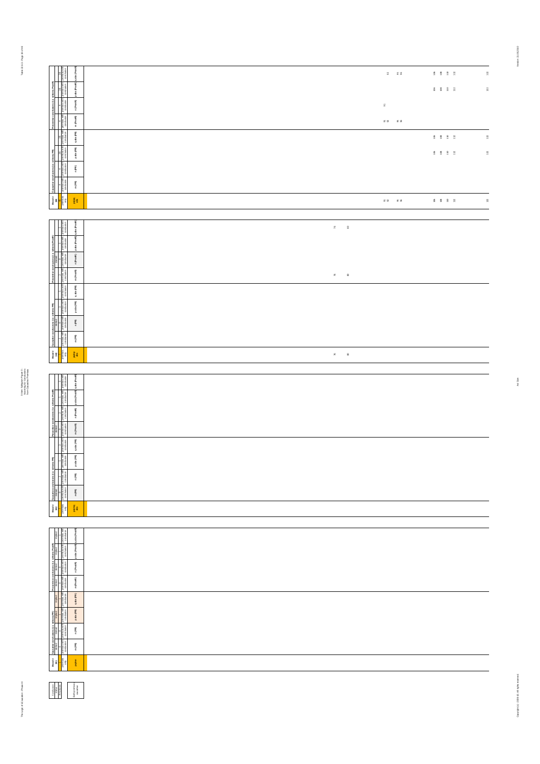| Mood # 1 | Causative conclusions (i.e. wiltness PR) | | | | Preventive conclusions (i.e. wiltness PnotR) | | | |
|---|---|---|---|---|---|---|---|---|
| premises only | premises with conclusion | premises with conclusion | premises with conclusion | premises with conclusion | premises with conclusion | premises with conclusion | premises with conclusion | premises with conclusion |
| pqlm abs | m (PR) | n (PR) | p abs (PR) | q abs (PR) | m (PnotR) | n (PnotR) | p abs (PnotR) | q abs (PnotR) |
| 91, 93, 95, 96, 106, 108, 110, 112, 122 | | | 106, 108, 110, 112, 122 | 106, 108, 110, 112, 122 | 91, 93, 95, 96 | 91 | 106, 108, 110, 112, 122 | 91, 95, 96, 106, 108, 110, 112, 122 |

| Mood # | Causative conclusions (i.e. wiltness PR) | | | | Preventive conclusions (i.e. wiltness PnotR) | | | |
|---|---|---|---|---|---|---|---|---|
| premises only | premises with conclusion | premises with conclusion | premises with conclusion | premises with conclusion | premises with conclusion | premises with conclusion | premises with conclusion | premises with conclusion |
| pqlm abs | m (PR) | n (PR) | p abs (PR) | q abs (PR) | m (PnotR) | n (PnotR) | p abs (PnotR) | q abs (PnotR) |
| 76, 80 | | | | | 76, 80 | | | 76, 80 |

| Mood # | Causative conclusions (i.e. wiltness PR) | | | | Preventive conclusions (i.e. wiltness PnotR) | | | |
|---|---|---|---|---|---|---|---|---|
| premises only | premises with conclusion | premises with conclusion | premises with conclusion | premises with conclusion | premises with conclusion | premises with conclusion | premises with conclusion | premises with conclusion |
| pqlm abs | m (PR) | n (PR) | p abs (PR) | q abs (PR) | m (PnotR) | n (PnotR) | p abs (PnotR) | q abs (PnotR) |

| Mood # | Causative conclusions (i.e. wiltness PR) | | | | Preventive conclusions (i.e. wiltness PnotR) | | | |
|---|---|---|---|---|---|---|---|---|
| premises only | premises with conclusion | premises with conclusion | premises with conclusion | premises with conclusion | premises with conclusion | premises with conclusion | premises with conclusion | premises with conclusion |
| pqlmn | m (PR) | n (PR) | p abs (PR) | q abs (PR) | m (PnotR) | n (PnotR) | p abs (PnotR) | q abs (PnotR) |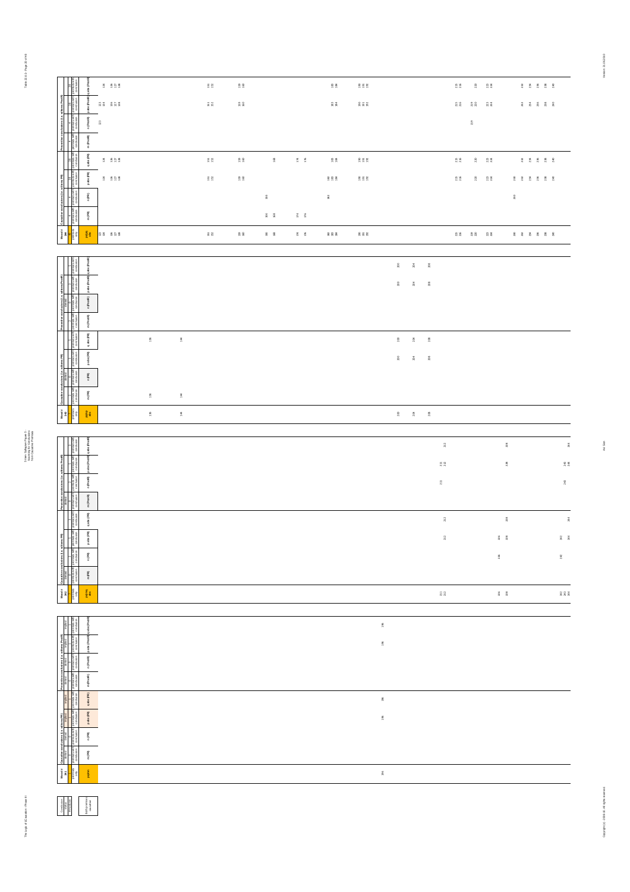| Mood # 1 | premises only | p(PR) abs | m (PR) | n (PR) | p abs (PR) | q abs (PR) | m (ProdR) | n (ProdR) | p abs (ProdR) | q abs (ProdR) |
|---|---|---|---|---|---|---|---|---|---|---|
| | | 123 124 | | | 124 | 124 | | 123 | 123 124 | 124 |
| | | 126 127 128 | | | 126 127 128 | 126 127 128 | | | 126 127 128 | 126 127 128 |
| | | 151 152 | | | 151 152 | 151 152 | | | 151 152 | 151 152 |
| | | 159 160 | | | 159 160 | 159 160 | | | 159 160 | 159 160 |
| | | 166 168 | 166 168 | 166 | | 168 | | | | |
| | | 174 176 | 174 176 | | 174 176 | 174 176 | | | | |
| | | 182 183 184 | | 182 | 182 183 184 | 183 184 | | | 183 184 | 183 184 |
| | | 190 191 192 | | | 190 191 192 | 190 191 192 | | | 190 191 192 | 190 191 192 |
| | | 215 216 | | | 215 216 | 215 216 | | | 215 216 | 215 216 |
| | | 219 220 | | | 220 | 220 | | 219 | 219 220 | 220 |
| | | 223 224 | | | 223 224 | 223 224 | | | 223 224 | 223 224 |
| | | 230 | | 230 | 230 | | | | | |
| | | 232 234 236 238 240 | | | 232 234 236 238 240 | 232 234 236 238 240 | | | 232 234 236 238 240 | 232 234 236 238 240 |

| Mood # | premises only | p abs | m (PR) | n (PR) | p abs (PR) | q abs (PR) | m (ProdR) | n (ProdR) | p abs (ProdR) | q abs (ProdR) |
|---|---|---|---|---|---|---|---|---|---|---|
| | | 136 | 136 | | | 136 | | | | |
| | | 144 | 144 | | | 144 | | | | |
| | | 200 | | | 200 | 200 | | | 200 | 200 |
| | | 204 | | | 204 | 204 | | | 204 | 204 |
| | | 208 | | | 208 | 208 | | | 208 | 208 |

| Mood # | premises only | p q abs | m (PR) | n (PR) | p abs (PR) | q abs (PR) | m (ProdR) | n (ProdR) | p abs (ProdR) | q abs (ProdR) |
|---|---|---|---|---|---|---|---|---|---|---|
| | | 211 212 | | | 212 | 212 | | 211 | 211 212 | 212 |
| | | 226 228 | | 226 | 226 228 | 228 | | | 228 | 228 |
| | | 242 243 244 | | 242 | 242 244 | 244 | | 243 | 243 244 | 244 |

| Mood # | premises only | p q m n | m (PR) | n (PR) | p abs (PR) | q abs (PR) | m (ProdR) | n (ProdR) | p abs (ProdR) | q abs (ProdR) |
|---|---|---|---|---|---|---|---|---|---|---|
| | | 196 | | | 196 | 196 | | | 196 | 196 |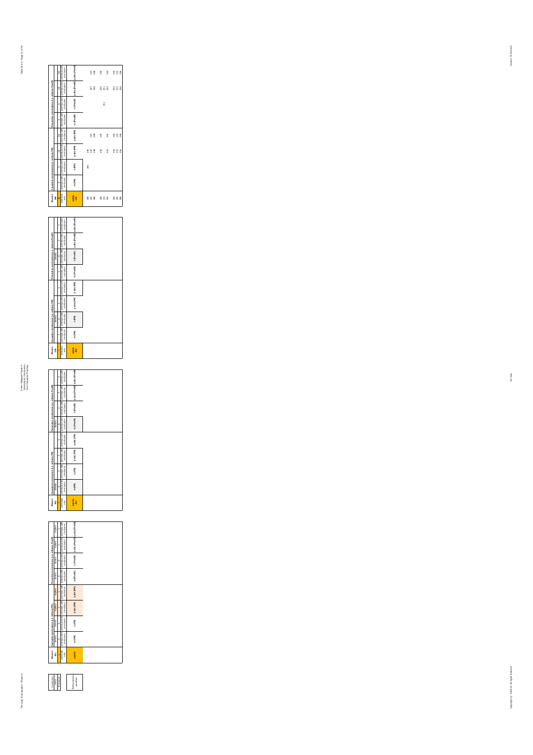| Conclusion status | |
|---|---|
| # moods | |
| 0/24 premise clauses | |

| Mood # 261 | Causative conclusions (i.e. with ma PR) | | | | Preventive conclusions (i.e. with ma PnotR) | | | |
|---|---|---|---|---|---|---|---|---|
| | possible | possible | implied | implied | possible | possible | implied | implied |
| premises only | 0 premises with conclusion | 0 premises with conclusion | 1 premises with conclusion | 1 premises with conclusion | 0 premises with conclusion | 0 premises with conclusion | 1 premises with conclusion | 1 premises with conclusion |
| pq/rm | m (PR) | n (PR) | p abs (PR) | q abs (PR) | m (PnotR) | n (PnotR) | p abs (PnotR) | q abs (PnotR) |

| Mood # 262 | Causative conclusions (i.e. with ma PR) | | | | Preventive conclusions (i.e. with ma PnotR) | | | |
|---|---|---|---|---|---|---|---|---|
| | implied | | | | implied | | | |
| premises only | 0 premises with conclusion | premises with conclusion | premises with conclusion | premises with conclusion | 0 premises with conclusion | premises with conclusion | premises with conclusion | 1 premises with conclusion |
| pq/rm abs | m (PR) | n (PR) | p abs (PR) | q abs (PR) | m (PnotR) | n (PnotR) | p abs (PnotR) | q abs (PnotR) |

| Mood # 263 | Causative conclusions (i.e. with ma PR) | | | | Preventive conclusions (i.e. with ma PnotR) | | | |
|---|---|---|---|---|---|---|---|---|
| | | implied | | | | implied | | |
| premises only | 1 premises with conclusion | 0 premises with conclusion | premises with conclusion | premises with conclusion | 1 premises with conclusion | 0 premises with conclusion | premises with conclusion | premises with conclusion |
| pq/rm abs | m (PR) | n (PR) | p abs (PR) | q abs (PR) | m (PnotR) | n (PnotR) | p abs (PnotR) | q abs (PnotR) |

| Mood # 264 | Causative conclusions (i.e. with ma PR) | | | | Preventive conclusions (i.e. with ma PnotR) | | | |
|---|---|---|---|---|---|---|---|---|
| 40 | 4 | | 16 | 16 | | 4 | 16 | 16 |
| premises only | premises with conclusion | premises with conclusion | premises with conclusion | premises with conclusion | premises with conclusion | premises with conclusion | premises with conclusion | premises with conclusion |
| pq/rm abs | m (PR) | n (PR) | p abs (PR) | q abs (PR) | m (PnotR) | n (PnotR) | p abs (PnotR) | q abs (PnotR) |
| 246 | | 246 | 246 | | | | | |
| 247 | | | 247 | 247 | | | 247 | 247 |
| 248 | | | 248 | 248 | | | 248 | 248 |
| 250 | | | 250 | 250 | | | 250 | 250 |
| 251 | | | | | | 251 | 251 | |
| 252 | | | 252 | 252 | | | 252 | 252 |
| 254 | | | 254 | 254 | | | 254 | 254 |
| 255 | | | 255 | 255 | | | 255 | 255 |
| 256 | | | 256 | 256 | | | 256 | 256 |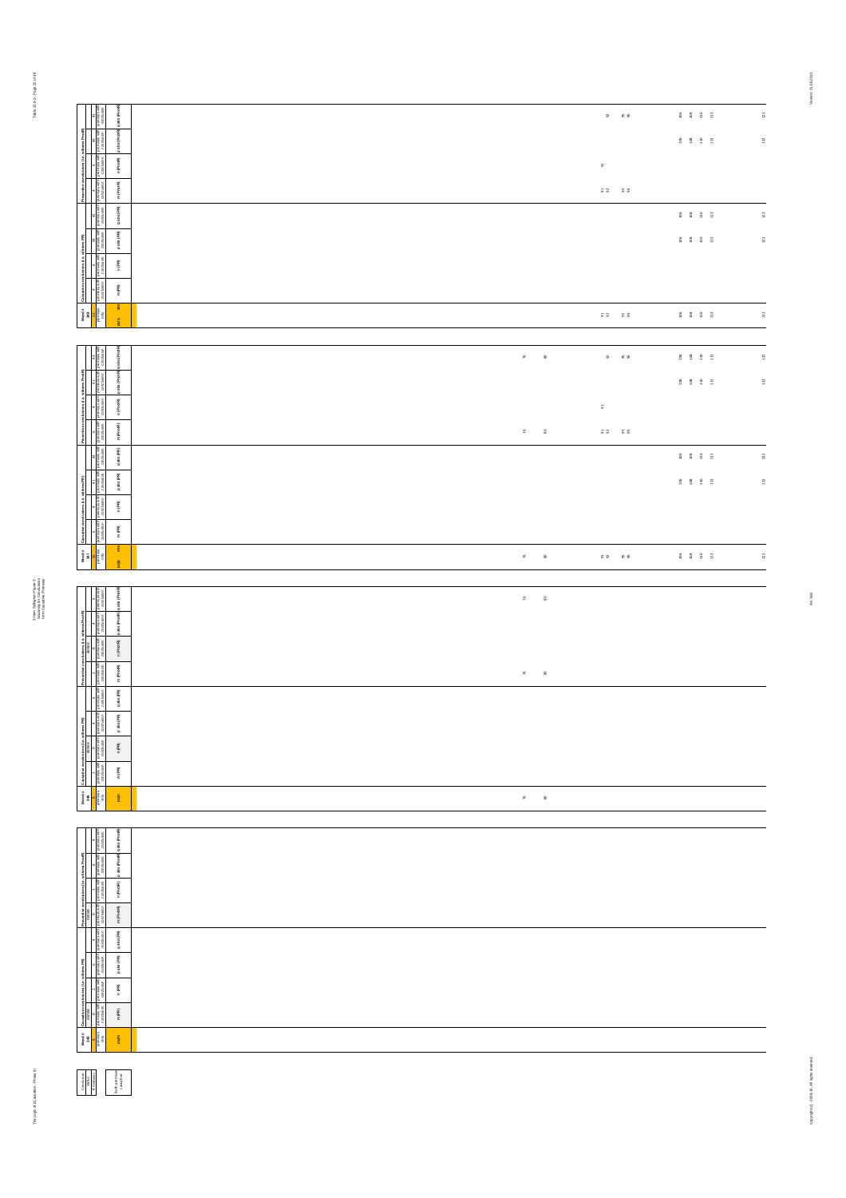| Mood # 165 | Causative conclusions (i.e. with mms PR) | | | | Preventive conclusions (i.e. with mms Prod R) | | | |
|---|---|---|---|---|---|---|---|---|
| pqm | m (PR) | n (PR) | p abs (PR) | q abs (PR) | m (ProdR) | n (ProdR) | p abs (ProdR) | q abs (ProdR) |
| 91 92 95 96 106 108 110 112 122 | | | 106 108 110 112 122 | 106 108 110 112 122 | 91 92 95 96 | 91 | 106 108 110 112 122 | 93 95 96 106 108 110 112 122 |

| Mood # 167 | Causative conclusions (i.e. with mms PR) | | | | Preventive conclusions (i.e. with mms Prod R) | | | |
|---|---|---|---|---|---|---|---|---|
| pqm | m (PR) | n (PR) | p abs (PR) | q abs (PR) | m (ProdR) | n (ProdR) | p abs (ProdR) | q abs (ProdR) |
| 76 80 91 92 95 96 106 108 110 112 122 | | | 106 108 110 112 122 | 106 108 110 112 122 | 76 80 91 92 95 96 | 91 | 106 108 110 112 122 | 76 80 93 95 96 106 108 110 112 122 |

| Mood # 168 | Causative conclusions (i.e. with mms PR) | | | | Preventive conclusions (i.e. with mms Prod R) | | | |
|---|---|---|---|---|---|---|---|---|
| pqm | m (PR) | n (PR) | p abs (PR) | q abs (PR) | m (ProdR) | n (ProdR) | p abs (ProdR) | q abs (ProdR) |
| 76 80 | | | | | 76 80 | | | 76 80 |

| Mood # 169 | Causative conclusions (i.e. with mms PR) | | | | Preventive conclusions (i.e. with mms Prod R) | | | |
|---|---|---|---|---|---|---|---|---|
| pqm | m (PR) | n (PR) | p abs (PR) | q abs (PR) | m (ProdR) | n (ProdR) | p abs (ProdR) | q abs (ProdR) |
| | | | | | | | | |

Conclusion status: # valid; # invalid. Both premises + conclusion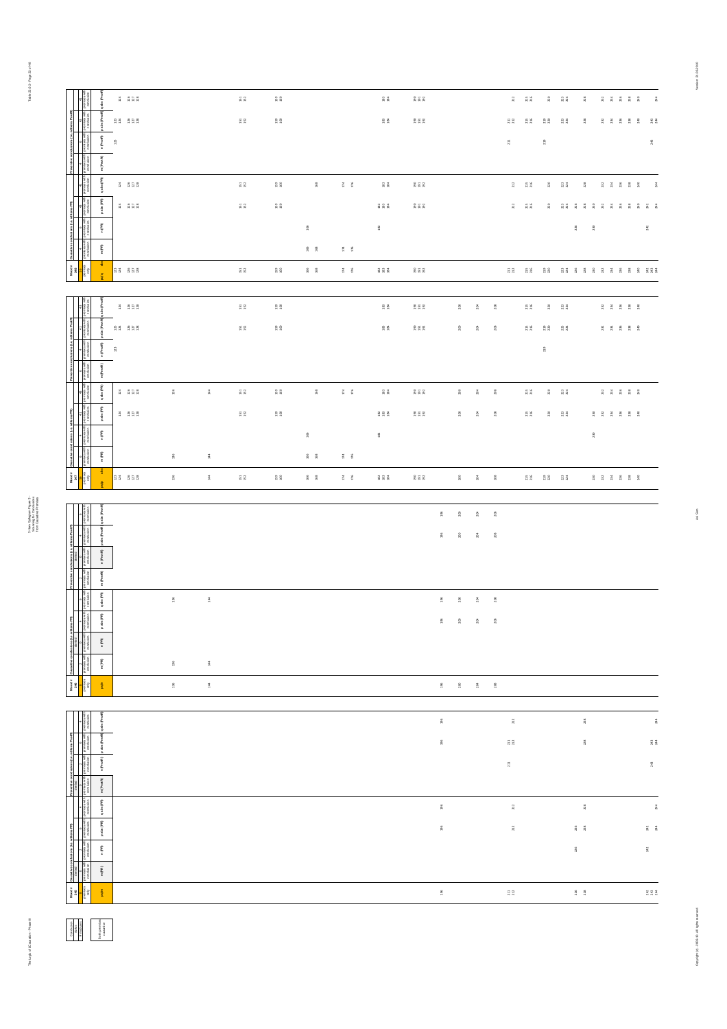| Mood # 248 | | Causative conclusions (i.e. with no PP) | | | | Preventive conclusions (i.e. with no Prev) | | | |
|---|---|---|---|---|---|---|---|---|---|
| premises only | | m (PR) | n (PR) | p abs (PR) | q abs (PR) | m (PrevR) | n (PrevR) | p abs (PrevR) | q abs (PrevR) |
| 196 | | | | 196 | 196 | | | 196 | 196 |
| 211 212 | | | | 212 | 212 | | 211 | 211 212 | 212 |
| 226 228 | | | 226 | 226 228 | 228 | | | 228 | 228 |
| 242 243 244 | | | 242 | 242 244 | 244 | | 242 | 243 244 | 244 |

| Mood # 246 | | Causative conclusions (i.e. with no PP) | | | | Preventive conclusions (i.e. with no Prev) | | | |
|---|---|---|---|---|---|---|---|---|---|
| premises only | | m (PR) | n (PR) | p abs (PR) | q abs (PR) | m (PrevR) | n (PrevR) | p abs (PrevR) | q abs (PrevR) |
| 138 | | 138 | | | 138 | | | | |
| 144 | | 144 | | | 144 | | | | |
| 196 | | | | 196 | 196 | | | 196 | 196 |
| 200 | | | | 200 | 200 | | | 200 | 200 |
| 204 | | | | 204 | 204 | | | 204 | 204 |
| 208 | | | | 208 | 208 | | | 208 | 208 |

Conclusion status legend: Both premises + conclusion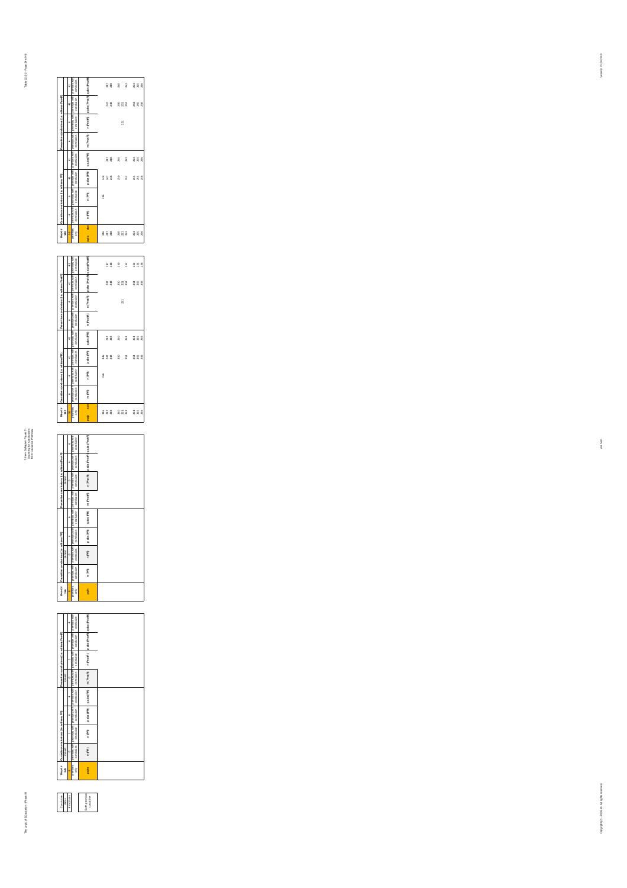3-Item Syllogism Figure 3 - Scanning for Conclusions from Causative Premises

| Conclusion status |
|---|
| # moods |
| Both premises causative |

| Mood # 245 | Causative conclusions (i.e. with rems PR) | | | | Preventive conclusions (i.e. with rems Prod R) | | | |
|---|---|---|---|---|---|---|---|---|
| 0 | 0 | 1 | 6 | 4 | 0 | 1 | 6 | 4 |
| premises only | premises with conclusion | premises with conclusion | premises with conclusion | premises with conclusion | premises with conclusion | premises with conclusion | premises with conclusion | premises with conclusion |
| pqm | m (PR) | n (PR) | p abs (PR) | q abs (PR) | m (ProdR) | n (ProdR) | p abs (ProdR) | q abs (ProdR) |

| Mood # 246 | Causative conclusions (i.e. with rems PR) | | | | Preventive conclusions (i.e. with rems Prod R) | | | |
|---|---|---|---|---|---|---|---|---|
| 0 | 0 | 0 | 4 | 6 | 0 | 0 | 4 | 6 |
| premises only | premises with conclusion | premises with conclusion | premises with conclusion | premises with conclusion | premises with conclusion | premises with conclusion | premises with conclusion | premises with conclusion |
| pqm | m (PR) | n (PR) | p abs (PR) | q abs (PR) | m (ProdR) | n (ProdR) | p abs (ProdR) | q abs (ProdR) |

| Mood # 247 | Causative conclusions (i.e. with rems PR) | | | | Preventive conclusions (i.e. with rems Prod R) | | | |
|---|---|---|---|---|---|---|---|---|
| 25 | 6 | 4 | 41 | 41 | 6 | 4 | 41 | 41 |
| premises only | premises with conclusion | premises with conclusion | premises with conclusion | premises with conclusion | premises with conclusion | premises with conclusion | premises with conclusion | premises with conclusion |
| pqm | m (PR) | n (PR) | p abs (PR) | q abs (PR) | m (ProdR) | n (ProdR) | p abs (ProdR) | q abs (ProdR) |
| 246 | | 246 | 246 | | | | | |
| 247 | | | 247 | 247 | | | 247 | 247 |
| 248 | | | 248 | 248 | | | 248 | 248 |
| 250 | | | 250 | 250 | | | 250 | 250 |
| 251 | | | | | | 251 | 251 | |
| 252 | | | 252 | 252 | | | 252 | 252 |
| 254 | | | 254 | 254 | | | 254 | 254 |
| 255 | | | 255 | 255 | | | 255 | 255 |
| 256 | | | 256 | 256 | | | 256 | 256 |

| Mood # 248 | Causative conclusions (i.e. with rems PR) | | | | Preventive conclusions (i.e. with rems Prod R) | | | |
|---|---|---|---|---|---|---|---|---|
| 25 | 6 | 4 | 41 | 41 | 6 | 4 | 41 | 41 |
| premises only | premises with conclusion | premises with conclusion | premises with conclusion | premises with conclusion | premises with conclusion | premises with conclusion | premises with conclusion | premises with conclusion |
| pqm | m (PR) | n (PR) | p abs (PR) | q abs (PR) | m (ProdR) | n (ProdR) | p abs (ProdR) | q abs (ProdR) |
| 246 | | 246 | 246 | | | | | |
| 247 | | | 247 | 247 | | | 247 | 247 |
| 248 | | | 248 | 248 | | | 248 | 248 |
| 250 | | | 250 | 250 | | | 250 | 250 |
| 251 | | | | | | 251 | 251 | |
| 252 | | | 252 | 252 | | | 252 | 252 |
| 254 | | | 254 | 254 | | | 254 | 254 |
| 255 | | | 255 | 255 | | | 255 | 255 |
| 256 | | | 256 | 256 | | | 256 | 256 |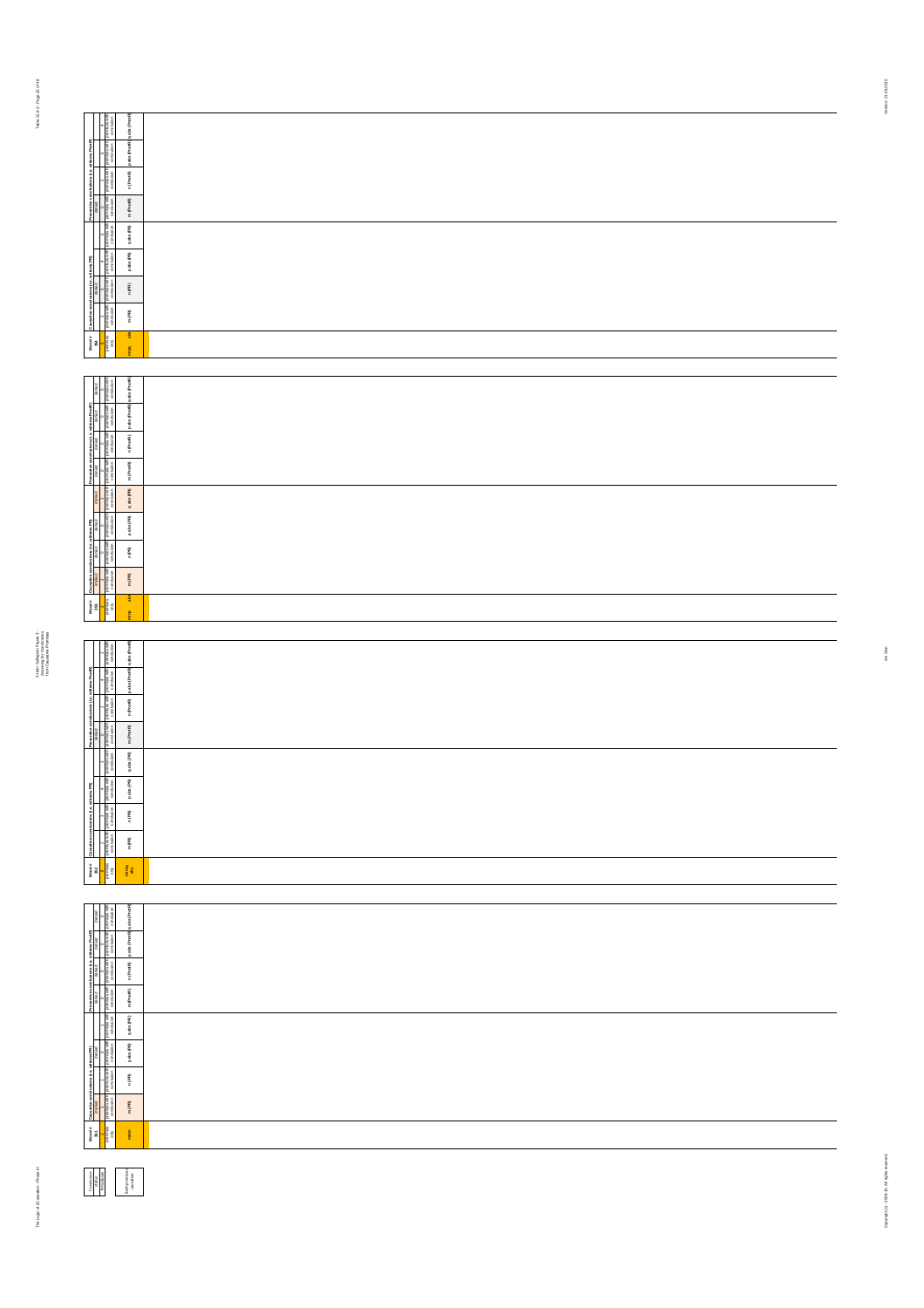| Mood # 346 | Causative conclusions (i.e. with/sans PR) | | | | Preventive conclusions (i.e. with/sans Prod R) | | | |
|---|---|---|---|---|---|---|---|---|
| | | | 4 | 4 | | | 4 | 4 |
| premises only | premises with conclusion | premises with conclusion | premises with conclusion | premises with conclusion | premises with conclusion | premises with conclusion | premises with conclusion | premises with conclusion |
| m/pq, abs | m (PR) | n (PR) | p abs (PR) | q abs (PR) | m (Prod R) | n (Prod R) | p abs (Prod R) | q abs (Prod R) |

| Mood # 350 | Causative conclusions (i.e. with/sans PR) | | | | Preventive conclusions (i.e. with/sans Prod R) | | | |
|---|---|---|---|---|---|---|---|---|
| | implied | denied | denied | implied | denied | denied | denied | denied |
| premises only | premises with conclusion | premises with conclusion | premises with conclusion | premises with conclusion | premises with conclusion | premises with conclusion | premises with conclusion | premises with conclusion |
| m/q, abs | m (PR) | n (PR) | p abs (PR) | q abs (PR) | m (Prod R) | n (Prod R) | p abs (Prod R) | q abs (Prod R) |

| Mood # 352 | Causative conclusions (i.e. with/sans PR) | | | | Preventive conclusions (i.e. with/sans Prod R) | | | |
|---|---|---|---|---|---|---|---|---|
| | | | 4 | | | | 4 | |
| premises only | premises with conclusion | premises with conclusion | premises with conclusion | premises with conclusion | premises with conclusion | premises with conclusion | premises with conclusion | premises with conclusion |
| m/q, abs | m (PR) | n (PR) | p abs (PR) | q abs (PR) | m (Prod R) | n (Prod R) | p abs (Prod R) | q abs (Prod R) |

| Mood # 353 | Causative conclusions (i.e. with/sans PR) | | | | Preventive conclusions (i.e. with/sans Prod R) | | | |
|---|---|---|---|---|---|---|---|---|
| | implied | | denied | | denied | denied | denied | denied |
| premises only | premises with conclusion | premises with conclusion | premises with conclusion | premises with conclusion | premises with conclusion | premises with conclusion | premises with conclusion | premises with conclusion |
| m/n | m (PR) | n (PR) | p abs (PR) | q abs (PR) | m (Prod R) | n (Prod R) | p abs (Prod R) | q abs (Prod R) |

| Conclusion status | |
|---|---|
| # of moods | |
| | right/common conclusion |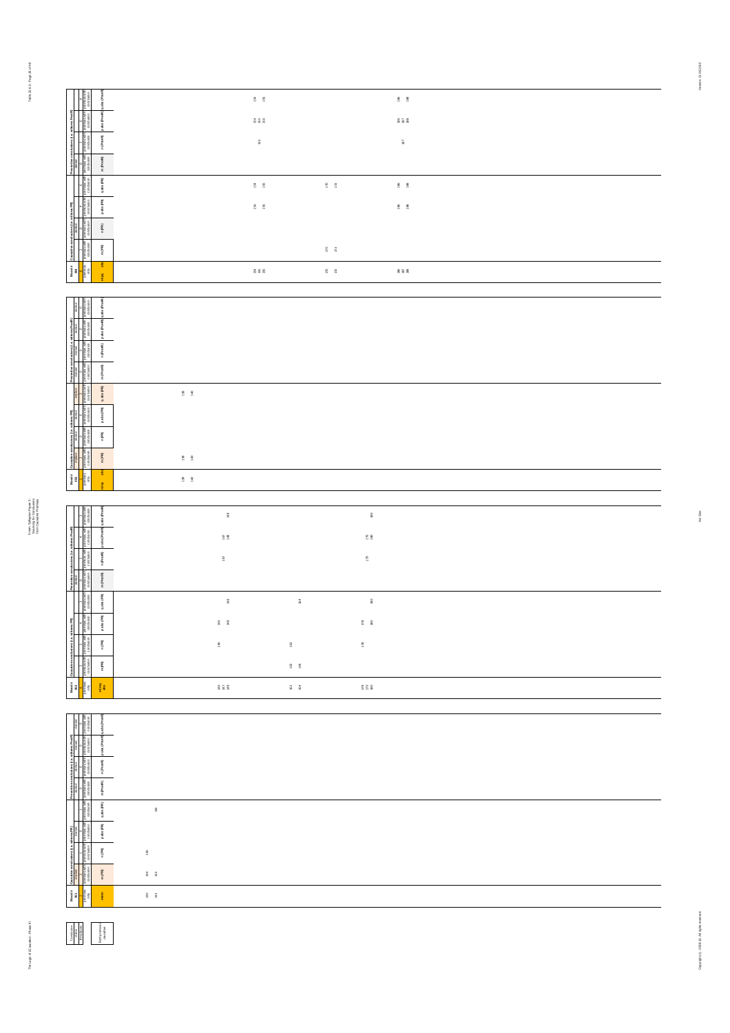| Mood # 384 | Causative conclusions (i.e. with mns P/R) | | | | Preventive conclusions (i.e. with mns Pnot/R) | | | |
|---|---|---|---|---|---|---|---|---|
| | m (PR) | n (PR) | p abs (PR) | q abs (PR) | m (PnotR) | n (PnotR) | p abs (PnotR) | q abs (PnotR) |
| 154 155 156 | | | 154 156 | 154 156 | | 155 | 154 155 156 | 154 156 |
| 170 172 | 170 172 | | | 170 172 | | | | |
| 186 187 188 | | | 186 188 | 186 188 | | 187 | 186 187 188 | 186 188 |

| Mood # 388 | Causative conclusions (i.e. with mns P/R) | | | | Preventive conclusions (i.e. with mns Pnot/R) | | | |
|---|---|---|---|---|---|---|---|---|
| | m (PR) | n (PR) | p abs (PR) | q abs (PR) | m (PnotR) | n (PnotR) | p abs (PnotR) | q abs (PnotR) |
| 138 140 | 138 140 | | | 138 140 | | | | |

| Mood # 392 | Causative conclusions (i.e. with mns P/R) | | | | Preventive conclusions (i.e. with mns Pnot/R) | | | |
|---|---|---|---|---|---|---|---|---|
| | m (PR) | n (PR) | p abs (PR) | q abs (PR) | m (PnotR) | n (PnotR) | p abs (PnotR) | q abs (PnotR) |
| 146 147 148 | | 146 | 146 148 | 148 | | 147 | 147 148 | 148 |
| 162 164 | 162 164 | 162 | | 164 | | | | |
| 178 179 180 | | 178 | 178 180 | 180 | | 179 | 179 180 | 180 |

| Mood # 396 | Causative conclusions (i.e. with mns P/R) | | | | Preventive conclusions (i.e. with mns Pnot/R) | | | |
|---|---|---|---|---|---|---|---|---|
| | m (PR) | n (PR) | p abs (PR) | q abs (PR) | m (PnotR) | n (PnotR) | p abs (PnotR) | q abs (PnotR) |
| 130 132 | 130 132 | 130 | | 132 | | | | |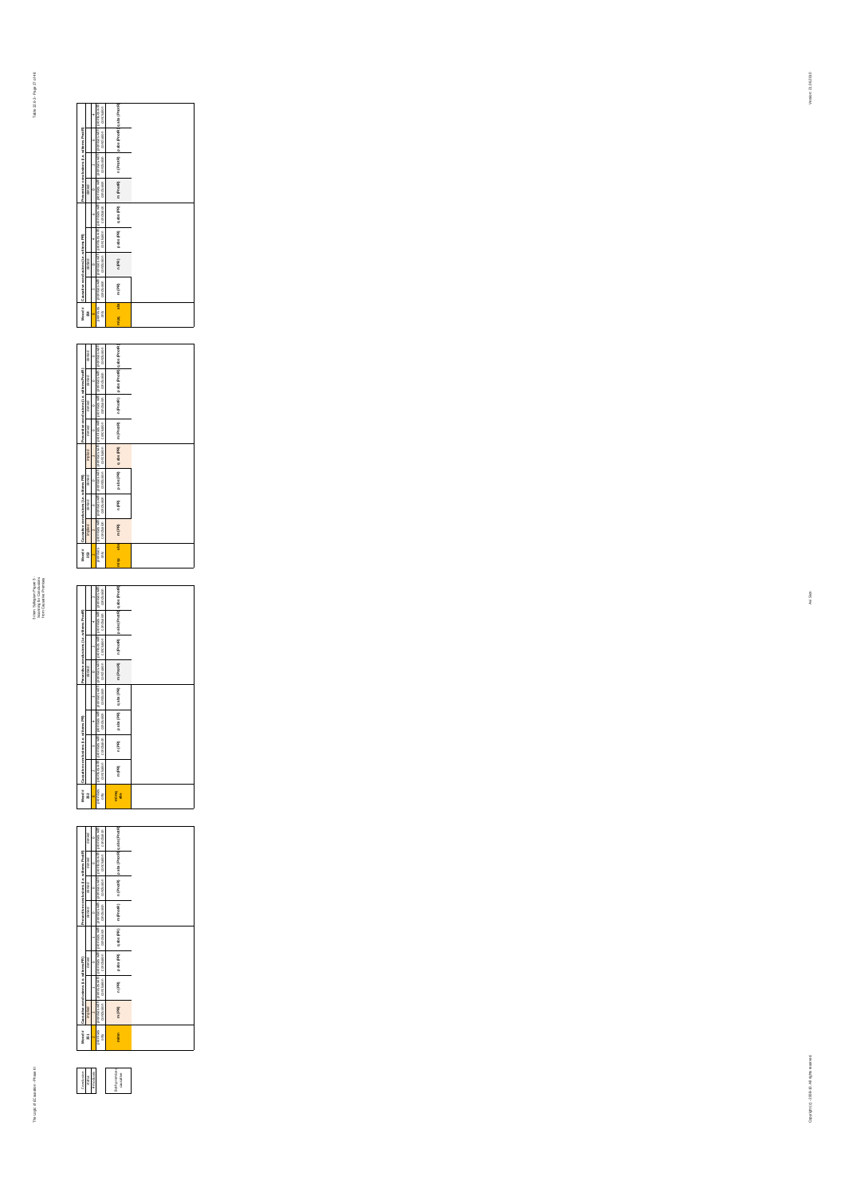3-Item Syllogism Phase II - Scanning for Conclusions from Causative Premises

| Conclusion | status |
|---|---|
| | |

| | |
|---|---|
| | {conclusion} |
| | causative |

| Mood # 351 | Causative conclusions (i.e. wellness PR) | | | | Preventive conclusions (i.e. wellness Prevent) | | | |
|---|---|---|---|---|---|---|---|---|
| | implied | | | | | denied | denied | denied |
| premises only | premises with conclusion | premises with conclusion | premises with conclusion | premises with conclusion | premises with conclusion | premises with conclusion | premises with conclusion | premises with conclusion |
| mnan | m (PR) | n (PR) | p abs (PR) | q abs (PR) | m (PnotR) | n (PnotR) | p abs (PnotR) | q abs (PnotR) |

| Mood # 352 | Causative conclusions (i.e. wellness PR) | | | | Preventive conclusions (i.e. wellness Prevent) | | | |
|---|---|---|---|---|---|---|---|---|
| | | | | | denied | | | |
| premises only | premises with conclusion | premises with conclusion | premises with conclusion | premises with conclusion | premises with conclusion | premises with conclusion | premises with conclusion | premises with conclusion |
| m (nq) abs | m (PR) | n (PR) | p abs (PR) | q abs (PR) | m (PnotR) | n (PnotR) | p abs (PnotR) | q abs (PnotR) |

| Mood # 353 | Causative conclusions (i.e. wellness PR) | | | | Preventive conclusions (i.e. wellness Prevent) | | | |
|---|---|---|---|---|---|---|---|---|
| | implied | denied | denied | implied | denied | denied | denied | denied |
| premises only | premises with conclusion | premises with conclusion | premises with conclusion | premises with conclusion | premises with conclusion | premises with conclusion | premises with conclusion | premises with conclusion |
| mqn abs | m (PR) | n (PR) | p abs (PR) | q abs (PR) | m (PnotR) | n (PnotR) | p abs (PnotR) | q abs (PnotR) |

| Mood # 354 | Causative conclusions (i.e. wellness PR) | | | | Preventive conclusions (i.e. wellness Prevent) | | | |
|---|---|---|---|---|---|---|---|---|
| | | | | | denied | | | |
| premises only | premises with conclusion | premises with conclusion | premises with conclusion | premises with conclusion | premises with conclusion | premises with conclusion | premises with conclusion | premises with conclusion |
| m (pq) abs | m (PR) | n (PR) | p abs (PR) | q abs (PR) | m (PnotR) | n (PnotR) | p abs (PnotR) | q abs (PnotR) |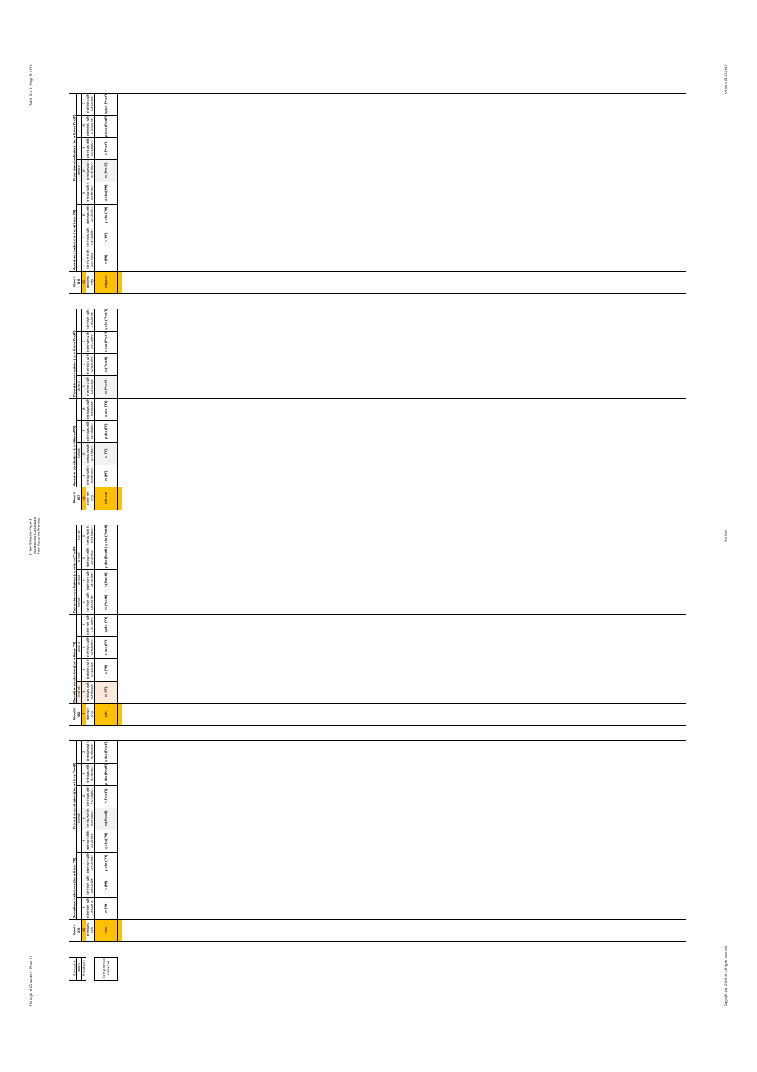| Mood # 354 | Causative conclusions (i.e. with mens PR) | | | | Preventive conclusions (i.e. with mens Pre(R)) | | | |
|---|---|---|---|---|---|---|---|---|
| valid | 4 | 3 | 6 | 3 | 6 | 4 | 10 | 6 |
| premises only | premises with conclusion | premises with conclusion | premises with conclusion | premises with conclusion | premises with conclusion | premises with conclusion | premises with conclusion | premises with conclusion |
| mn, abs | m (PR) | n (PR) | p abs (PR) | q abs (PR) | m (PreR) | n (PreR) | p abs (PreR) | q abs (PreR) |

| Mood # 357 | Causative conclusions (i.e. with mens PR) | | | | Preventive conclusions (i.e. with mens Pre(R)) | | | |
|---|---|---|---|---|---|---|---|---|
| valid | 4 | 0 | 4 | 0 | 0 | 2 | 6 | 4 |
| premises only | premises with conclusion | premises with conclusion | premises with conclusion | premises with conclusion | premises with conclusion | premises with conclusion | premises with conclusion | premises with conclusion |
| mp, abs | m (PR) | n (PR) | p abs (PR) | q abs (PR) | m (PreR) | n (PreR) | p abs (PreR) | q abs (PreR) |

| Mood # 358 | Causative conclusions (i.e. with mens PR) | | | | Preventive conclusions (i.e. with mens Pre(R)) | | | |
|---|---|---|---|---|---|---|---|---|
| 4 | 4 | | | | 0 | 0 | 0 | 0 |
| premises only | premises with conclusion | premises with conclusion | premises with conclusion | premises with conclusion | premises with conclusion | premises with conclusion | premises with conclusion | premises with conclusion |
| mn | m (PR) | n (PR) | p abs (PR) | q abs (PR) | m (PreR) | n (PreR) | p abs (PreR) | q abs (PreR) |

| Mood # 359 | Causative conclusions (i.e. with mens PR) | | | | Preventive conclusions (i.e. with mens Pre(R)) | | | |
|---|---|---|---|---|---|---|---|---|
| valid | 4 | 4 | 4 | 4 | 0 | 2 | 4 | |
| premises only | premises with conclusion | premises with conclusion | premises with conclusion | premises with conclusion | premises with conclusion | premises with conclusion | premises with conclusion | premises with conclusion |
| mn | m (PR) | n (PR) | p abs (PR) | q abs (PR) | m (PreR) | n (PreR) | p abs (PreR) | q abs (PreR) |

| Conclusion status # solutions | Both premises + conclusion |
|---|---|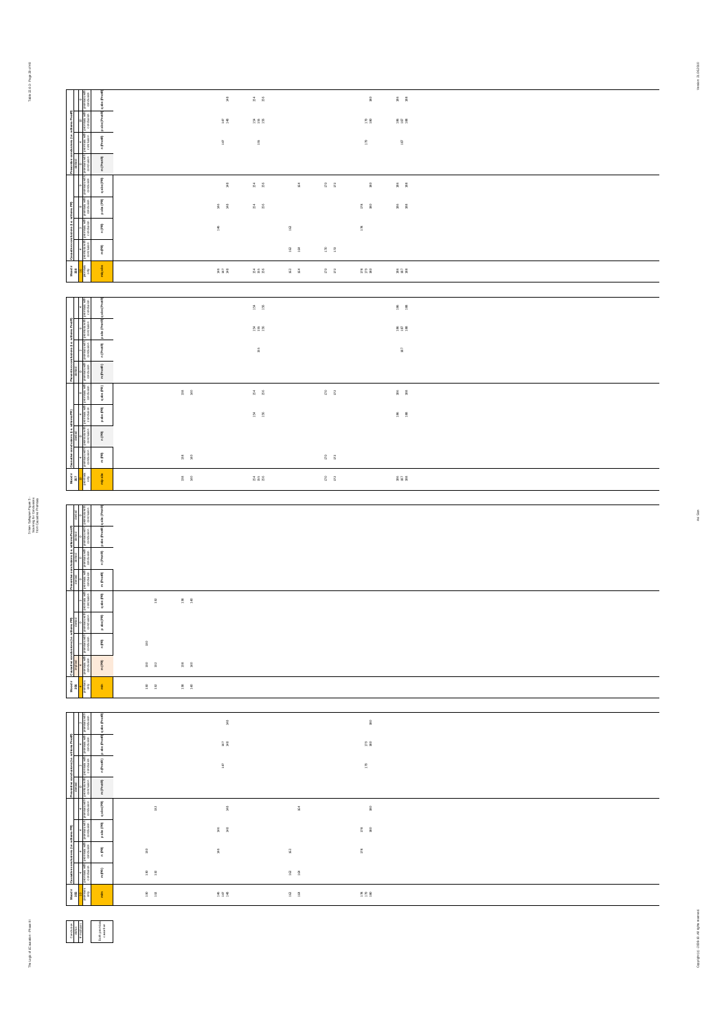| Mood # | Causative conclusions: m (PR) | n (PR) | p abs (PR) | q abs (PR) | Preventive conclusions: m (PnotR) | n (PnotR) | p abs (PnotR) | q abs (PnotR) |
|---|---|---|---|---|---|---|---|---|
| mn abs | 162 164 170 172 | 146 162 178 | 146 148 154 156 178 180 186 188 | 148 154 156 164 170 172 180 186 188 | | 147 155 179 187 | 147 148 154 155 156 179 180 186 187 188 | 148 154 156 180 186 188 |

| Mood # | Causative conclusions: m (PR) | n (PR) | p abs (PR) | q abs (PR) | Preventive conclusions: m (PnotR) | n (PnotR) | p abs (PnotR) | q abs (PnotR) |
|---|---|---|---|---|---|---|---|---|
| mp abs | 138 140 170 172 | | 154 156 186 188 | 138 140 154 156 170 172 186 188 | | 155 187 | 154 155 156 186 187 188 | 154 156 186 188 |

| Mood # | Causative conclusions: m (PR) | n (PR) | p abs (PR) | q abs (PR) | Preventive conclusions: m (PnotR) | n (PnotR) | p abs (PnotR) | q abs (PnotR) |
|---|---|---|---|---|---|---|---|---|
| mn | 130 132 138 140 | 130 | | 132 138 140 | | | | |

| Mood # | Causative conclusions: m (PR) | n (PR) | p abs (PR) | q abs (PR) | Preventive conclusions: m (PnotR) | n (PnotR) | p abs (PnotR) | q abs (PnotR) |
|---|---|---|---|---|---|---|---|---|
| mn | 130 132 162 164 | 130 146 162 178 | 146 148 178 180 | 132 148 164 180 | | 147 179 | 147 148 179 180 | 148 180 |

Both premises causative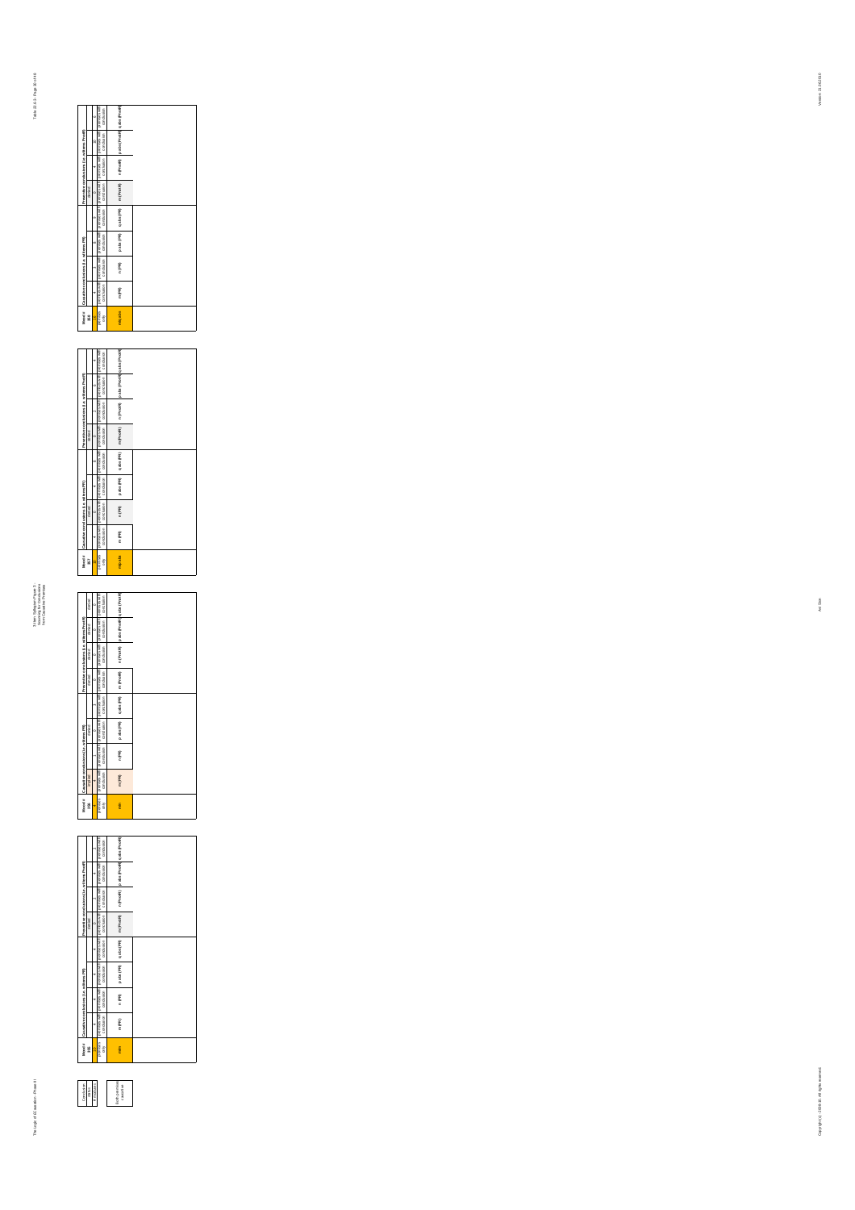| Conclusion status |
| --- |
| # moods left |
| Both premises causative |

| Mood # 155 | Causative conclusions (i.e. with mood PR) | | | | Preventive conclusions (i.e. with mood PnotR) | | | |
| --- | --- | --- | --- | --- | --- | --- | --- | --- |
| | 4 | 4 | 4 | 4 | valid | 2 | 4 | 1 |
| premises only | premises with conclusion | premises with conclusion | premises with conclusion | premises with conclusion | premises with conclusion | premises with conclusion | premises with conclusion | premises with conclusion |
| m/n | m (PR) | n (PR) | p abs (PR) | q abs (PR) | m (PnotR) | n (PnotR) | p abs (PnotR) | q abs (PnotR) |

| Mood # 156 | Causative conclusions (i.e. with mood PR) | | | | Preventive conclusions (i.e. with mood PnotR) | | | |
| --- | --- | --- | --- | --- | --- | --- | --- | --- |
| 4 | 4 | 2 | 2 | 1 | valid | valid | valid | valid |
| premises only | premises with conclusion | premises with conclusion | premises with conclusion | premises with conclusion | premises with conclusion | premises with conclusion | premises with conclusion | premises with conclusion |
| m/n | m (PR) | n (PR) | p abs (PR) | q abs (PR) | m (PnotR) | n (PnotR) | p abs (PnotR) | q abs (PnotR) |

| Mood # 157 | Causative conclusions (i.e. with mood PR) | | | | Preventive conclusions (i.e. with mood PnotR) | | | |
| --- | --- | --- | --- | --- | --- | --- | --- | --- |
| | 4 | valid | 4 | 4 | valid | 2 | 4 | 4 |
| premises only | premises with conclusion | premises with conclusion | premises with conclusion | premises with conclusion | premises with conclusion | premises with conclusion | premises with conclusion | premises with conclusion |
| m/p abs | m (PR) | n (PR) | p abs (PR) | q abs (PR) | m (PnotR) | n (PnotR) | p abs (PnotR) | q abs (PnotR) |

| Mood # 158 | Causative conclusions (i.e. with mood PR) | | | | Preventive conclusions (i.e. with mood PnotR) | | | |
| --- | --- | --- | --- | --- | --- | --- | --- | --- |
| | 4 | 4 | 4 | 4 | valid | 4 | 10 | 6 |
| premises only | premises with conclusion | premises with conclusion | premises with conclusion | premises with conclusion | premises with conclusion | premises with conclusion | premises with conclusion | premises with conclusion |
| m/n abs | m (PR) | n (PR) | p abs (PR) | q abs (PR) | m (PnotR) | n (PnotR) | p abs (PnotR) | q abs (PnotR) |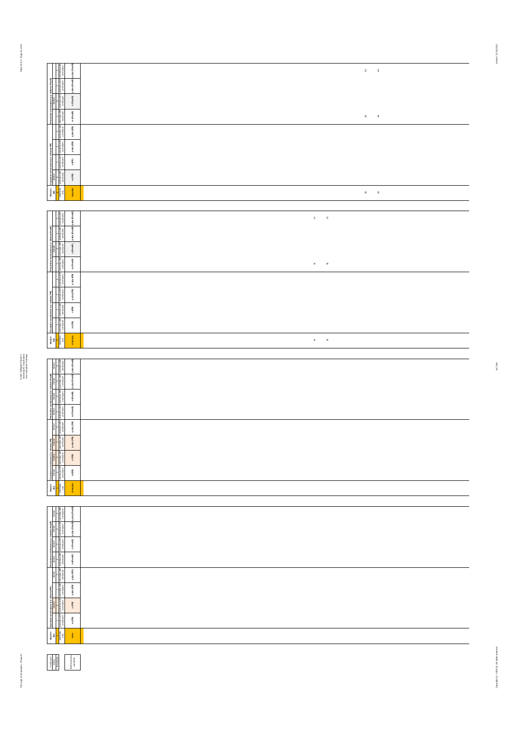| Mood # 3R4 | Causative conclusions (i.e. wilfulness PR) | | | | Preventive conclusions (i.e. wilfulness Prodf) | | | |
|---|---|---|---|---|---|---|---|---|
| premises only | premises with conclusion | premises with conclusion | premises with conclusion | premises with conclusion | premises with conclusion | premises with conclusion | premises with conclusion | premises with conclusion |
| n/p;q;abs | m (PR) | n (PR) | p.abs (PR) | q.abs (PR) | m (Prodf) | n (Prodf) | p.abs (Prodf) | q.abs (Prodf) |
| 90 94 | | | | | 90 94 | | | 90 94 |

| Mood # 3R8 | Causative conclusions (i.e. wilfulness PR) | | | | Preventive conclusions (i.e. wilfulness Prodf) | | | |
|---|---|---|---|---|---|---|---|---|
| premises only | premises with conclusion | premises with conclusion | premises with conclusion | premises with conclusion | premises with conclusion | premises with conclusion | premises with conclusion | premises with conclusion |
| n/p;abs | m (PR) | n (PR) | p.abs (PR) | q.abs (PR) | m (Prodf) | n (Prodf) | p.abs (Prodf) | q.abs (Prodf) |
| 74 78 | | | | | 74 78 | | | 74 78 |

| Mood # 3R2 | Causative conclusions (i.e. wilfulness PR) | | | | Preventive conclusions (i.e. wilfulness Prodf) | | | |
|---|---|---|---|---|---|---|---|---|
| premises only | premises with conclusion | premises with conclusion | premises with conclusion | premises with conclusion | premises with conclusion | premises with conclusion | premises with conclusion | premises with conclusion |
| m/n;abs | m (PR) | n (PR) | p.abs (PR) | q.abs (PR) | m (Prodf) | n (Prodf) | p.abs (Prodf) | q.abs (Prodf) |
| | | | | | | | | |

| Mood # 3R1 | Causative conclusions (i.e. wilfulness PR) | | | | Preventive conclusions (i.e. wilfulness Prodf) | | | |
|---|---|---|---|---|---|---|---|---|
| premises only | premises with conclusion | premises with conclusion | premises with conclusion | premises with conclusion | premises with conclusion | premises with conclusion | premises with conclusion | premises with conclusion |
| m/n | m (PR) | n (PR) | p.abs (PR) | q.abs (PR) | m (Prodf) | n (Prodf) | p.abs (Prodf) | q.abs (Prodf) |
| | | | | | | | | |

| Conclusion status | Antecedent |
|---|---|
| | |

| right/common conclusion |
|---|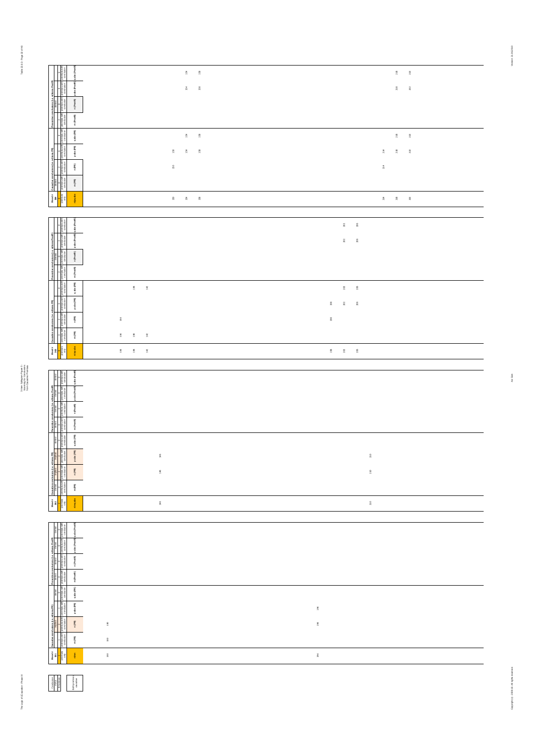| Mood # 384 | Causative conclusions (i.e. within mPP) | | | | Preventive conclusions (i.e. within PmQP) | | | |
|---|---|---|---|---|---|---|---|---|
| premises only | premises with conclusion | premises with conclusion | premises with conclusion | premises with conclusion | premises with conclusion | premises with conclusion | premises with conclusion | premises with conclusion |
| m/p,q,abs | m (PR) | n (PR) | p,abs (PR) | q,abs (PR) | m (PnotR) | n (PnotR) | p,abs (PnotR) | q,abs (PnotR) |
| 150, 154, 158, 214, 218, 222 | | 150, 214 | 150, 154, 158, 214, 218, 222 | 154, 158, 218, 222 | | | 154, 158, 218, 222 | 154, 158, 218, 222 |

| Mood # 383 | Causative conclusions (i.e. within mPP) | | | | Preventive conclusions (i.e. within PmQP) | | | |
|---|---|---|---|---|---|---|---|---|
| premises only | premises with conclusion | premises with conclusion | premises with conclusion | premises with conclusion | premises with conclusion | premises with conclusion | premises with conclusion | premises with conclusion |
| m/p,abs | m (PR) | n (PR) | p,abs (PR) | q,abs (PR) | m (PnotR) | n (PnotR) | p,abs (PnotR) | q,abs (PnotR) |
| 134, 138, 142, 198, 202, 206 | 134, 138, 142 | 134, 198 | 198, 202, 206 | 138, 142, 202, 206 | | | 202, 206 | 202, 206 |

| Mood # 382 | Causative conclusions (i.e. within mPP) | | | | Preventive conclusions (i.e. within PmQP) | | | |
|---|---|---|---|---|---|---|---|---|
| premises only | premises with conclusion | premises with conclusion | premises with conclusion | premises with conclusion | premises with conclusion | premises with conclusion | premises with conclusion | premises with conclusion |
| n/m,abs | m (PR) | n (PR) | p,abs (PR) | q,abs (PR) | m (PnotR) | n (PnotR) | p,abs (PnotR) | q,abs (PnotR) |
| 146, 210 | | 146, 210 | 146, 210 | | | | | |

| Mood # 381 | Causative conclusions (i.e. within mPP) | | | | Preventive conclusions (i.e. within PmQP) | | | |
|---|---|---|---|---|---|---|---|---|
| premises only | premises with conclusion | premises with conclusion | premises with conclusion | premises with conclusion | premises with conclusion | premises with conclusion | premises with conclusion | premises with conclusion |
| n/m | m (PR) | n (PR) | p,abs (PR) | q,abs (PR) | m (PnotR) | n (PnotR) | p,abs (PnotR) | q,abs (PnotR) |
| 130, 194 | 130 | 130, 194 | 194 | | | | | |

| Conclusion status | | |
|---|---|---|
| # of moods | | bold numerals = causative |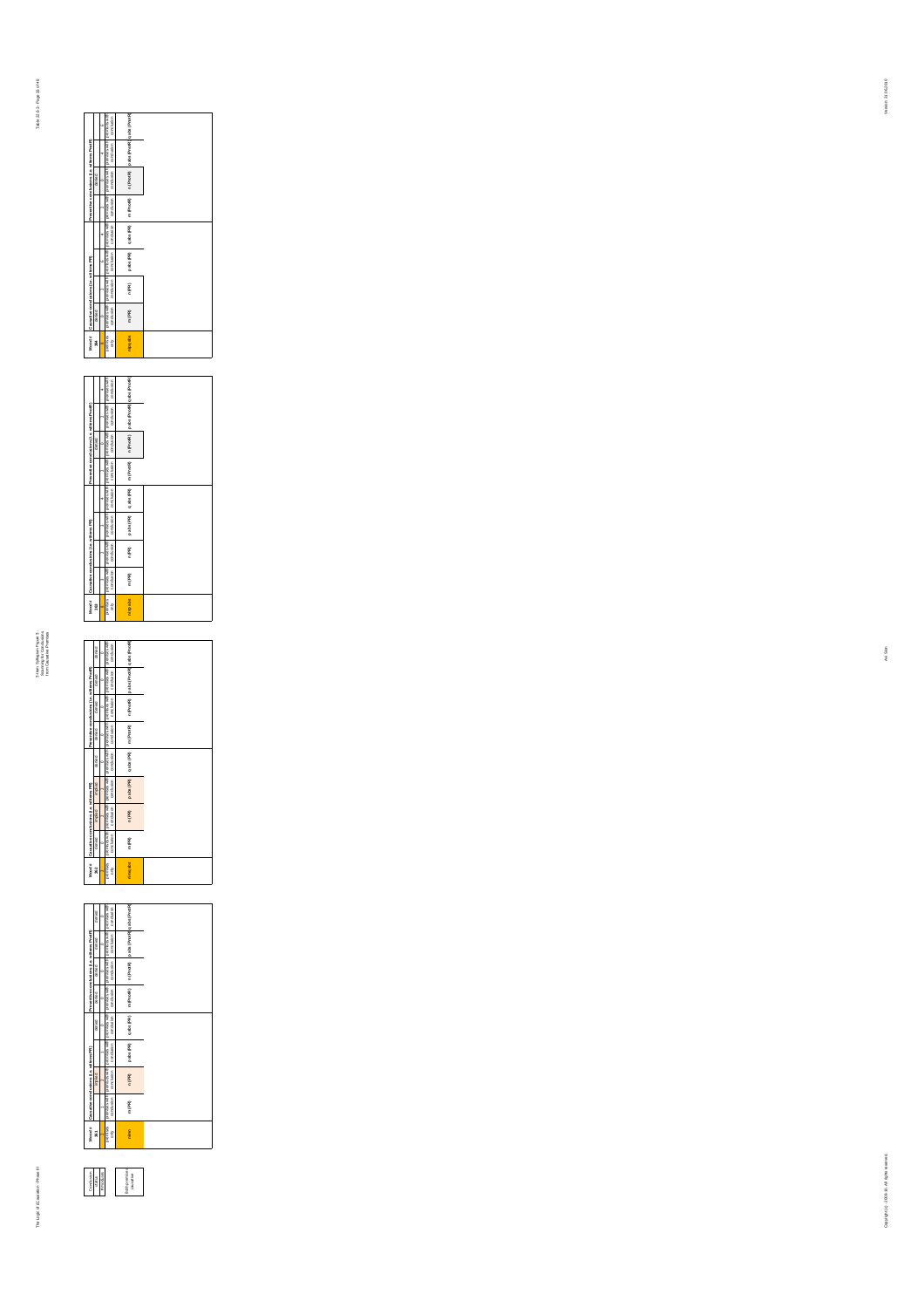## 3-item Syllogism Figure 3 - Scanning for Conclusions from Causative Premises

| Mood # 361 | Causative conclusions (i.e. with/ems PR) | | | | Preventive conclusions (i.e. with/ems Pnot R) | | | |
|---|---|---|---|---|---|---|---|---|
| | 1 | 1 | | denied | denied | denied | denied | denied |
| premises only | premises with conclusion | premises with conclusion | premises with conclusion | premises with conclusion | premises with conclusion | premises with conclusion | premises with conclusion | premises with conclusion |
| m/n | m (PR) | n (PR) | p abs (PR) | q abs (PR) | m (PnotR) | n (PnotR) | p abs (PnotR) | q abs (PnotR) |

| Mood # 362 | Causative conclusions (i.e. with/ems PR) | | | | Preventive conclusions (i.e. with/ems Pnot R) | | | |
|---|---|---|---|---|---|---|---|---|
| | denied | 1 | 1 | denied | denied | denied | denied | denied |
| premises only | premises with conclusion | premises with conclusion | premises with conclusion | premises with conclusion | premises with conclusion | premises with conclusion | premises with conclusion | premises with conclusion |
| m/n abs | m (PR) | n (PR) | p abs (PR) | q abs (PR) | m (PnotR) | n (PnotR) | p abs (PnotR) | q abs (PnotR) |

| Mood # 363 | Causative conclusions (i.e. with/ems PR) | | | | Preventive conclusions (i.e. with/ems Pnot R) | | | |
|---|---|---|---|---|---|---|---|---|
| | 1 | 1 | 1 | 4 | 1 | 0 | 1 | 4 |
| premises only | premises with conclusion | premises with conclusion | premises with conclusion | premises with conclusion | premises with conclusion | premises with conclusion | premises with conclusion | premises with conclusion |
| m/p abs | m (PR) | n (PR) | p abs (PR) | q abs (PR) | m (PnotR) | n (PnotR) | p abs (PnotR) | q abs (PnotR) |

| Mood # 364 | Causative conclusions (i.e. with/ems PR) | | | | Preventive conclusions (i.e. with/ems Pnot R) | | | |
|---|---|---|---|---|---|---|---|---|
| | denied | 1 | 0 | 4 | 1 | denied | 4 | 4 |
| premises only | premises with conclusion | premises with conclusion | premises with conclusion | premises with conclusion | premises with conclusion | premises with conclusion | premises with conclusion | premises with conclusion |
| n/p abs | m (PR) | n (PR) | p abs (PR) | q abs (PR) | m (PnotR) | n (PnotR) | p abs (PnotR) | q abs (PnotR) |

| Conclusion status |
|---|
| # moduses |
| 0 (if no conclusion is possible) |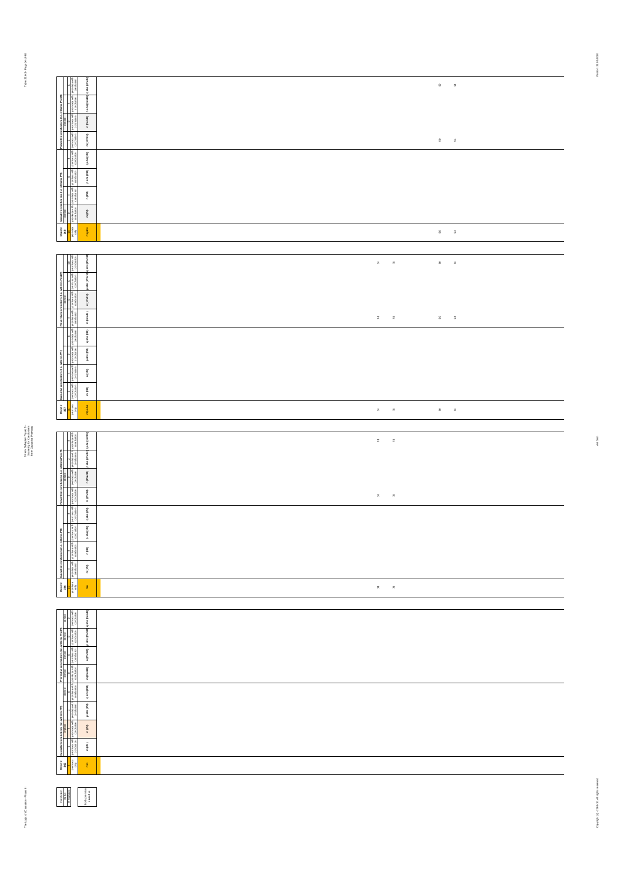| Mood # 388 | Causative conclusions (i.e. without Prel) | | | | Preventive conclusions (i.e. without Prel) | | | |
|---|---|---|---|---|---|---|---|---|
| m; pabs | m (Pl) | n (Pl) | pabs (Pl) | qabs (Pl) | m (Prel) | n (Prel) | pabs (Prel) | qabs (Prel) |
| 90 94 | | | | | 90 94 | | | 90 94 |

| Mood # 387 | Causative conclusions (i.e. without Prel) | | | | Preventive conclusions (i.e. without Prel) | | | |
|---|---|---|---|---|---|---|---|---|
| n; pabs | m (Pl) | n (Pl) | pabs (Pl) | qabs (Pl) | m (Prel) | n (Prel) | pabs (Prel) | qabs (Prel) |
| 74 78 90 94 | | | | | 74 78 90 94 | | | 74 78 90 94 |

| Mood # 386 | Causative conclusions (i.e. without Prel) | | | | Preventive conclusions (i.e. without Prel) | | | |
|---|---|---|---|---|---|---|---|---|
| m; n | m (Pl) | n (Pl) | pabs (Pl) | qabs (Pl) | m (Prel) | n (Prel) | pabs (Prel) | qabs (Prel) |
| 74 78 | | | | | 74 78 | | | 74 78 |

| Mood # 385 | Causative conclusions (i.e. without Prel) | | | | Preventive conclusions (i.e. without Prel) | | | |
|---|---|---|---|---|---|---|---|---|
| m; n | m (Pl) | n (Pl) | pabs (Pl) | qabs (Pl) | m (Prel) | n (Prel) | pabs (Prel) | qabs (Prel) |
| | | | | | | | | |

Conclusion status: # moods; both premises + conclusion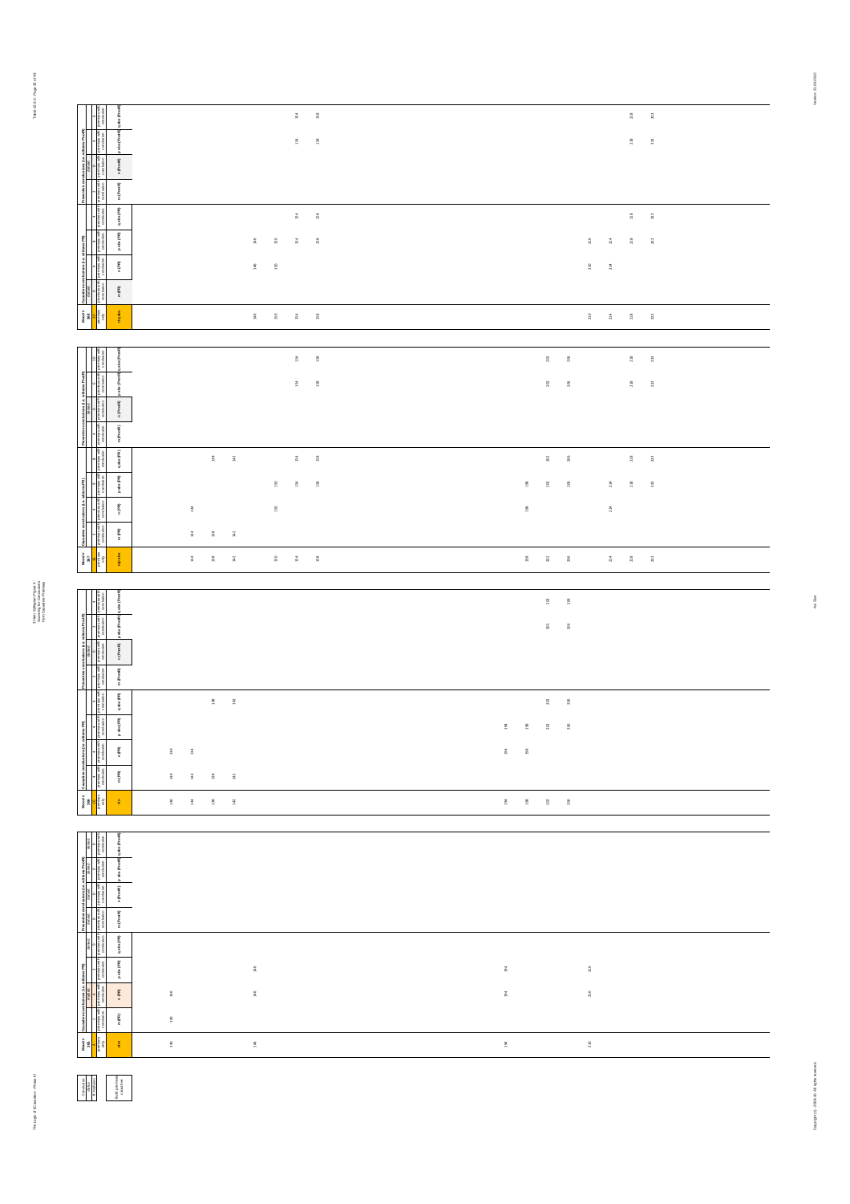| Mood # 185 (premises only) | Causative conclusions (i.e. with mns PR): m (PR) | n (PR) | p abs (PR) | q abs (PR) | Preventive conclusions (i.e. with mns Prod/E): m (Prod/E) | n (Prod/E) | p abs (Prod/E) | q abs (Prod/E) |
|---|---|---|---|---|---|---|---|---|
| n/q abs | | | | | | | | |
| 146 | | 146 | 146 | | | | | |
| 150 | | 150 | 150 | | | | | |
| 154 | | | 154 | 154 | | | 154 | 154 |
| 158 | | | 158 | 158 | | | 158 | 158 |
| 210 | | 210 | 210 | | | | | |
| 214 | | 214 | 214 | | | | | |
| 218 | | | 218 | 218 | | | 218 | 218 |
| 222 | | | 222 | 222 | | | 222 | 222 |

| Mood # 187 (premises only) | Causative conclusions (i.e. with mns PR): m (PR) | n (PR) | p abs (PR) | q abs (PR) | Preventive conclusions (i.e. with mns Prod/E): m (Prod/E) | n (Prod/E) | p abs (Prod/E) | q abs (Prod/E) |
|---|---|---|---|---|---|---|---|---|
| n/p abs | | | | | | | | |
| 134 | 134 | 134 | | | | | | |
| 138 | 138 | | | 138 | | | | |
| 142 | 142 | | | 142 | | | | |
| 150 | | 150 | 150 | | | | | |
| 154 | | | 154 | 154 | | | 154 | 154 |
| 158 | | | 158 | 158 | | | 158 | 158 |
| 198 | | 198 | 198 | | | | | |
| 202 | | | 202 | 202 | | | 202 | 202 |
| 206 | | | 206 | 206 | | | 206 | 206 |
| 214 | | 214 | 214 | | | | | |
| 218 | | | 218 | 218 | | | 218 | 218 |
| 222 | | | 222 | 222 | | | 222 | 222 |

| Mood # 186 (premises only) | Causative conclusions (i.e. with mns PR): m (PR) | n (PR) | p abs (PR) | q abs (PR) | Preventive conclusions (i.e. with mns Prod/E): m (Prod/E) | n (Prod/E) | p abs (Prod/E) | q abs (Prod/E) |
|---|---|---|---|---|---|---|---|---|
| m/n | | | | | | | | |
| 130 | 130 | 130 | | | | | | |
| 134 | 134 | 134 | | | | | | |
| 138 | 138 | | | 138 | | | | |
| 142 | 142 | | | 142 | | | | |
| 194 | | 194 | 194 | | | | | |
| 198 | | 198 | 198 | | | | | |
| 202 | | | 202 | 202 | | | 202 | 202 |
| 206 | | | 206 | 206 | | | 206 | 206 |

| Mood # 188 (premises only) | Causative conclusions (i.e. with mns PR): m (PR) | n (PR) | p abs (PR) | q abs (PR) | Preventive conclusions (i.e. with mns Prod/E): m (Prod/E) | n (Prod/E) | p abs (Prod/E) | q abs (Prod/E) |
|---|---|---|---|---|---|---|---|---|
| m/n | | | | | | | | |
| 130 | 130 | 130 | | | | | | |
| 146 | | 146 | 146 | | | | | |
| 194 | | 194 | 194 | | | | | |
| 210 | | 210 | 210 | | | | | |

| Conclusion status | |
|---|---|
| # modusren | Both premises causative |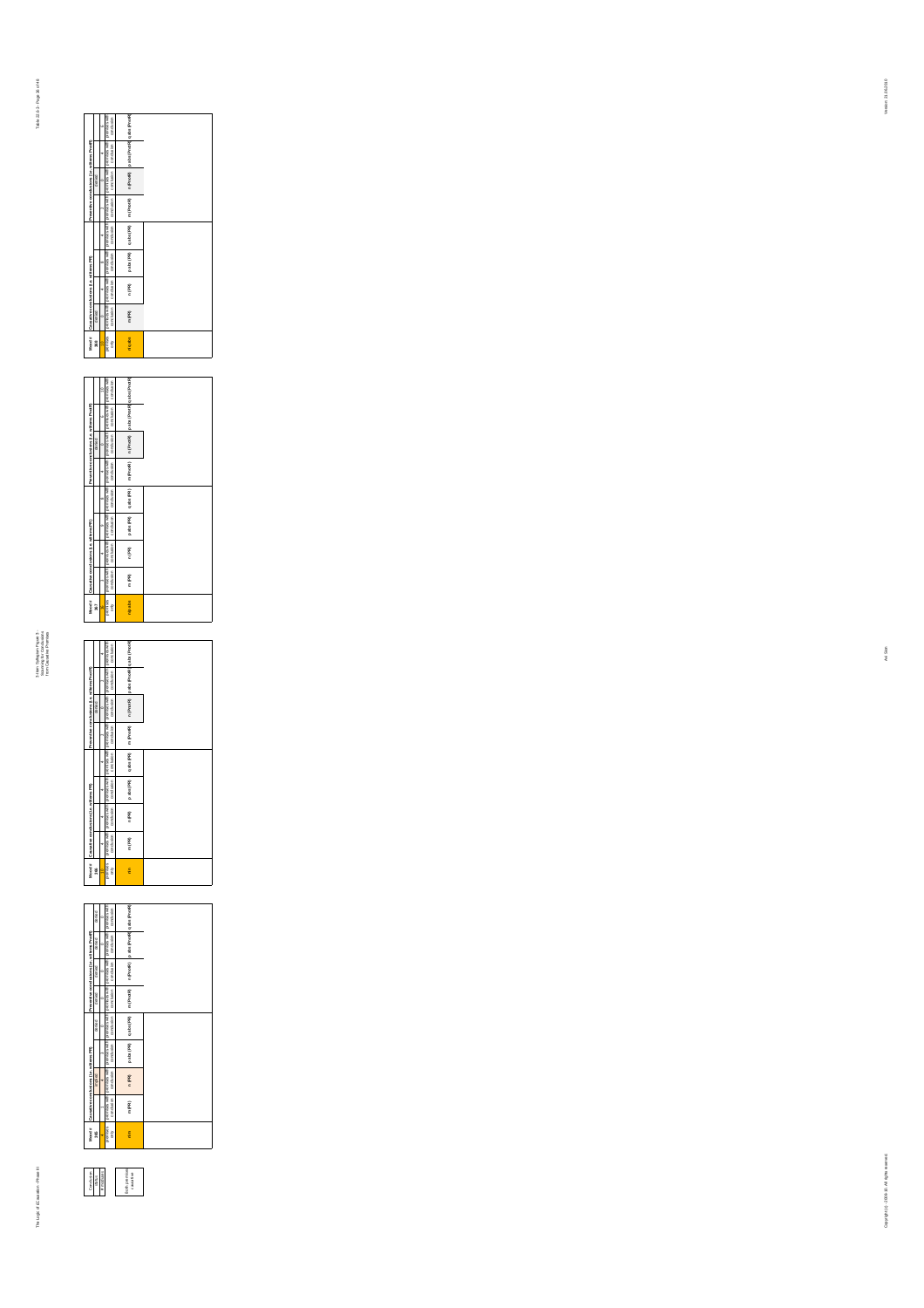| Conclusion status |
| --- |
| # moods |
| Both premises causative |

| Mood # 365 | Causative conclusions (i.e. with/ness PR) | | | | Preventive conclusions (i.e. with/ness PnotR) | | | |
| --- | --- | --- | --- | --- | --- | --- | --- | --- |
| valid | | | | | | | | |
| premises only | premises with conclusion | premises with conclusion | premises with conclusion | premises with conclusion | premises with conclusion | premises with conclusion | premises with conclusion | premises with conclusion |
| m, n | m (PR) | n (PR) | p abs (PR) | q abs (PR) | m (PnotR) | n (PnotR) | p abs (PnotR) | q abs (PnotR) |

| Mood # 366 | Causative conclusions (i.e. with/ness PR) | | | | Preventive conclusions (i.e. with/ness PnotR) | | | |
| --- | --- | --- | --- | --- | --- | --- | --- | --- |
| valid | | | | | | | | |
| premises only | premises with conclusion | premises with conclusion | premises with conclusion | premises with conclusion | premises with conclusion | premises with conclusion | premises with conclusion | premises with conclusion |
| m, n | m (PR) | n (PR) | p abs (PR) | q abs (PR) | m (PnotR) | n (PnotR) | p abs (PnotR) | q abs (PnotR) |

| Mood # 367 | Causative conclusions (i.e. with/ness PR) | | | | Preventive conclusions (i.e. with/ness PnotR) | | | |
| --- | --- | --- | --- | --- | --- | --- | --- | --- |
| valid | | | | | | | | |
| premises only | premises with conclusion | premises with conclusion | premises with conclusion | premises with conclusion | premises with conclusion | premises with conclusion | premises with conclusion | premises with conclusion |
| n, p abs | m (PR) | n (PR) | p abs (PR) | q abs (PR) | m (PnotR) | n (PnotR) | p abs (PnotR) | q abs (PnotR) |

| Mood # 368 | Causative conclusions (i.e. with/ness PR) | | | | Preventive conclusions (i.e. with/ness PnotR) | | | |
| --- | --- | --- | --- | --- | --- | --- | --- | --- |
| valid | | | | | | | | |
| premises only | premises with conclusion | premises with conclusion | premises with conclusion | premises with conclusion | premises with conclusion | premises with conclusion | premises with conclusion | premises with conclusion |
| m, q abs | m (PR) | n (PR) | p abs (PR) | q abs (PR) | m (PnotR) | n (PnotR) | p abs (PnotR) | q abs (PnotR) |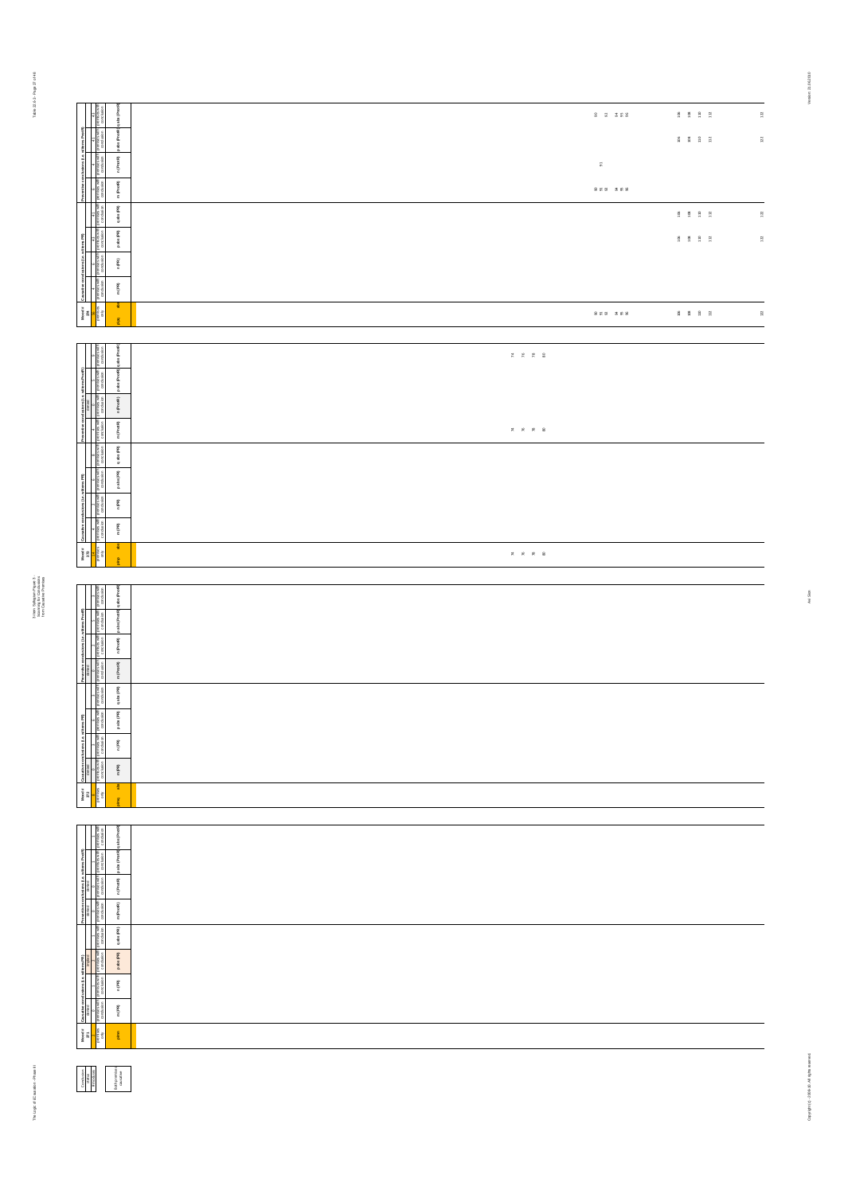| Mood # 3/4 | Causative conclusions (i.e. with/ms PR) | | | | Preventive conclusions (i.e. with/ms Prod R) | | | |
|---|---|---|---|---|---|---|---|---|
| abs / pq | m (PR) | n (PR) | p abs (PR) | q abs (PR) | m (Prod R) | n (Prod R) | p abs (Prod R) | q abs (Prod R) |
| 90, 91, 93, 94, 95, 96 | | | | | 90, 91, 93, 94, 95, 96 | 91 | | 90, 91, 94, 95, 96 |
| 106, 108, 110, 112 | | | 106, 108, 110, 112 | 106, 108, 110, 112 | | | 106, 108, 110, 112 | 106, 108, 110, 112 |
| 122 | | | 122 | 122 | | | 122 | 122 |

| Mood # 3/3 | Causative conclusions (i.e. with/ms PR) | | | | Preventive conclusions (i.e. with/ms Prod R) | | | |
|---|---|---|---|---|---|---|---|---|
| abs / pq | m (PR) | n (PR) | p abs (PR) | q abs (PR) | m (Prod R) | n (Prod R) | p abs (Prod R) | q abs (Prod R) |
| 74, 76, 78, 80 | | | | | 74, 76, 78, 80 | | | 74, 76, 78, 80 |

| Mood # 3/2 | Causative conclusions (i.e. with/ms PR) | | | | Preventive conclusions (i.e. with/ms Prod R) | | | |
|---|---|---|---|---|---|---|---|---|
| abs / pq | m (PR) | n (PR) | p abs (PR) | q abs (PR) | m (Prod R) | n (Prod R) | p abs (Prod R) | q abs (Prod R) |

| Mood # 3/1 | Causative conclusions (i.e. with/ms PR) | | | | Preventive conclusions (i.e. with/ms Prod R) | | | |
|---|---|---|---|---|---|---|---|---|
| pmn | m (PR) | n (PR) | p abs (PR) | q abs (PR) | m (Prod R) | n (Prod R) | p abs (Prod R) | q abs (Prod R) |

Conclusion status / Antecedents

Kind of premise: causative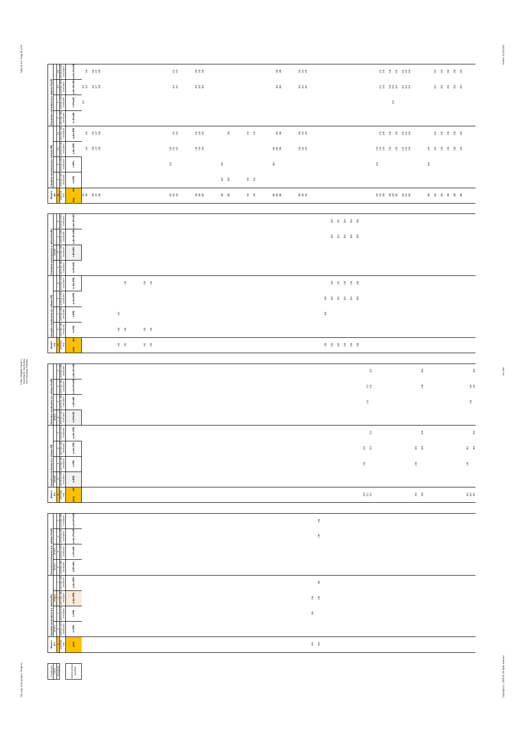**Table 22.6-1** – 3-item syllogism Figure 3 – Scanning for Conclusions from Causative Premises

| Mood # | Causative conclusions (i.e. with mns (PR)) | | | | Preventive conclusions (i.e. with mns (PrevR)) | | | |
|---|---|---|---|---|---|---|---|---|
| | m (PR) | n (PR) | p abs (PR) | q abs (PR) | m (PrevR) | n (PrevR) | p abs (PrevR) | q abs (PrevR) |
| pabs | | | | | | | | |
| pabq | | | | | | | | |
| pabs | | | | | | | | |
| pabn | | | | | | | | |

Conclusion status / premises with conclusion / all premises  
cell number = conclusion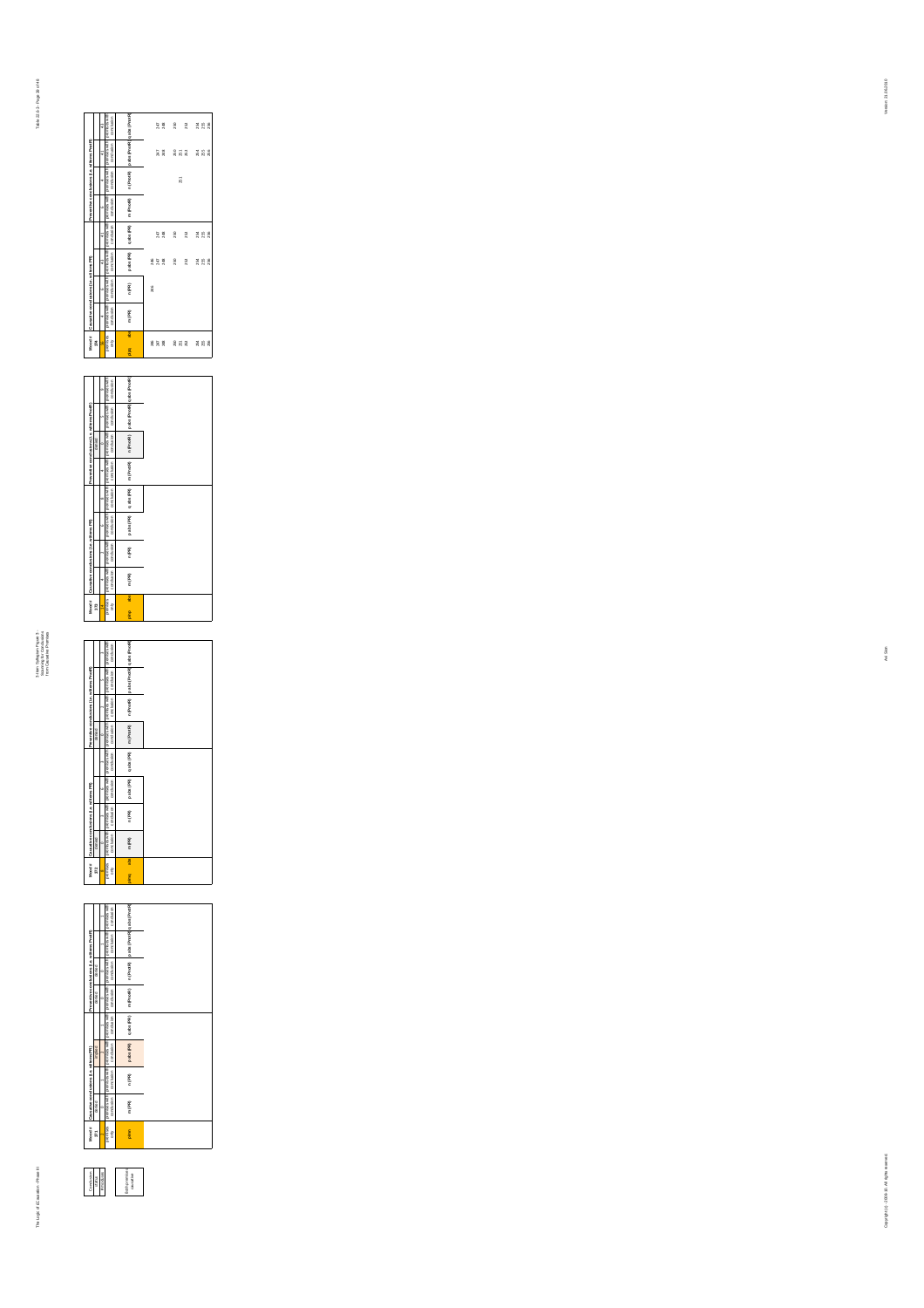# 3-item Syllogism Figure 3 - Scanning for Conclusions from Causative Premises

| Conclusion | |
|---|---|
| status | |
| # moods/not | |

| | |
|---|---|
| | full premises conclusion |

| Mood # 233 | Causative conclusions (i.e. with/sans PR) | | | | Preventive conclusions (i.e. with/sans PnotR) | | | |
|---|---|---|---|---|---|---|---|---|
| premises only | premises with conclusion | premises with conclusion | premises with conclusion | premises with conclusion | premises with conclusion | premises with conclusion | premises with conclusion | premises with conclusion |
| pmn | m (PR) | n (PR) | p abs (PR) | q abs (PR) | m (PnotR) | n (PnotR) | p abs (PnotR) | q abs (PnotR) |

| Mood # 234 | Causative conclusions (i.e. with/sans PR) | | | | Preventive conclusions (i.e. with/sans PnotR) | | | |
|---|---|---|---|---|---|---|---|---|
| premises only | premises with conclusion | premises with conclusion | premises with conclusion | premises with conclusion | premises with conclusion | premises with conclusion | premises with conclusion | premises with conclusion |
| pmq abs | m (PR) | n (PR) | p abs (PR) | q abs (PR) | m (PnotR) | n (PnotR) | p abs (PnotR) | q abs (PnotR) |

| Mood # 235 | Causative conclusions (i.e. with/sans PR) | | | | Preventive conclusions (i.e. with/sans PnotR) | | | |
|---|---|---|---|---|---|---|---|---|
| premises only | premises with conclusion | premises with conclusion | premises with conclusion | premises with conclusion | premises with conclusion | premises with conclusion | premises with conclusion | premises with conclusion |
| pmq abs | m (PR) | n (PR) | p abs (PR) | q abs (PR) | m (PnotR) | n (PnotR) | p abs (PnotR) | q abs (PnotR) |

| Mood # 236 | Causative conclusions (i.e. with/sans PR) | | | | Preventive conclusions (i.e. with/sans PnotR) | | | |
|---|---|---|---|---|---|---|---|---|
| premises only | premises with conclusion | premises with conclusion | premises with conclusion | premises with conclusion | premises with conclusion | premises with conclusion | premises with conclusion | premises with conclusion |
| pmq abs | m (PR) | n (PR) | p abs (PR) | q abs (PR) | m (PnotR) | n (PnotR) | p abs (PnotR) | q abs (PnotR) |
| 246 | | 246 | 246 | | | | | |
| 247 | | | 247 | 247 | | | 247 | 247 |
| 248 | | | 248 | 248 | | | 248 | 248 |
| 250 | | | 250 | 250 | | | 250 | 250 |
| 251 | | | | | | 251 | 251 | |
| 252 | | | 252 | 252 | | | 252 | 252 |
| 254 | | | 254 | 254 | | | 254 | 254 |
| 255 | | | 255 | 255 | | | 255 | 255 |
| 256 | | | 256 | 256 | | | 256 | 256 |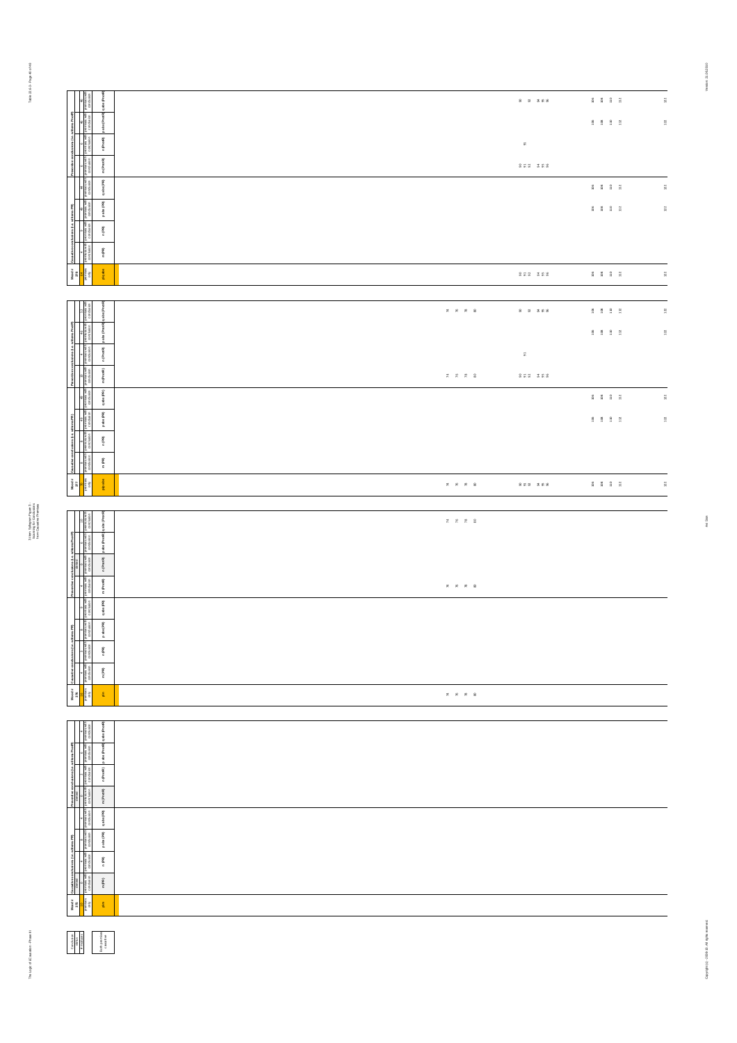# Moods # 35-38

## Mood # 35 (pi abc)

| | Causative conclusions (i.e. with ems PR) | | | | Preventive conclusions (i.e. with ems Prod R) | | | |
|---|---|---|---|---|---|---|---|---|
| Mood # 35 | m (PR) | n (PR) | p abc (PR) | q abc (PR) | m (Prod R) | n (Prod R) | p abc (Prod R) | q abc (Prod R) |
| 90 91 92 94 95 96 | | | | | 90 91 92 94 95 96 | | | 90 93 94 95 96 |
| | | | | | | 91 | | |
| 106 108 110 112 | | | 106 108 110 112 | 106 108 110 112 | | | 106 108 110 112 | 106 108 110 112 |
| 122 | | | 122 | 122 | | | 122 | 122 |

## Mood # 36 (pi abc)

| Mood # 36 | m (PR) | n (PR) | p abc (PR) | q abc (PR) | m (Prod R) | n (Prod R) | p abc (Prod R) | q abc (Prod R) |
|---|---|---|---|---|---|---|---|---|
| 74 76 78 80 | | | | | 74 76 78 80 | | | 74 76 78 80 |
| 90 91 92 94 95 96 | | | | | 90 91 92 94 95 96 | | | 90 93 94 95 96 |
| | | | | | | 91 | | |
| 106 108 110 112 | | | 106 108 110 112 | 106 108 110 112 | | | 106 108 110 112 | 106 108 110 112 |
| 122 | | | 122 | 122 | | | 122 | 122 |

## Mood # 37 (pin)

| Mood # 37 | m (PR) | n (PR) | p abc (PR) | q abc (PR) | m (Prod R) | n (Prod R) | p abc (Prod R) | q abc (Prod R) |
|---|---|---|---|---|---|---|---|---|
| 74 76 78 80 | | | | | 74 76 78 80 | | | 74 76 78 80 |

## Mood # 38 (pin)

| Mood # 38 | m (PR) | n (PR) | p abc (PR) | q abc (PR) | m (Prod R) | n (Prod R) | p abc (Prod R) | q abc (Prod R) |
|---|---|---|---|---|---|---|---|---|
| | | | | | | | | |

| Conclusion status | |
|---|---|
| # moduses | both premises + conclusion |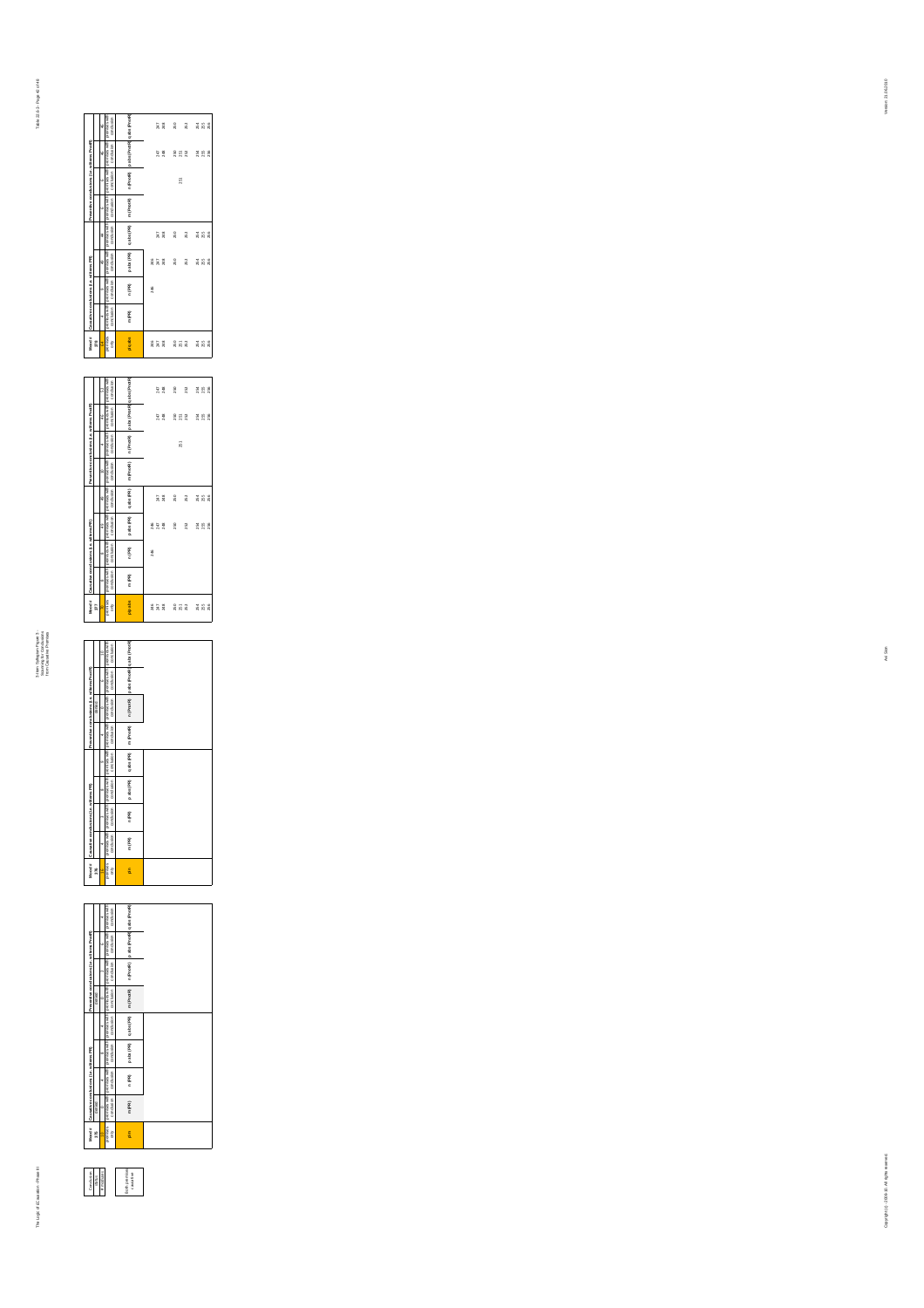Table 10.4-2 - Page 42 of 48

3-Item Syllogism Figure 3 - Scanning for Conclusions from Causative Premises

| Conclusion | Mood # 235 | Causative conclusions (i.e. with/ness PR) | | | | Preventive conclusions (i.e. with/ness PnotR) | | | |
|---|---|---|---|---|---|---|---|---|---|
| valid | 16 | | 4 | 8 | 1 | 0 | 2 | 6 | 4 |
| | premises only | premises with conclusion | premises with conclusion | premises with conclusion | premises with conclusion | premises with conclusion | premises with conclusion | premises with conclusion | premises with conclusion |
| Both premises causative | p/n | m (PR) | n (PR) | p abs (PR) | q abs (PR) | m (PnotR) | n (PnotR) | p abs (PnotR) | q abs (PnotR) |

| Mood # 236 | Causative conclusions (i.e. with/ness PR) | | | | Preventive conclusions (i.e. with/ness PnotR) | | | |
|---|---|---|---|---|---|---|---|---|
| 16 | 4 | 4 | 8 | 8 | 4 | 0 | 4 | 10 |
| premises only | premises with conclusion | premises with conclusion | premises with conclusion | premises with conclusion | premises with conclusion | premises with conclusion | premises with conclusion | premises with conclusion |
| p/n | m (PR) | n (PR) | p abs (PR) | q abs (PR) | m (PnotR) | n (PnotR) | p abs (PnotR) | q abs (PnotR) |

| Mood # 237 | Causative conclusions (i.e. with/ness PR) | | | | Preventive conclusions (i.e. with/ness PnotR) | | | |
|---|---|---|---|---|---|---|---|---|
| 11 | 0 | 1 | 40 | 40 | 10 | 4 | 41 | 53 |
| premises only | premises with conclusion | premises with conclusion | premises with conclusion | premises with conclusion | premises with conclusion | premises with conclusion | premises with conclusion | premises with conclusion |
| p/p abs | m (PR) | n (PR) | p abs (PR) | q abs (PR) | m (PnotR) | n (PnotR) | p abs (PnotR) | q abs (PnotR) |
| 246 | | 246 | 246 | | | | | |
| 247 | | | 247 | 247 | | | 247 | 247 |
| 248 | | | 248 | 248 | | | 248 | 248 |
| 250 | | | 250 | 250 | | | 250 | 250 |
| 251 | | | | | | 251 | 251 | |
| 252 | | | 252 | 252 | | | 252 | 252 |
| 254 | | | 254 | 254 | | | 254 | 254 |
| 255 | | | 255 | 255 | | | 255 | 255 |
| 256 | | | 256 | 256 | | | 256 | 256 |

| Mood # 238 | Causative conclusions (i.e. with/ness PR) | | | | Preventive conclusions (i.e. with/ness PnotR) | | | |
|---|---|---|---|---|---|---|---|---|
| 46 | 1 | 1 | 40 | 44 | 0 | 1 | 45 | 45 |
| premises only | premises with conclusion | premises with conclusion | premises with conclusion | premises with conclusion | premises with conclusion | premises with conclusion | premises with conclusion | premises with conclusion |
| p/q abs | m (PR) | n (PR) | p abs (PR) | q abs (PR) | m (PnotR) | n (PnotR) | p abs (PnotR) | q abs (PnotR) |
| 246 | | 246 | 246 | | | | | |
| 247 | | | 247 | 247 | | | 247 | 247 |
| 248 | | | 248 | 248 | | | 248 | 248 |
| 250 | | | 250 | 250 | | | 250 | 250 |
| 251 | | | | | | 251 | 251 | |
| 252 | | | 252 | 252 | | | 252 | 252 |
| 254 | | | 254 | 254 | | | 254 | 254 |
| 255 | | | 255 | 255 | | | 255 | 255 |
| 256 | | | 256 | 256 | | | 256 | 256 |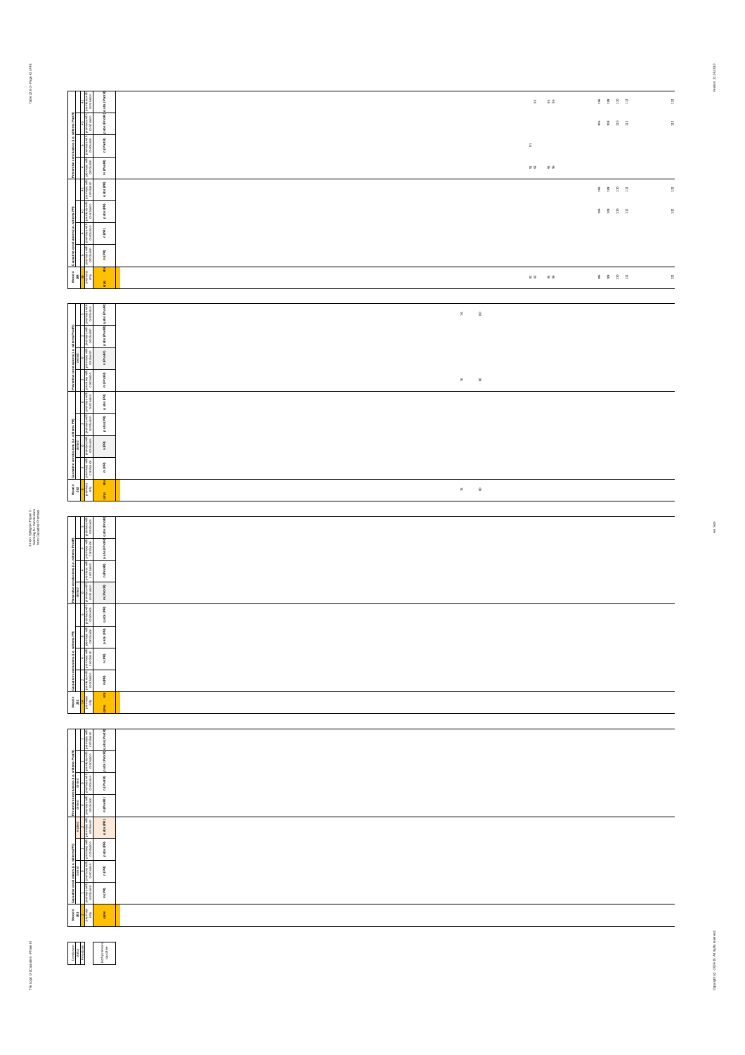| Mood # 384 | | Causative conclusions (i.e. with/wrt PR) | | | | Preventive conclusions (i.e. with/wrt PredR) | | | |
|---|---|---|---|---|---|---|---|---|---|
| premises only | | premises with conclusion | premises with conclusion | premises with conclusion | premises with conclusion | premises with conclusion | premises with conclusion | premises with conclusion | premises with conclusion |
| qlpq | abs | m (PR) | n (PR) | p abs (PR) | q abs (PR) | m (PredR) | n (PredR) | p abs (PredR) | q abs (PredR) |
| 91 92 95 96 105 108 110 111 122 | | | | 105 108 110 111 122 | 105 108 110 111 122 | 91 92 95 96 | 91 | 105 108 110 111 122 | 92 95 96 105 108 110 111 122 |

| Mood # 385 | | Causative conclusions (i.e. with/wrt PR) | | | | Preventive conclusions (i.e. with/wrt PredR) | | | |
|---|---|---|---|---|---|---|---|---|---|
| premises only | | premises with conclusion | premises with conclusion | premises with conclusion | premises with conclusion | premises with conclusion | premises with conclusion | premises with conclusion | premises with conclusion |
| qlpq | abs | m (PR) | n (PR) | p abs (PR) | q abs (PR) | m (PredR) | n (PredR) | p abs (PredR) | q abs (PredR) |
| 76 80 | | | | | | 76 80 | | | 76 80 |

| Mood # 386 | | Causative conclusions (i.e. with/wrt PR) | | | | Preventive conclusions (i.e. with/wrt PredR) | | | |
|---|---|---|---|---|---|---|---|---|---|
| premises only | | premises with conclusion | premises with conclusion | premises with conclusion | premises with conclusion | premises with conclusion | premises with conclusion | premises with conclusion | premises with conclusion |
| qlpq | abs | m (PR) | n (PR) | p abs (PR) | q abs (PR) | m (PredR) | n (PredR) | p abs (PredR) | q abs (PredR) |

| Mood # 387 | Causative conclusions (i.e. with/wrt PR) | | | | Preventive conclusions (i.e. with/wrt PredR) | | | |
|---|---|---|---|---|---|---|---|---|
| premises only | premises with conclusion | premises with conclusion | premises with conclusion | premises with conclusion | premises with conclusion | premises with conclusion | premises with conclusion | premises with conclusion |
| qlpm | m (PR) | n (PR) | p abs (PR) | q abs (PR) | m (PredR) | n (PredR) | p abs (PredR) | q abs (PredR) |

| Conclusion status | Antecedent | Scenario |
|---|---|---|
| | | # of premises / # of conclusions |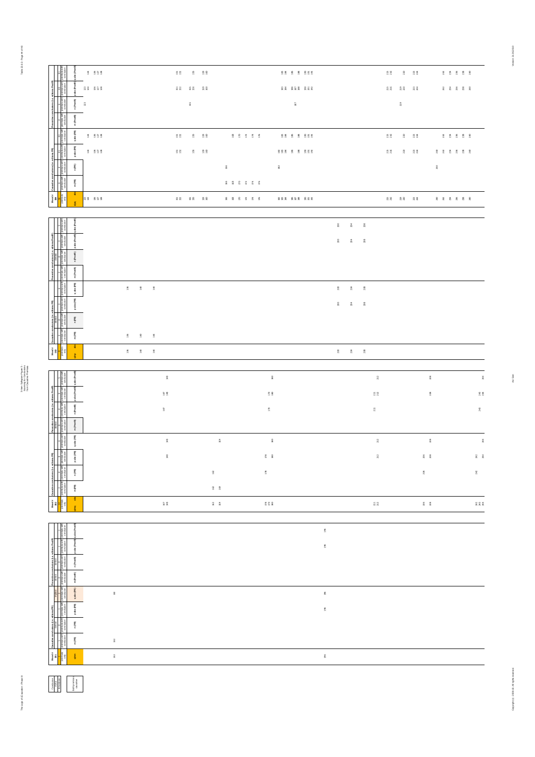Table 22.6-2 - Page 44 of 48

3-item Syllogism Phase II - Scanning for Conclusions from Causative Premises

| Mood # 366 | | Causative conclusions (i.e. with/as PPE) | | | | Preventive conclusions (i.e. with/as PreoP) | | | |
|---|---|---|---|---|---|---|---|---|---|
| premises only | | premises with conclusion | | | | premises with conclusion | | | |
| q/pq | abs | m (PE) | n (PE) | p abs (PE) | q abs (PE) | m (PreoP) | n (PreoP) | p abs (PreoP) | q abs (PreoP) |
| 133 134 | | | | 134 | 134 | | 133 | 133 134 | 134 |
| 136 137 138 | | | | 136 137 138 | 136 137 138 | | | 136 137 138 | 136 137 138 |
| 151 152 | | | | 151 152 | 151 152 | | | 151 152 | 151 152 |
| 155 156 | | | | 156 | 156 | | 155 | 155 156 | 156 |
| 159 160 | | | | 159 160 | 159 160 | | | 159 160 | 159 160 |
| 166 168 170 172 174 176 | | 166 168 170 172 174 176 | 166 | | 168 170 172 174 176 | | | | |
| 182 183 184 | | | 182 | 182 183 184 | 183 184 | | 187 | 183 184 | 183 184 |
| 186 187 188 | | | | 186 188 | 186 188 | | | 186 187 188 | 186 188 |
| 190 191 192 | | | | 190 191 192 | 190 191 192 | | | 190 191 192 | 190 191 192 |
| 215 216 | | | | 215 216 | 215 216 | | | 215 216 | 215 216 |
| 219 220 | | | | 220 | 220 | | 219 | 219 220 | 220 |
| 223 224 | | | | 223 224 | 223 224 | | | 223 224 | 223 224 |
| 230 232 234 236 238 240 | | | 230 | 230 232 234 236 238 240 | 232 234 236 238 240 | | | 232 234 236 238 240 | 232 234 236 238 240 |

| Mood # 368 | | Causative conclusions (i.e. with/as PPE) | | | | Preventive conclusions (i.e. with/as PreoP) | | | |
|---|---|---|---|---|---|---|---|---|---|
| premises only | | premises with conclusion | | | | premises with conclusion | | | |
| q/pq | abs | m (PE) | n (PE) | p abs (PE) | q abs (PE) | m (PreoP) | n (PreoP) | p abs (PreoP) | q abs (PreoP) |
| 136 140 144 | | 136 140 144 | | | 136 140 144 | | | | |
| 200 204 208 | | | | 200 204 208 | 200 204 208 | | | 200 204 208 | 200 204 208 |

| Mood # 369 | | Causative conclusions (i.e. with/as PPE) | | | | Preventive conclusions (i.e. with/as PreoP) | | | |
|---|---|---|---|---|---|---|---|---|---|
| premises only | | premises with conclusion | | | | premises with conclusion | | | |
| q/pq | abs | m (PE) | n (PE) | p abs (PE) | q abs (PE) | m (PreoP) | n (PreoP) | p abs (PreoP) | q abs (PreoP) |
| 147 148 | | | | 148 | 148 | | 147 | 147 148 | 148 |
| 162 164 | | 162 164 | 162 | | 164 | | | | |
| 178 179 180 | | | 178 | 178 180 | 180 | | 179 | 179 180 | 180 |
| 211 212 | | | | 212 | 212 | | 211 | 211 212 | 212 |
| 226 228 | | | 226 | 226 228 | 228 | | | 228 | 228 |
| 242 243 244 | | | 242 | 242 244 | 244 | | 243 | 243 244 | 244 |

| Mood # 381 | | Causative conclusions (i.e. with/as PPE) | | | | Preventive conclusions (i.e. with/as PreoP) | | | |
|---|---|---|---|---|---|---|---|---|---|
| premises only | | premises with conclusion | | | | premises with conclusion | | | |
| q/pn | | m (PE) | n (PE) | p abs (PE) | q abs (PE) | m (PreoP) | n (PreoP) | p abs (PreoP) | q abs (PreoP) |
| 132 | | 132 | | | 132 | | | | |
| 196 | | | | 196 | 196 | | | 196 | 196 |

| Conclusion status | |
|---|---|
| premises with conclusion | premises only |

Avi Sion

Version: 21.06.2010

Copyright (c) - 2008-10. All rights reserved.

The Logic of Causation - Phase III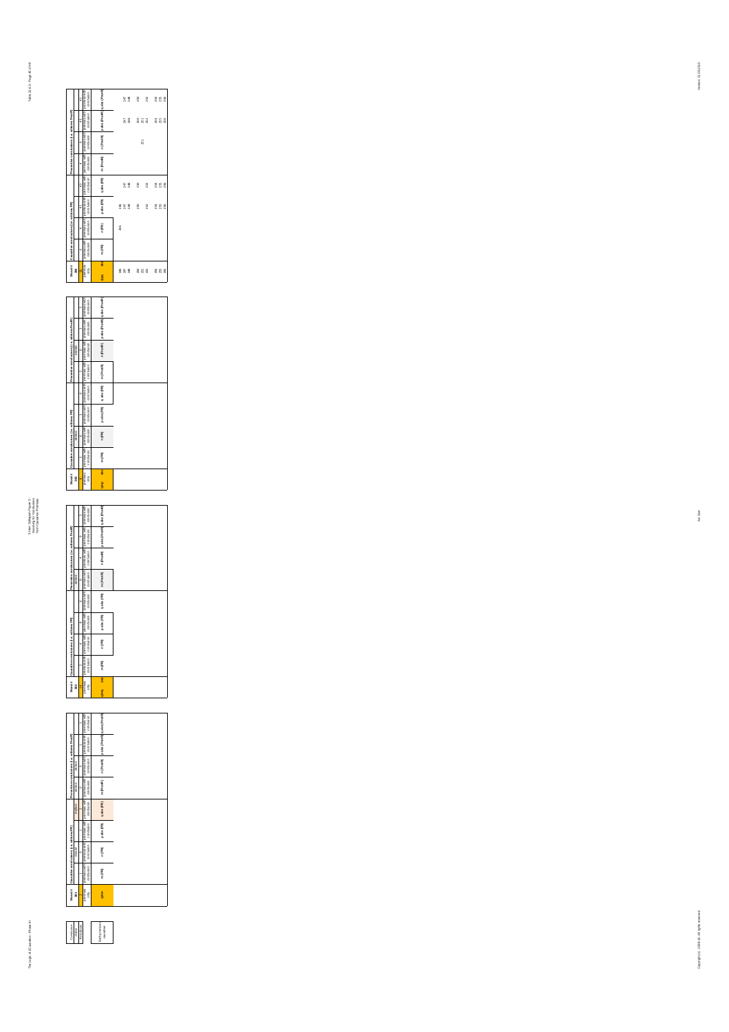3-Item Syllogism Page 3 - Scanning for Conclusions from Causative Premises

Conclusion status:

- Conclusion status
- Anomalous

| Mood # 253 | Causative conclusions (i.e. with zero PR) | | | | Preventive conclusions (i.e. with zero PostR) | | | |
|---|---|---|---|---|---|---|---|---|
| premises only | premises with conclusion | premises with conclusion | premises with conclusion | premises with conclusion | premises with conclusion | premises with conclusion | premises with conclusion | premises with conclusion |
| q/mn | m (PR) | n (PR) | p abs (PR) | q abs (PR) | m (PostR) | n (PostR) | p abs (PostR) | q abs (PostR) |

| Mood # 252 | Causative conclusions (i.e. with zero PR) | | | | Preventive conclusions (i.e. with zero PostR) | | | |
|---|---|---|---|---|---|---|---|---|
| premises only | premises with conclusion | premises with conclusion | premises with conclusion | premises with conclusion | premises with conclusion | premises with conclusion | premises with conclusion | premises with conclusion |
| q/mq abs | m (PR) | n (PR) | p abs (PR) | q abs (PR) | m (PostR) | n (PostR) | p abs (PostR) | q abs (PostR) |

| Mood # 255 | Causative conclusions (i.e. with zero PR) | | | | Preventive conclusions (i.e. with zero PostR) | | | |
|---|---|---|---|---|---|---|---|---|
| premises only | premises with conclusion | premises with conclusion | premises with conclusion | premises with conclusion | premises with conclusion | premises with conclusion | premises with conclusion | premises with conclusion |
| q/mq abs | m (PR) | n (PR) | p abs (PR) | q abs (PR) | m (PostR) | n (PostR) | p abs (PostR) | q abs (PostR) |

| Mood # 256 | Causative conclusions (i.e. with zero PR) | | | | Preventive conclusions (i.e. with zero PostR) | | | |
|---|---|---|---|---|---|---|---|---|
| premises only | premises with conclusion | premises with conclusion | premises with conclusion | premises with conclusion | premises with conclusion | premises with conclusion | premises with conclusion | premises with conclusion |
| q/mq abs | m (PR) | n (PR) | p abs (PR) | q abs (PR) | m (PostR) | n (PostR) | p abs (PostR) | q abs (PostR) |
| 246 | | 246 | 246 | | | | | |
| 247 | | | 247 | 247 | | | 247 | 247 |
| 248 | | | 248 | 248 | | | 248 | 248 |
| 250 | | | 250 | 250 | | | 250 | 250 |
| 251 | | | | | | 251 | 251 | |
| 252 | | | 252 | 252 | | | 252 | 252 |
| 254 | | | 254 | 254 | | | 254 | 254 |
| 255 | | | 255 | 255 | | | 255 | 255 |
| 256 | | | 256 | 256 | | | 256 | 256 |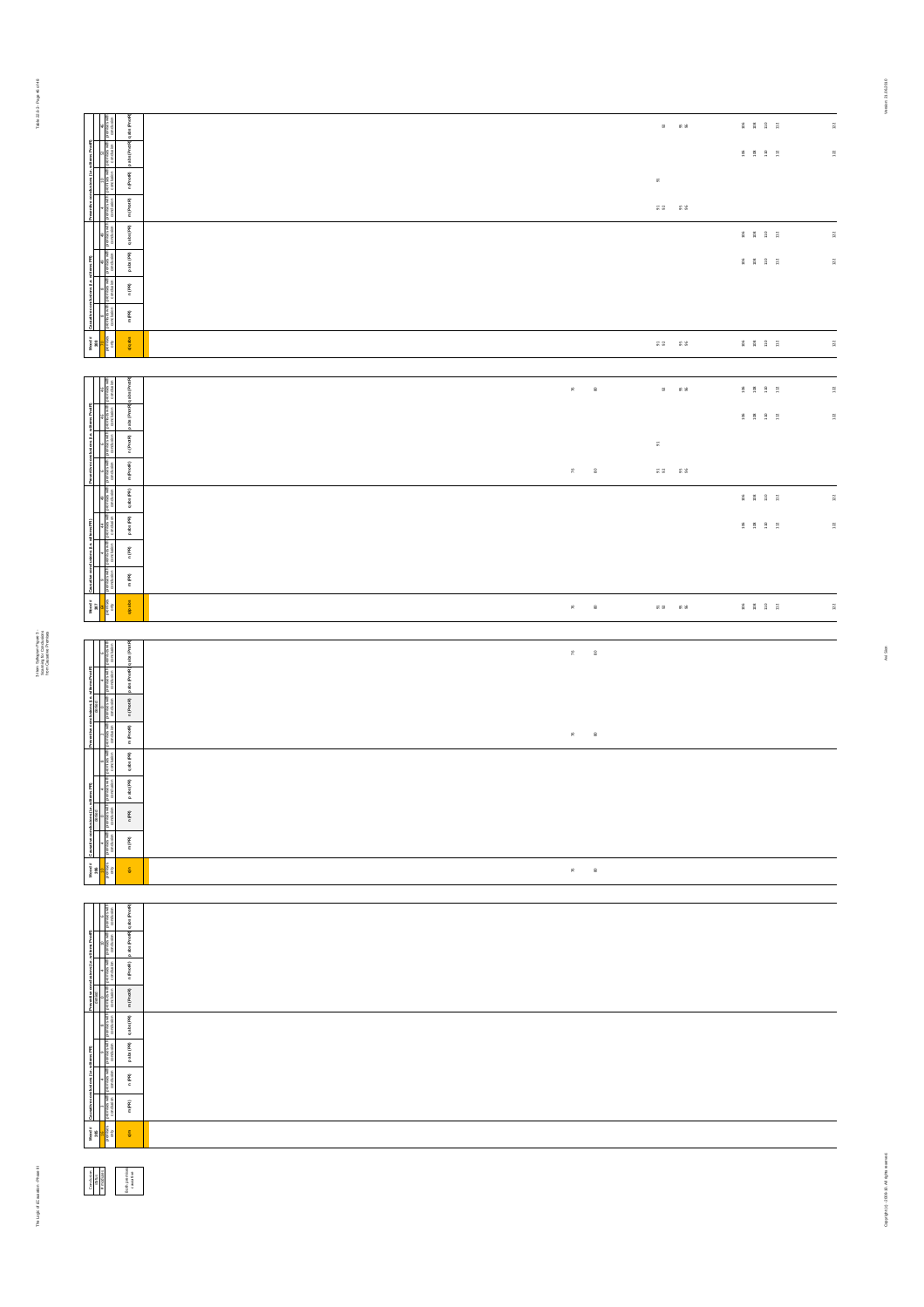| Mood # 201 | Causative conclusions (i.e. with mns PR) | | | | Preventive conclusions (i.e. with mns PnotR) | | | |
|---|---|---|---|---|---|---|---|---|
| q/p.abs | m (PR) | n (PR) | p.abs (PR) | q.abs (PR) | m (PnotR) | n (PnotR) | p.abs (PnotR) | q.abs (PnotR) |
| 91 92 95 96 106 108 110 112 122 | | | 106 108 110 112 122 | 106 108 110 112 122 | 91 92 95 96 | 91 | 106 108 110 112 122 | 93 95 96 106 108 110 112 122 |

| Mood # 197 | Causative conclusions (i.e. with mns PR) | | | | Preventive conclusions (i.e. with mns PnotR) | | | |
|---|---|---|---|---|---|---|---|---|
| q/p.abs | m (PR) | n (PR) | p.abs (PR) | q.abs (PR) | m (PnotR) | n (PnotR) | p.abs (PnotR) | q.abs (PnotR) |
| 76 80 91 92 95 96 106 108 110 112 122 | | | 106 108 110 112 122 | 106 108 110 112 122 | 76 80 91 92 95 96 | 91 | 106 108 110 112 122 | 76 80 93 95 96 106 108 110 112 122 |

| Mood # 196 | Causative conclusions (i.e. with mns PR) | | | | Preventive conclusions (i.e. with mns PnotR) | | | |
|---|---|---|---|---|---|---|---|---|
| q/n | m (PR) | n (PR) | p.abs (PR) | q.abs (PR) | m (PnotR) | n (PnotR) | p.abs (PnotR) | q.abs (PnotR) |
| 76 80 | | | | | 76 80 | | | 76 80 |

| Mood # 195 | Causative conclusions (i.e. with mns PR) | | | | Preventive conclusions (i.e. with mns PnotR) | | | |
|---|---|---|---|---|---|---|---|---|
| q/n | m (PR) | n (PR) | p.abs (PR) | q.abs (PR) | m (PnotR) | n (PnotR) | p.abs (PnotR) | q.abs (PnotR) |
| | | | | | | | | |

| Conclusion status | Both premises + conclusion |
|---|---|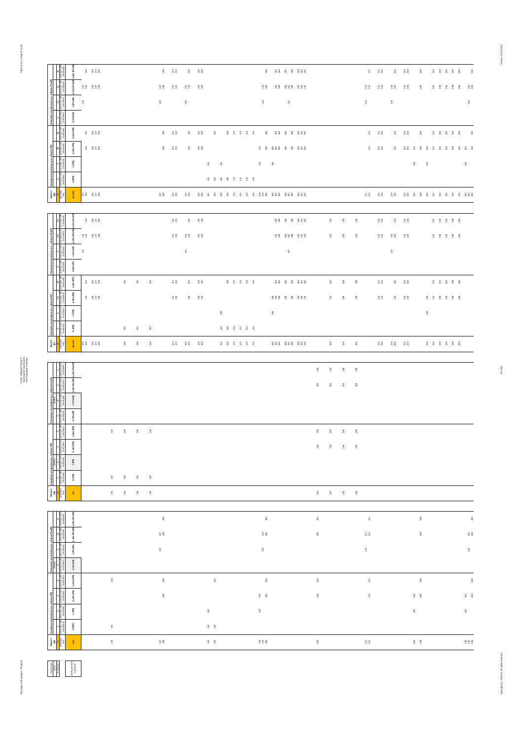Table 10.4-2 - Page 47 of 48

3-Item Syllogism Page 9 - Scanning for Conclusions from Causative Premises

| Mood # 183 | Causative conclusions (i.e. wellness PE) | | | | Preventive conclusions (i.e. wellness Prev(M)) | | | |
|---|---|---|---|---|---|---|---|---|
| premises only | premises with conclusion | premises with conclusion | premises with conclusion | premises with conclusion | premises with conclusion | premises with conclusion | premises with conclusion | premises with conclusion |
| q/p abs | m (PE) | n (PE) | p abs (PE) | q abs (PE) | m (PrevM) | n (PrevM) | p abs (PrevM) | q abs (PrevM) |

| Mood # 184 | Causative conclusions (i.e. wellness PE) | | | | Preventive conclusions (i.e. wellness Prev(M)) | | | |
|---|---|---|---|---|---|---|---|---|
| premises only | premises with conclusion | premises with conclusion | premises with conclusion | premises with conclusion | premises with conclusion | premises with conclusion | premises with conclusion | premises with conclusion |
| q/p abs | m (PE) | n (PE) | p abs (PE) | q abs (PE) | m (PrevM) | n (PrevM) | p abs (PrevM) | q abs (PrevM) |

| Mood # 185 | Causative conclusions (i.e. wellness PE) | | | | Preventive conclusions (i.e. wellness Prev(M)) | | | |
|---|---|---|---|---|---|---|---|---|
| premises only | premises with conclusion | premises with conclusion | premises with conclusion | premises with conclusion | premises with conclusion | premises with conclusion | premises with conclusion | premises with conclusion |
| q/n | m (PE) | n (PE) | p abs (PE) | q abs (PE) | m (PrevM) | n (PrevM) | p abs (PrevM) | q abs (PrevM) |

| Mood # 186 | Causative conclusions (i.e. wellness PE) | | | | Preventive conclusions (i.e. wellness Prev(M)) | | | |
|---|---|---|---|---|---|---|---|---|
| premises only | premises with conclusion | premises with conclusion | premises with conclusion | premises with conclusion | premises with conclusion | premises with conclusion | premises with conclusion | premises with conclusion |
| q/n | m (PE) | n (PE) | p abs (PE) | q abs (PE) | m (PrevM) | n (PrevM) | p abs (PrevM) | q abs (PrevM) |

| Conclusion status | |
|---|---|
| # moods | Both premises causative |

The Logic of Causation - Phase III

Avi Sion

Copyright (c) - 2008-10. All rights reserved.

Version: 21.06.2010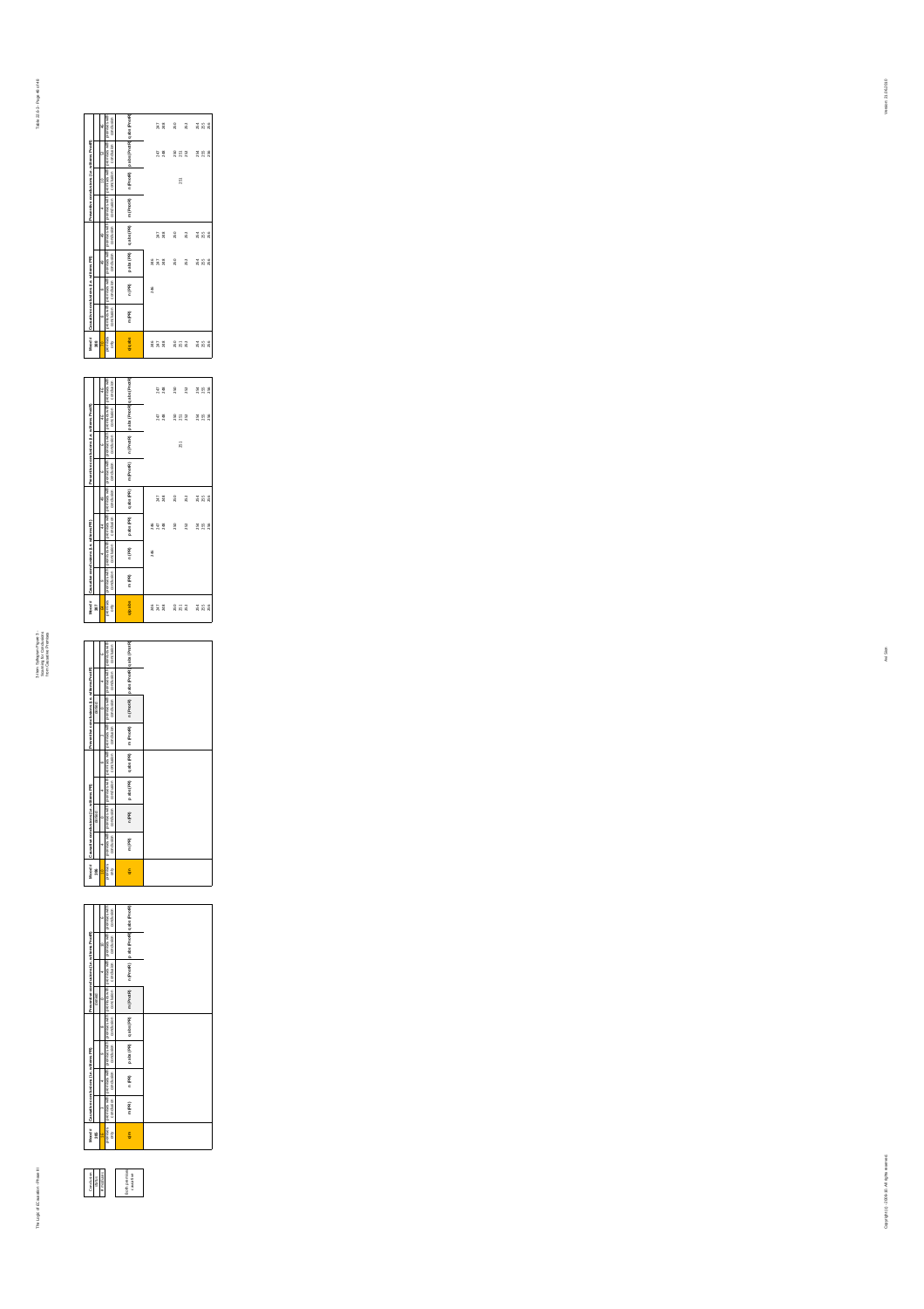Table 10.4-2 - Page 48 of 48

3-Item Syllogism Figure 3 - Scanning for Conclusions from Causative Premises

| Conclusion status |
|---|
| # moods left |
| Both premises causative |

| Mood # 385 | Causative conclusions (i.e. wilkens PR) | | | | Preventive conclusions (i.e. wilkens Prod R) | | | |
|---|---|---|---|---|---|---|---|---|
| q/n | m (PR) | n (PR) | p abs (PR) | q abs (PR) | m (PrevR) | n (PrevR) | p abs (PrevR) | q abs (PrevR) |

| Mood # 386 | Causative conclusions (i.e. wilkens PR) | | | | Preventive conclusions (i.e. wilkens Prod R) | | | |
|---|---|---|---|---|---|---|---|---|
| q/n | m (PR) | n (PR) | p abs (PR) | q abs (PR) | m (PrevR) | n (PrevR) | p abs (PrevR) | q abs (PrevR) |

| Mood # 387 | Causative conclusions (i.e. wilkens PR) | | | | Preventive conclusions (i.e. wilkens Prod R) | | | |
|---|---|---|---|---|---|---|---|---|
| q/p abs | m (PR) | n (PR) | p abs (PR) | q abs (PR) | m (PrevR) | n (PrevR) | p abs (PrevR) | q abs (PrevR) |
| 246 | | 246 | 246 | | | | | |
| 247 | | | 247 | 247 | | | 247 | 247 |
| 248 | | | 248 | 248 | | | 248 | 248 |
| 250 | | | 250 | 250 | | | 250 | 250 |
| 251 | | | | | | 251 | 251 | |
| 252 | | | 252 | 252 | | | 252 | 252 |
| 254 | | | 254 | 254 | | | 254 | 254 |
| 255 | | | 255 | 255 | | | 255 | 255 |
| 256 | | | 256 | 256 | | | 256 | 256 |

| Mood # 388 | Causative conclusions (i.e. wilkens PR) | | | | Preventive conclusions (i.e. wilkens Prod R) | | | |
|---|---|---|---|---|---|---|---|---|
| q/p abs | m (PR) | n (PR) | p abs (PR) | q abs (PR) | m (PrevR) | n (PrevR) | p abs (PrevR) | q abs (PrevR) |
| 246 | | 246 | 246 | | | | | |
| 247 | | | 247 | 247 | | | 247 | 247 |
| 248 | | | 248 | 248 | | | 248 | 248 |
| 250 | | | 250 | 250 | | | 250 | 250 |
| 251 | | | | | | 251 | 251 | |
| 252 | | | 252 | 252 | | | 252 | 252 |
| 254 | | | 254 | 254 | | | 254 | 254 |
| 255 | | | 255 | 255 | | | 255 | 255 |
| 256 | | | 256 | 256 | | | 256 | 256 |

Avi Sion

Version: 21.06.2010

Copyright (c) - 2008-10. All rights reserved.